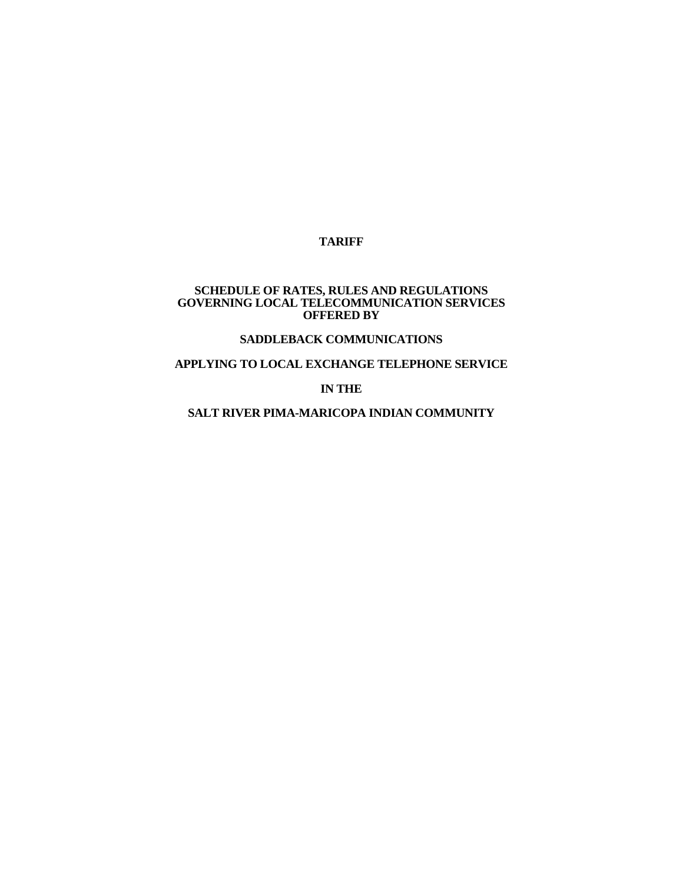# TARIFF

## SCHEDULE OF RATES, RULES AND REGULATIONS GOVERNING LOCAL TELECOMMUNICATION SERVICES OFFERED BY

## SADDLEBACK COMMUNICATIONS

## APPLYING TO LOCAL EXCHANGE TELEPHONE SERVICE

## IN THE

## SALT RIVER PIMA-MARICOPA INDIAN COMMUNITY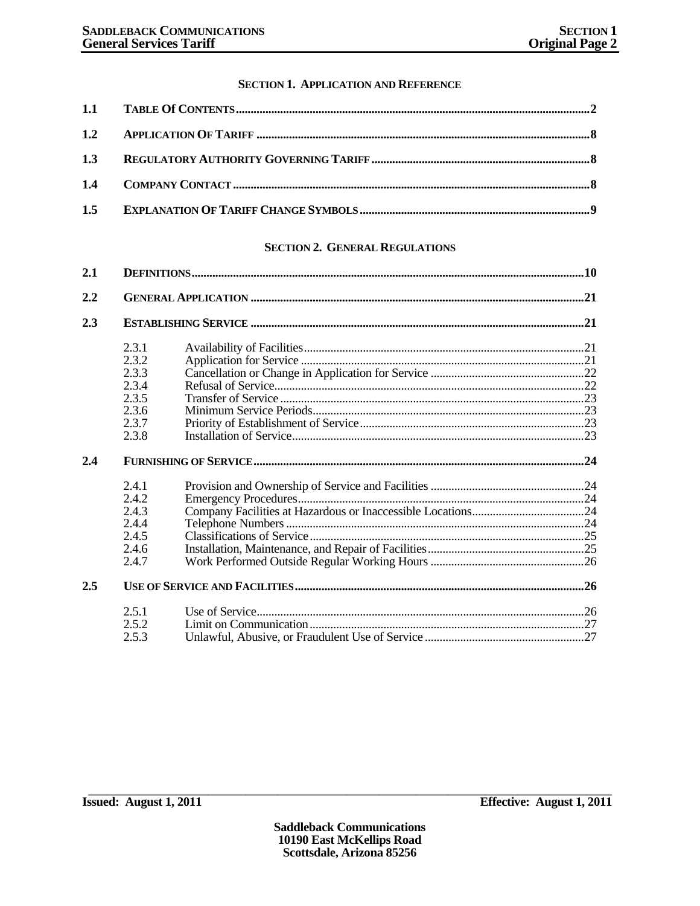## SECTION 1. APPLICATION AND REFERENCE

| | | | |
|---|---|---|---|
| **1.1** | **TABLE OF CONTENTS** | | **2** |
| **1.2** | **APPLICATION OF TARIFF** | | **8** |
| **1.3** | **REGULATORY AUTHORITY GOVERNING TARIFF** | | **8** |
| **1.4** | **COMPANY CONTACT** | | **8** |
| **1.5** | **EXPLANATION OF TARIFF CHANGE SYMBOLS** | | **9** |

## SECTION 2. GENERAL REGULATIONS

| | | | |
|---|---|---|---|
| **2.1** | **DEFINITIONS** | | **10** |
| **2.2** | **GENERAL APPLICATION** | | **21** |
| **2.3** | **ESTABLISHING SERVICE** | | **21** |
| | 2.3.1 | Availability of Facilities | 21 |
| | 2.3.2 | Application for Service | 21 |
| | 2.3.3 | Cancellation or Change in Application for Service | 22 |
| | 2.3.4 | Refusal of Service | 22 |
| | 2.3.5 | Transfer of Service | 23 |
| | 2.3.6 | Minimum Service Periods | 23 |
| | 2.3.7 | Priority of Establishment of Service | 23 |
| | 2.3.8 | Installation of Service | 23 |
| **2.4** | **FURNISHING OF SERVICE** | | **24** |
| | 2.4.1 | Provision and Ownership of Service and Facilities | 24 |
| | 2.4.2 | Emergency Procedures | 24 |
| | 2.4.3 | Company Facilities at Hazardous or Inaccessible Locations | 24 |
| | 2.4.4 | Telephone Numbers | 24 |
| | 2.4.5 | Classifications of Service | 25 |
| | 2.4.6 | Installation, Maintenance, and Repair of Facilities | 25 |
| | 2.4.7 | Work Performed Outside Regular Working Hours | 26 |
| **2.5** | **USE OF SERVICE AND FACILITIES** | | **26** |
| | 2.5.1 | Use of Service | 26 |
| | 2.5.2 | Limit on Communication | 27 |
| | 2.5.3 | Unlawful, Abusive, or Fraudulent Use of Service | 27 |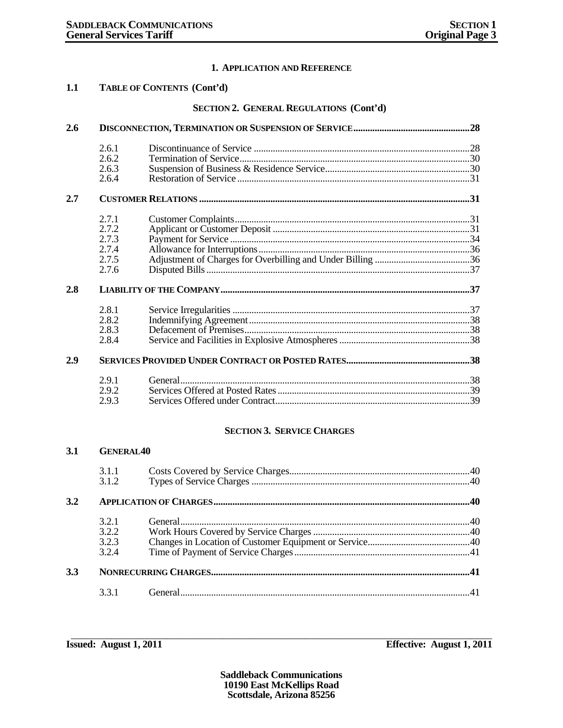# 1. APPLICATION AND REFERENCE

## 1.1 TABLE OF CONTENTS (Cont'd)

### SECTION 2. GENERAL REGULATIONS (Cont'd)

**2.6 DISCONNECTION, TERMINATION OR SUSPENSION OF SERVICE** .......... 28

- 2.6.1 Discontinuance of Service .......... 28
- 2.6.2 Termination of Service .......... 30
- 2.6.3 Suspension of Business & Residence Service .......... 30
- 2.6.4 Restoration of Service .......... 31

**2.7 CUSTOMER RELATIONS** .......... 31

- 2.7.1 Customer Complaints .......... 31
- 2.7.2 Applicant or Customer Deposit .......... 31
- 2.7.3 Payment for Service .......... 34
- 2.7.4 Allowance for Interruptions .......... 36
- 2.7.5 Adjustment of Charges for Overbilling and Under Billing .......... 36
- 2.7.6 Disputed Bills .......... 37

**2.8 LIABILITY OF THE COMPANY** .......... 37

- 2.8.1 Service Irregularities .......... 37
- 2.8.2 Indemnifying Agreement .......... 38
- 2.8.3 Defacement of Premises .......... 38
- 2.8.4 Service and Facilities in Explosive Atmospheres .......... 38

**2.9 SERVICES PROVIDED UNDER CONTRACT OR POSTED RATES** .......... 38

- 2.9.1 General .......... 38
- 2.9.2 Services Offered at Posted Rates .......... 39
- 2.9.3 Services Offered under Contract .......... 39

### SECTION 3. SERVICE CHARGES

**3.1 GENERAL** 40

- 3.1.1 Costs Covered by Service Charges .......... 40
- 3.1.2 Types of Service Charges .......... 40

**3.2 APPLICATION OF CHARGES** .......... 40

- 3.2.1 General .......... 40
- 3.2.2 Work Hours Covered by Service Charges .......... 40
- 3.2.3 Changes in Location of Customer Equipment or Service .......... 40
- 3.2.4 Time of Payment of Service Charges .......... 41

**3.3 NONRECURRING CHARGES** .......... 41

- 3.3.1 General .......... 41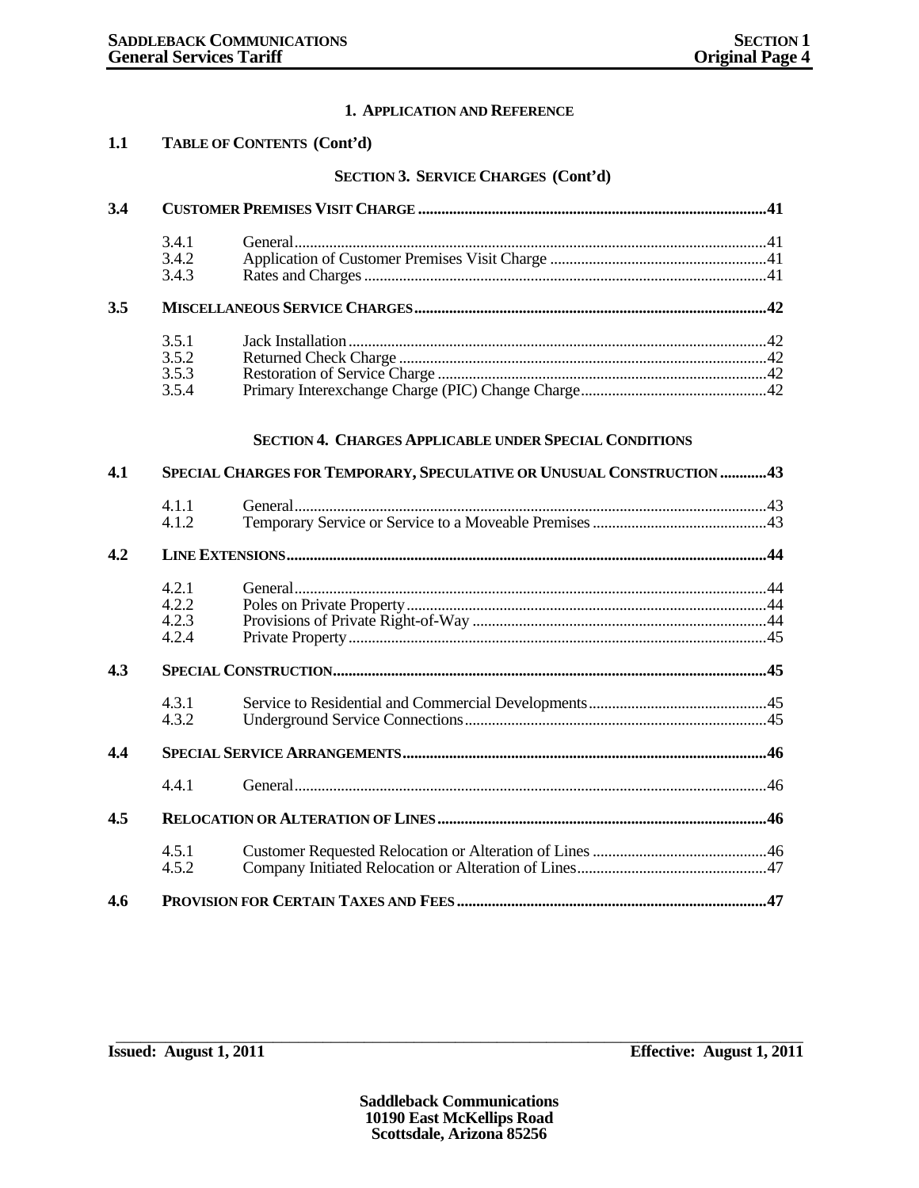# 1. APPLICATION AND REFERENCE

## 1.1 TABLE OF CONTENTS (Cont'd)

### SECTION 3. SERVICE CHARGES (Cont'd)

| | | | |
|---|---|---|---|
| **3.4** | **CUSTOMER PREMISES VISIT CHARGE** | | **41** |
| | 3.4.1 | General | 41 |
| | 3.4.2 | Application of Customer Premises Visit Charge | 41 |
| | 3.4.3 | Rates and Charges | 41 |
| **3.5** | **MISCELLANEOUS SERVICE CHARGES** | | **42** |
| | 3.5.1 | Jack Installation | 42 |
| | 3.5.2 | Returned Check Charge | 42 |
| | 3.5.3 | Restoration of Service Charge | 42 |
| | 3.5.4 | Primary Interexchange Charge (PIC) Change Charge | 42 |

### SECTION 4. CHARGES APPLICABLE UNDER SPECIAL CONDITIONS

| | | | |
|---|---|---|---|
| **4.1** | **SPECIAL CHARGES FOR TEMPORARY, SPECULATIVE OR UNUSUAL CONSTRUCTION** | | **43** |
| | 4.1.1 | General | 43 |
| | 4.1.2 | Temporary Service or Service to a Moveable Premises | 43 |
| **4.2** | **LINE EXTENSIONS** | | **44** |
| | 4.2.1 | General | 44 |
| | 4.2.2 | Poles on Private Property | 44 |
| | 4.2.3 | Provisions of Private Right-of-Way | 44 |
| | 4.2.4 | Private Property | 45 |
| **4.3** | **SPECIAL CONSTRUCTION** | | **45** |
| | 4.3.1 | Service to Residential and Commercial Developments | 45 |
| | 4.3.2 | Underground Service Connections | 45 |
| **4.4** | **SPECIAL SERVICE ARRANGEMENTS** | | **46** |
| | 4.4.1 | General | 46 |
| **4.5** | **RELOCATION OR ALTERATION OF LINES** | | **46** |
| | 4.5.1 | Customer Requested Relocation or Alteration of Lines | 46 |
| | 4.5.2 | Company Initiated Relocation or Alteration of Lines | 47 |
| **4.6** | **PROVISION FOR CERTAIN TAXES AND FEES** | | **47** |

**Issued: August 1, 2011** **Effective: August 1, 2011**

**Saddleback Communications**
**10190 East McKellips Road**
**Scottsdale, Arizona 85256**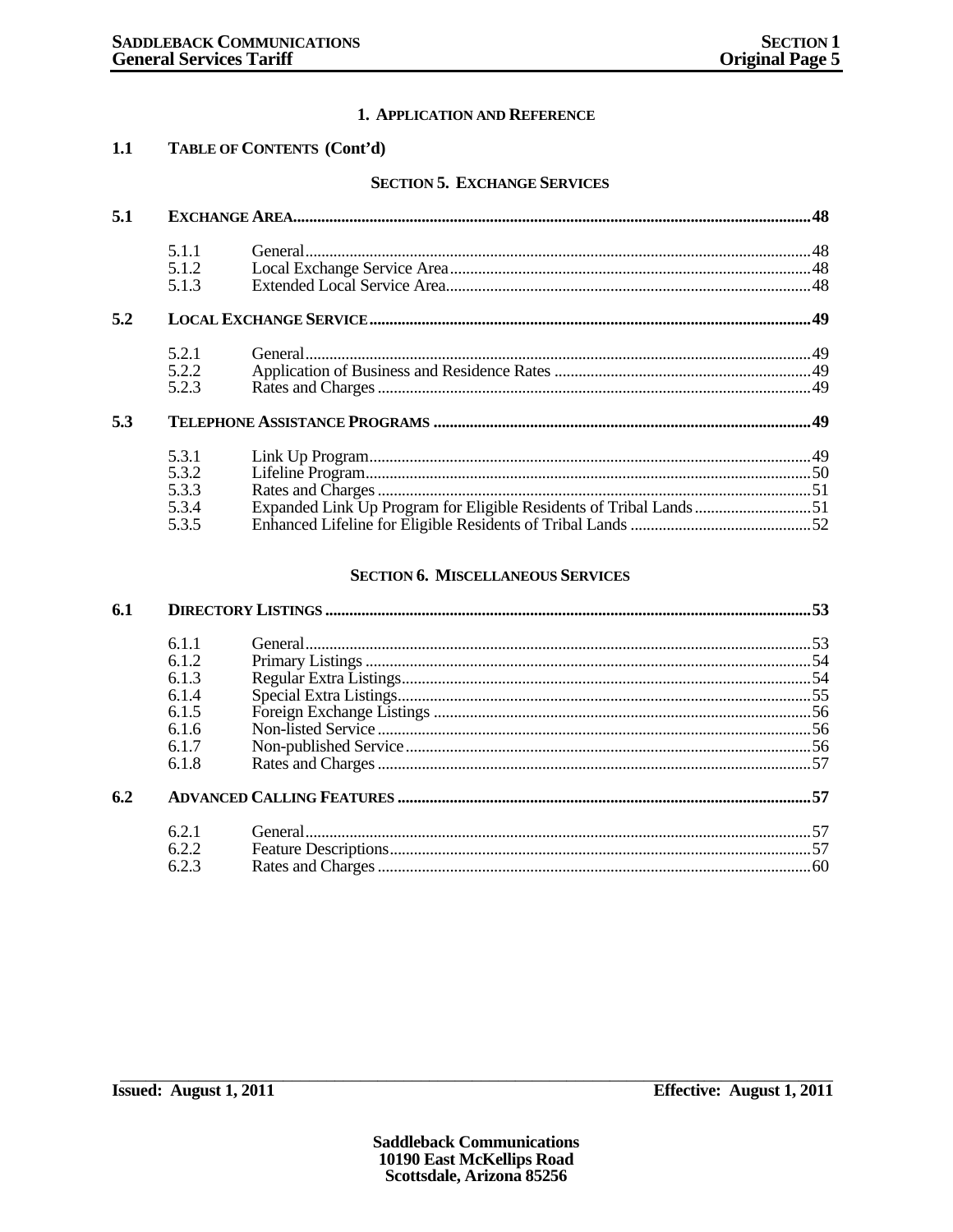# 1. APPLICATION AND REFERENCE

## 1.1 TABLE OF CONTENTS (Cont'd)

### SECTION 5. EXCHANGE SERVICES

| | | | |
|---|---|---|---|
| **5.1** | **EXCHANGE AREA** | | **48** |
| | 5.1.1 | General | 48 |
| | 5.1.2 | Local Exchange Service Area | 48 |
| | 5.1.3 | Extended Local Service Area | 48 |
| **5.2** | **LOCAL EXCHANGE SERVICE** | | **49** |
| | 5.2.1 | General | 49 |
| | 5.2.2 | Application of Business and Residence Rates | 49 |
| | 5.2.3 | Rates and Charges | 49 |
| **5.3** | **TELEPHONE ASSISTANCE PROGRAMS** | | **49** |
| | 5.3.1 | Link Up Program | 49 |
| | 5.3.2 | Lifeline Program | 50 |
| | 5.3.3 | Rates and Charges | 51 |
| | 5.3.4 | Expanded Link Up Program for Eligible Residents of Tribal Lands | 51 |
| | 5.3.5 | Enhanced Lifeline for Eligible Residents of Tribal Lands | 52 |

### SECTION 6. MISCELLANEOUS SERVICES

| | | | |
|---|---|---|---|
| **6.1** | **DIRECTORY LISTINGS** | | **53** |
| | 6.1.1 | General | 53 |
| | 6.1.2 | Primary Listings | 54 |
| | 6.1.3 | Regular Extra Listings | 54 |
| | 6.1.4 | Special Extra Listings | 55 |
| | 6.1.5 | Foreign Exchange Listings | 56 |
| | 6.1.6 | Non-listed Service | 56 |
| | 6.1.7 | Non-published Service | 56 |
| | 6.1.8 | Rates and Charges | 57 |
| **6.2** | **ADVANCED CALLING FEATURES** | | **57** |
| | 6.2.1 | General | 57 |
| | 6.2.2 | Feature Descriptions | 57 |
| | 6.2.3 | Rates and Charges | 60 |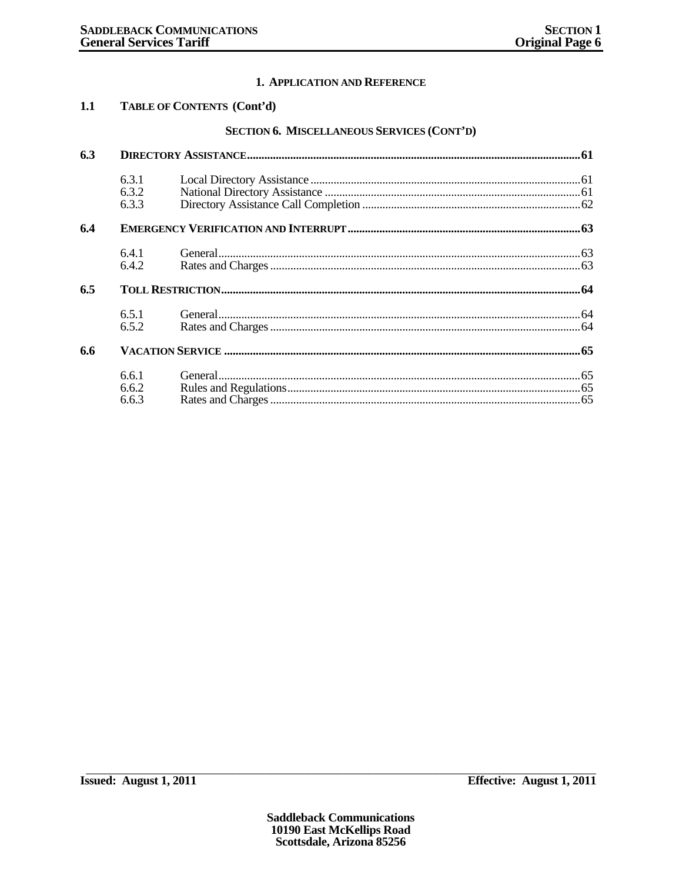# 1. Application and Reference

## 1.1 Table of Contents (Cont'd)

### Section 6. Miscellaneous Services (Cont'd)

| | | | |
|---|---|---|---|
| **6.3** | **Directory Assistance** | | **61** |
| | 6.3.1 | Local Directory Assistance | 61 |
| | 6.3.2 | National Directory Assistance | 61 |
| | 6.3.3 | Directory Assistance Call Completion | 62 |
| **6.4** | **Emergency Verification and Interrupt** | | **63** |
| | 6.4.1 | General | 63 |
| | 6.4.2 | Rates and Charges | 63 |
| **6.5** | **Toll Restriction** | | **64** |
| | 6.5.1 | General | 64 |
| | 6.5.2 | Rates and Charges | 64 |
| **6.6** | **Vacation Service** | | **65** |
| | 6.6.1 | General | 65 |
| | 6.6.2 | Rules and Regulations | 65 |
| | 6.6.3 | Rates and Charges | 65 |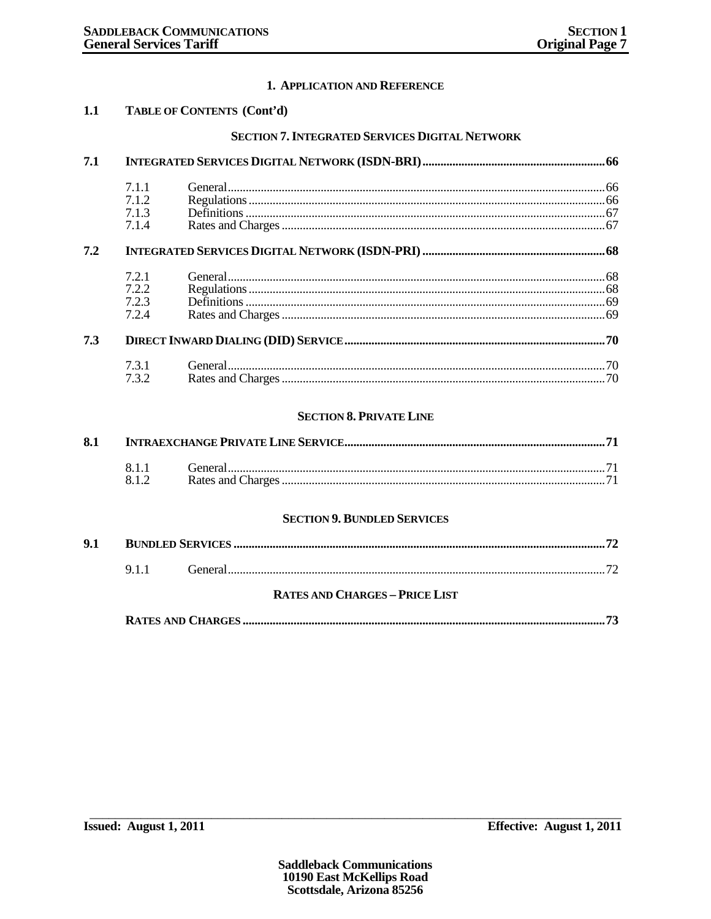# 1. APPLICATION AND REFERENCE

## 1.1 TABLE OF CONTENTS (Cont'd)

### SECTION 7. INTEGRATED SERVICES DIGITAL NETWORK

| | | | |
|---|---|---|---|
| **7.1** | **INTEGRATED SERVICES DIGITAL NETWORK (ISDN-BRI)** | | **66** |
| | 7.1.1 | General | 66 |
| | 7.1.2 | Regulations | 66 |
| | 7.1.3 | Definitions | 67 |
| | 7.1.4 | Rates and Charges | 67 |
| **7.2** | **INTEGRATED SERVICES DIGITAL NETWORK (ISDN-PRI)** | | **68** |
| | 7.2.1 | General | 68 |
| | 7.2.2 | Regulations | 68 |
| | 7.2.3 | Definitions | 69 |
| | 7.2.4 | Rates and Charges | 69 |
| **7.3** | **DIRECT INWARD DIALING (DID) SERVICE** | | **70** |
| | 7.3.1 | General | 70 |
| | 7.3.2 | Rates and Charges | 70 |

### SECTION 8. PRIVATE LINE

| | | | |
|---|---|---|---|
| **8.1** | **INTRAEXCHANGE PRIVATE LINE SERVICE** | | **71** |
| | 8.1.1 | General | 71 |
| | 8.1.2 | Rates and Charges | 71 |

### SECTION 9. BUNDLED SERVICES

| | | | |
|---|---|---|---|
| **9.1** | **BUNDLED SERVICES** | | **72** |
| | 9.1.1 | General | 72 |

### RATES AND CHARGES – PRICE LIST

| | |
|---|---|
| **RATES AND CHARGES** | **73** |

Issued: August 1, 2011 Effective: August 1, 2011

Saddleback Communications
10190 East McKellips Road
Scottsdale, Arizona 85256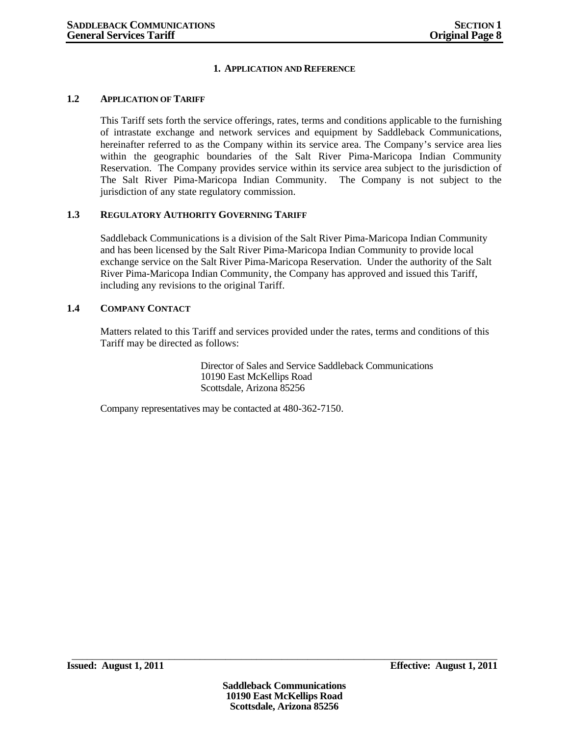# 1. APPLICATION AND REFERENCE

## 1.2 APPLICATION OF TARIFF

This Tariff sets forth the service offerings, rates, terms and conditions applicable to the furnishing of intrastate exchange and network services and equipment by Saddleback Communications, hereinafter referred to as the Company within its service area. The Company's service area lies within the geographic boundaries of the Salt River Pima-Maricopa Indian Community Reservation. The Company provides service within its service area subject to the jurisdiction of The Salt River Pima-Maricopa Indian Community. The Company is not subject to the jurisdiction of any state regulatory commission.

## 1.3 REGULATORY AUTHORITY GOVERNING TARIFF

Saddleback Communications is a division of the Salt River Pima-Maricopa Indian Community and has been licensed by the Salt River Pima-Maricopa Indian Community to provide local exchange service on the Salt River Pima-Maricopa Reservation. Under the authority of the Salt River Pima-Maricopa Indian Community, the Company has approved and issued this Tariff, including any revisions to the original Tariff.

## 1.4 COMPANY CONTACT

Matters related to this Tariff and services provided under the rates, terms and conditions of this Tariff may be directed as follows:

Director of Sales and Service Saddleback Communications
10190 East McKellips Road
Scottsdale, Arizona 85256

Company representatives may be contacted at 480-362-7150.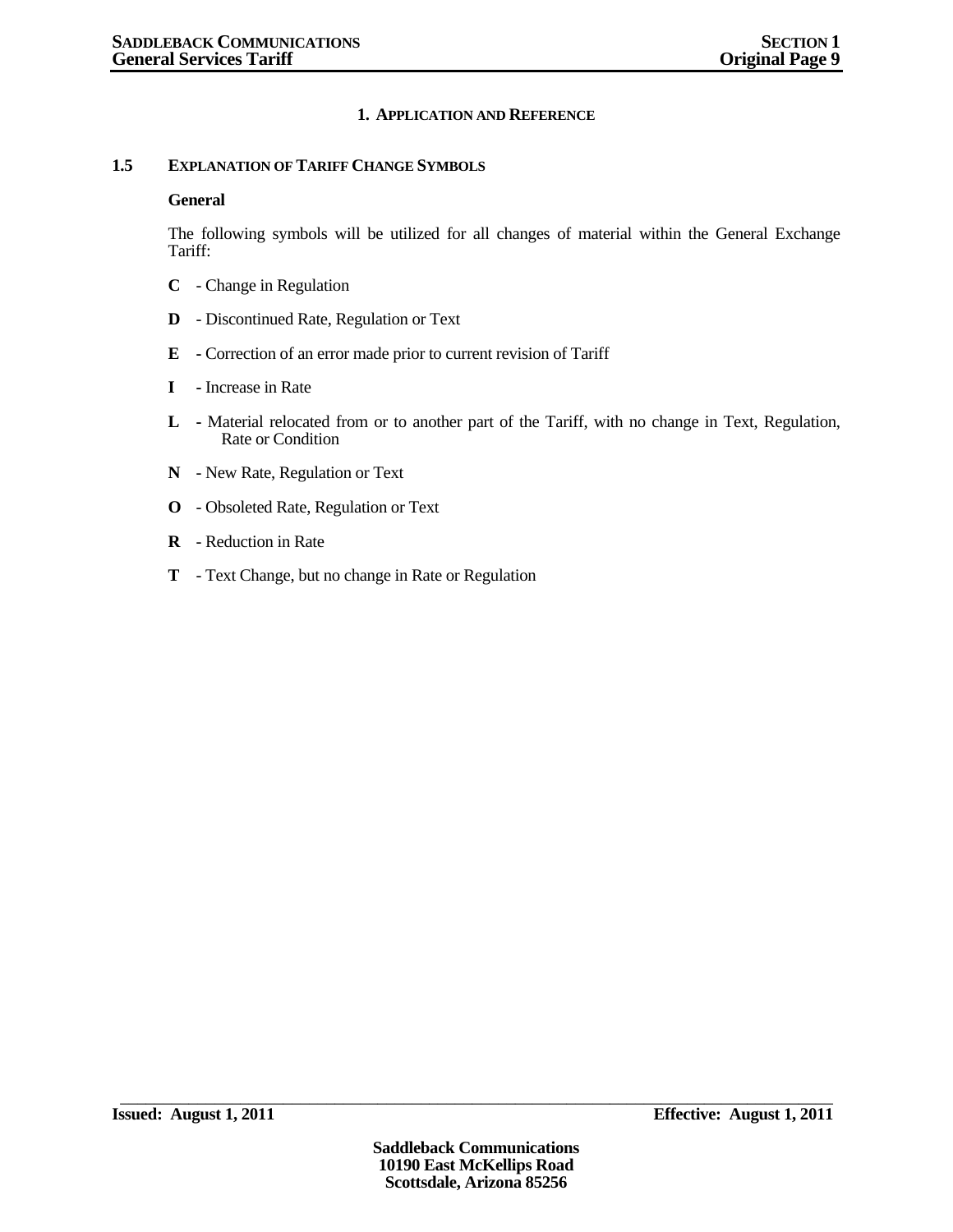# 1. APPLICATION AND REFERENCE

## 1.5 EXPLANATION OF TARIFF CHANGE SYMBOLS

**General**

The following symbols will be utilized for all changes of material within the General Exchange Tariff:

**C** - Change in Regulation

**D** - Discontinued Rate, Regulation or Text

**E** - Correction of an error made prior to current revision of Tariff

**I** - Increase in Rate

**L** - Material relocated from or to another part of the Tariff, with no change in Text, Regulation, Rate or Condition

**N** - New Rate, Regulation or Text

**O** - Obsoleted Rate, Regulation or Text

**R** - Reduction in Rate

**T** - Text Change, but no change in Rate or Regulation

**Issued: August 1, 2011** **Effective: August 1, 2011**

**Saddleback Communications**
**10190 East McKellips Road**
**Scottsdale, Arizona 85256**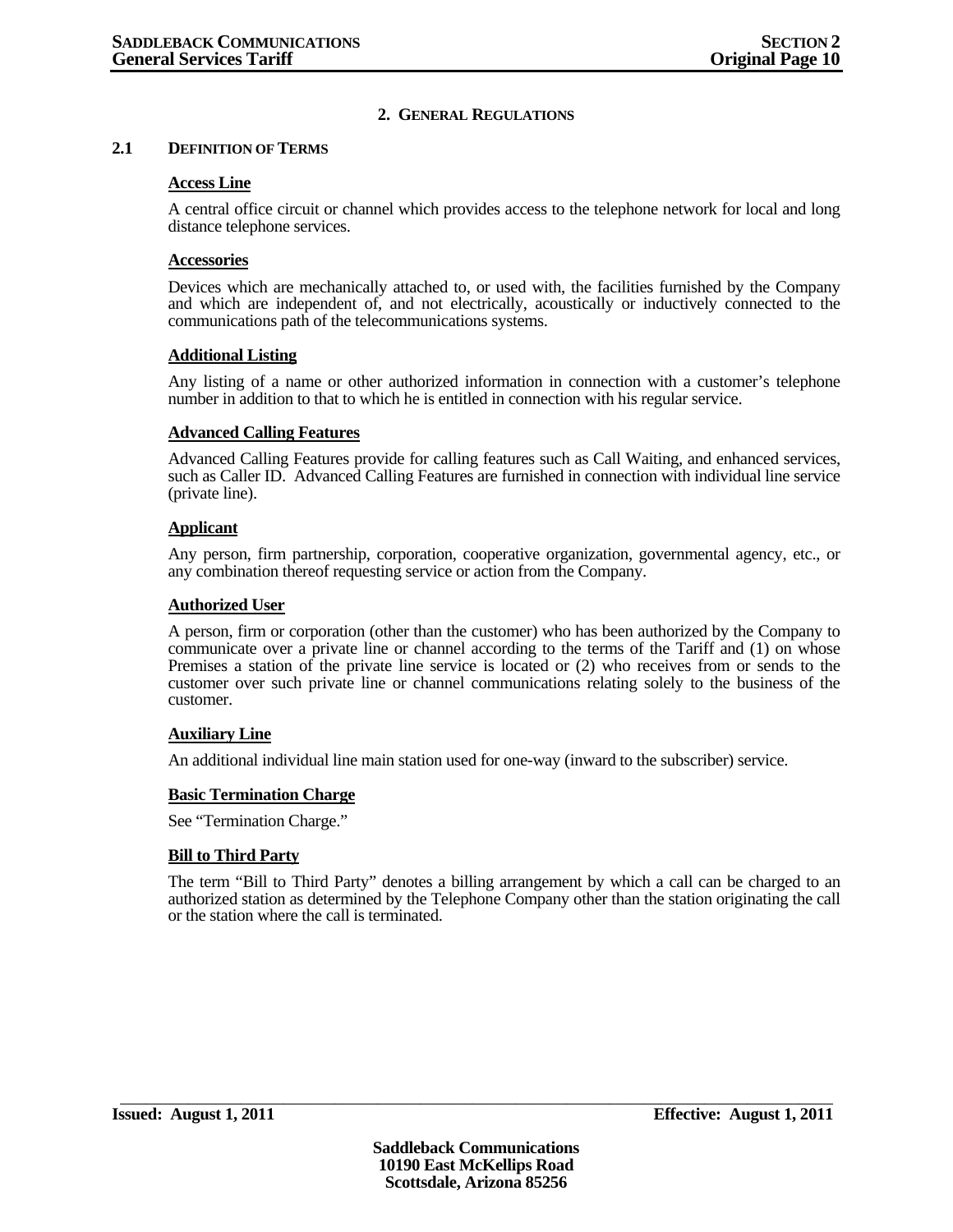# 2. GENERAL REGULATIONS

## 2.1 DEFINITION OF TERMS

**Access Line**

A central office circuit or channel which provides access to the telephone network for local and long distance telephone services.

**Accessories**

Devices which are mechanically attached to, or used with, the facilities furnished by the Company and which are independent of, and not electrically, acoustically or inductively connected to the communications path of the telecommunications systems.

**Additional Listing**

Any listing of a name or other authorized information in connection with a customer's telephone number in addition to that to which he is entitled in connection with his regular service.

**Advanced Calling Features**

Advanced Calling Features provide for calling features such as Call Waiting, and enhanced services, such as Caller ID. Advanced Calling Features are furnished in connection with individual line service (private line).

**Applicant**

Any person, firm partnership, corporation, cooperative organization, governmental agency, etc., or any combination thereof requesting service or action from the Company.

**Authorized User**

A person, firm or corporation (other than the customer) who has been authorized by the Company to communicate over a private line or channel according to the terms of the Tariff and (1) on whose Premises a station of the private line service is located or (2) who receives from or sends to the customer over such private line or channel communications relating solely to the business of the customer.

**Auxiliary Line**

An additional individual line main station used for one-way (inward to the subscriber) service.

**Basic Termination Charge**

See "Termination Charge."

**Bill to Third Party**

The term "Bill to Third Party" denotes a billing arrangement by which a call can be charged to an authorized station as determined by the Telephone Company other than the station originating the call or the station where the call is terminated.

**Issued: August 1, 2011** **Effective: August 1, 2011**

**Saddleback Communications**
**10190 East McKellips Road**
**Scottsdale, Arizona 85256**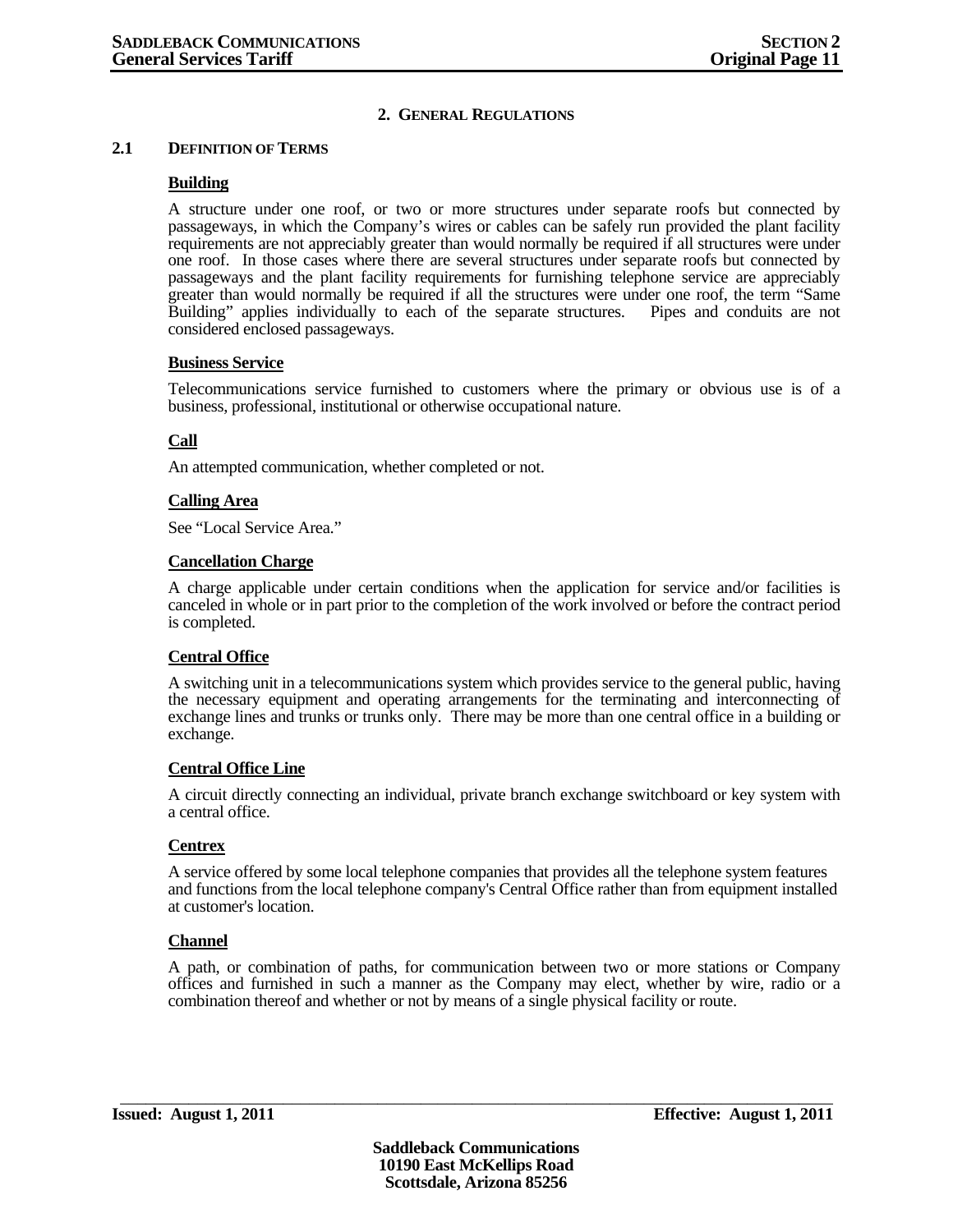## 2. General Regulations

### 2.1 Definition of Terms

**Building**

A structure under one roof, or two or more structures under separate roofs but connected by passageways, in which the Company's wires or cables can be safely run provided the plant facility requirements are not appreciably greater than would normally be required if all structures were under one roof. In those cases where there are several structures under separate roofs but connected by passageways and the plant facility requirements for furnishing telephone service are appreciably greater than would normally be required if all the structures were under one roof, the term "Same Building" applies individually to each of the separate structures. Pipes and conduits are not considered enclosed passageways.

**Business Service**

Telecommunications service furnished to customers where the primary or obvious use is of a business, professional, institutional or otherwise occupational nature.

**Call**

An attempted communication, whether completed or not.

**Calling Area**

See "Local Service Area."

**Cancellation Charge**

A charge applicable under certain conditions when the application for service and/or facilities is canceled in whole or in part prior to the completion of the work involved or before the contract period is completed.

**Central Office**

A switching unit in a telecommunications system which provides service to the general public, having the necessary equipment and operating arrangements for the terminating and interconnecting of exchange lines and trunks or trunks only. There may be more than one central office in a building or exchange.

**Central Office Line**

A circuit directly connecting an individual, private branch exchange switchboard or key system with a central office.

**Centrex**

A service offered by some local telephone companies that provides all the telephone system features and functions from the local telephone company's Central Office rather than from equipment installed at customer's location.

**Channel**

A path, or combination of paths, for communication between two or more stations or Company offices and furnished in such a manner as the Company may elect, whether by wire, radio or a combination thereof and whether or not by means of a single physical facility or route.

Issued: August 1, 2011 Effective: August 1, 2011

Saddleback Communications
10190 East McKellips Road
Scottsdale, Arizona 85256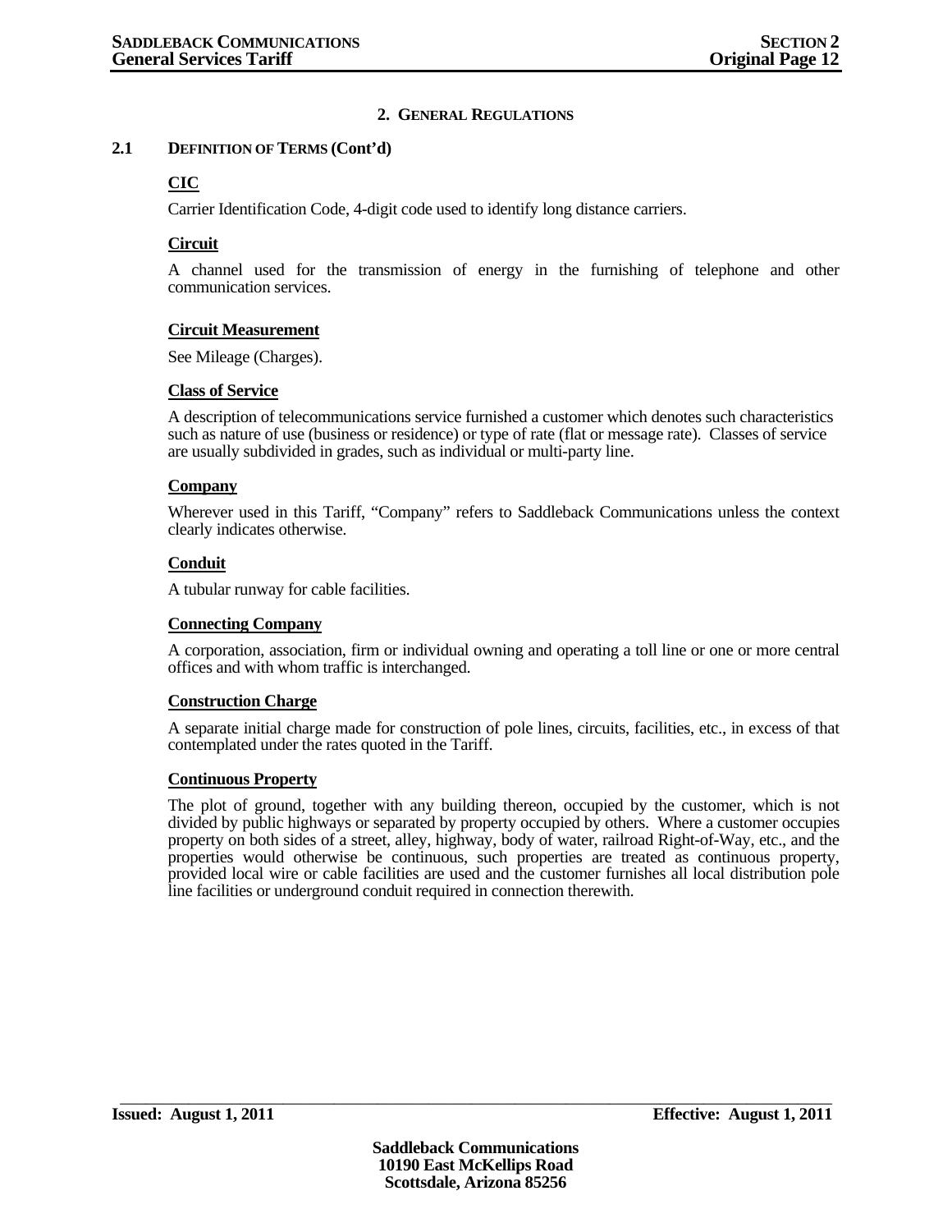## 2. GENERAL REGULATIONS

### 2.1 DEFINITION OF TERMS (Cont'd)

**CIC**

Carrier Identification Code, 4-digit code used to identify long distance carriers.

**Circuit**

A channel used for the transmission of energy in the furnishing of telephone and other communication services.

**Circuit Measurement**

See Mileage (Charges).

**Class of Service**

A description of telecommunications service furnished a customer which denotes such characteristics such as nature of use (business or residence) or type of rate (flat or message rate). Classes of service are usually subdivided in grades, such as individual or multi-party line.

**Company**

Wherever used in this Tariff, "Company" refers to Saddleback Communications unless the context clearly indicates otherwise.

**Conduit**

A tubular runway for cable facilities.

**Connecting Company**

A corporation, association, firm or individual owning and operating a toll line or one or more central offices and with whom traffic is interchanged.

**Construction Charge**

A separate initial charge made for construction of pole lines, circuits, facilities, etc., in excess of that contemplated under the rates quoted in the Tariff.

**Continuous Property**

The plot of ground, together with any building thereon, occupied by the customer, which is not divided by public highways or separated by property occupied by others. Where a customer occupies property on both sides of a street, alley, highway, body of water, railroad Right-of-Way, etc., and the properties would otherwise be continuous, such properties are treated as continuous property, provided local wire or cable facilities are used and the customer furnishes all local distribution pole line facilities or underground conduit required in connection therewith.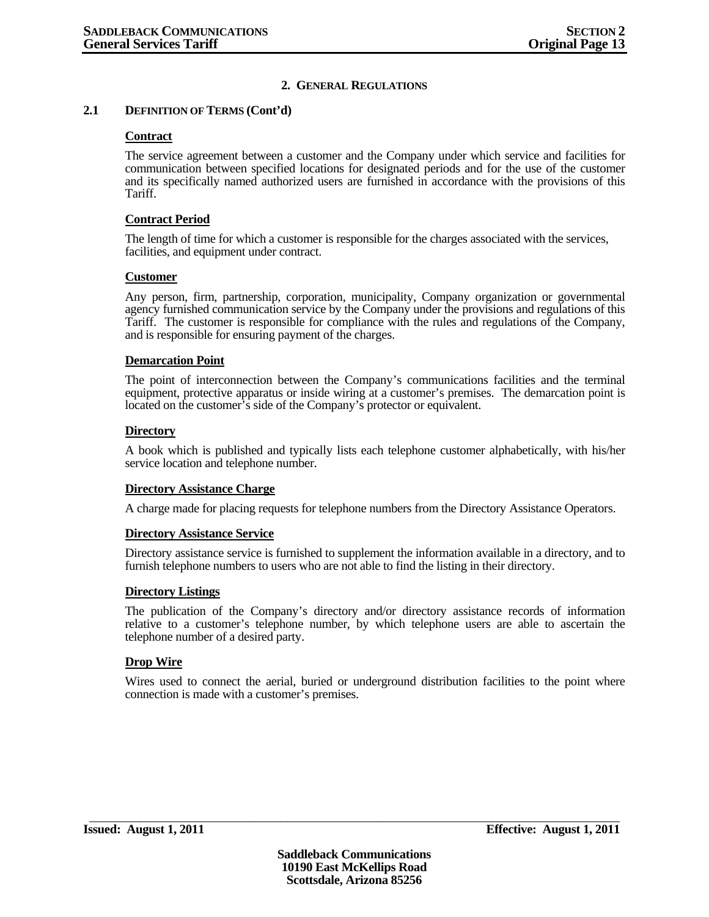## 2. GENERAL REGULATIONS

### 2.1 DEFINITION OF TERMS (Cont'd)

**Contract**

The service agreement between a customer and the Company under which service and facilities for communication between specified locations for designated periods and for the use of the customer and its specifically named authorized users are furnished in accordance with the provisions of this Tariff.

**Contract Period**

The length of time for which a customer is responsible for the charges associated with the services, facilities, and equipment under contract.

**Customer**

Any person, firm, partnership, corporation, municipality, Company organization or governmental agency furnished communication service by the Company under the provisions and regulations of this Tariff. The customer is responsible for compliance with the rules and regulations of the Company, and is responsible for ensuring payment of the charges.

**Demarcation Point**

The point of interconnection between the Company's communications facilities and the terminal equipment, protective apparatus or inside wiring at a customer's premises. The demarcation point is located on the customer's side of the Company's protector or equivalent.

**Directory**

A book which is published and typically lists each telephone customer alphabetically, with his/her service location and telephone number.

**Directory Assistance Charge**

A charge made for placing requests for telephone numbers from the Directory Assistance Operators.

**Directory Assistance Service**

Directory assistance service is furnished to supplement the information available in a directory, and to furnish telephone numbers to users who are not able to find the listing in their directory.

**Directory Listings**

The publication of the Company's directory and/or directory assistance records of information relative to a customer's telephone number, by which telephone users are able to ascertain the telephone number of a desired party.

**Drop Wire**

Wires used to connect the aerial, buried or underground distribution facilities to the point where connection is made with a customer's premises.

**Issued: August 1, 2011** **Effective: August 1, 2011**

**Saddleback Communications**
**10190 East McKellips Road**
**Scottsdale, Arizona 85256**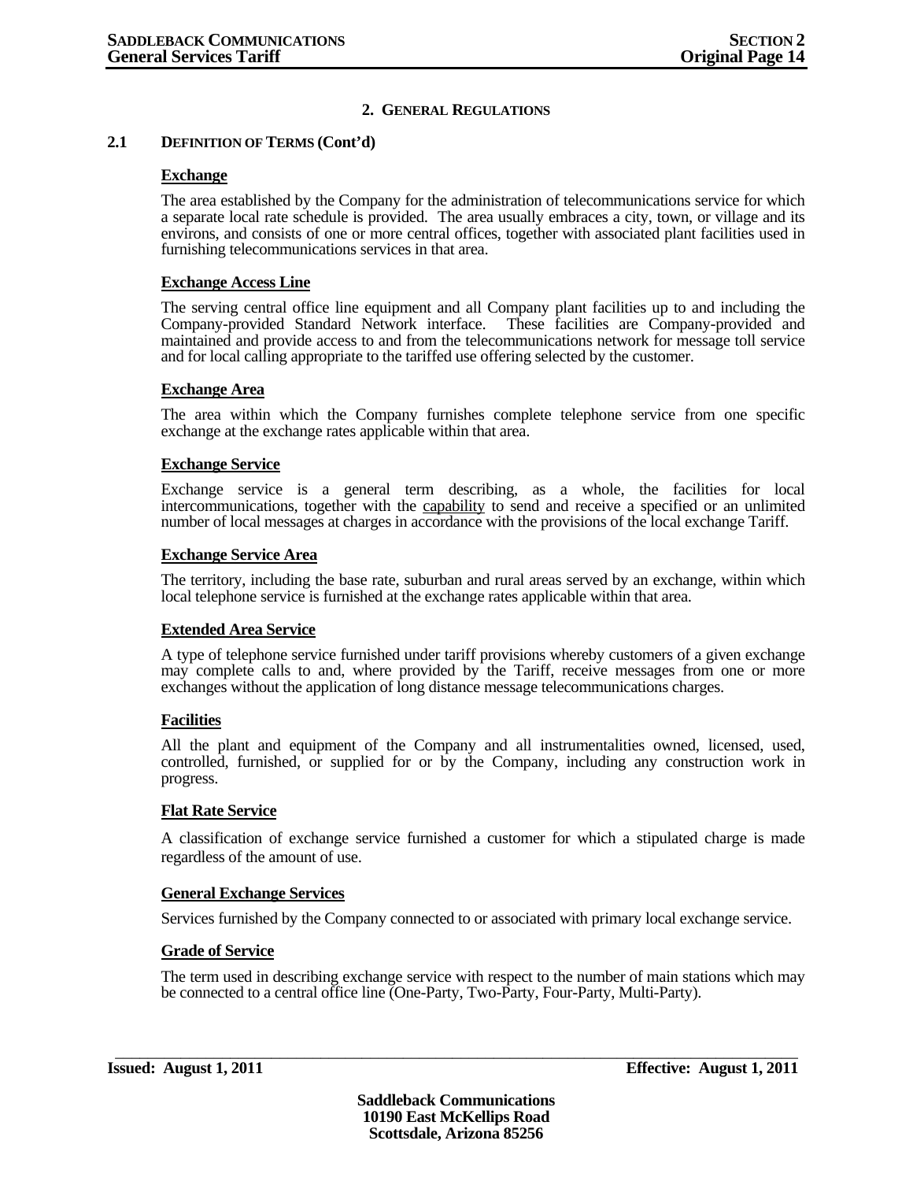## 2. GENERAL REGULATIONS

### 2.1 DEFINITION OF TERMS (Cont'd)

**Exchange**

The area established by the Company for the administration of telecommunications service for which a separate local rate schedule is provided. The area usually embraces a city, town, or village and its environs, and consists of one or more central offices, together with associated plant facilities used in furnishing telecommunications services in that area.

**Exchange Access Line**

The serving central office line equipment and all Company plant facilities up to and including the Company-provided Standard Network interface. These facilities are Company-provided and maintained and provide access to and from the telecommunications network for message toll service and for local calling appropriate to the tariffed use offering selected by the customer.

**Exchange Area**

The area within which the Company furnishes complete telephone service from one specific exchange at the exchange rates applicable within that area.

**Exchange Service**

Exchange service is a general term describing, as a whole, the facilities for local intercommunications, together with the capability to send and receive a specified or an unlimited number of local messages at charges in accordance with the provisions of the local exchange Tariff.

**Exchange Service Area**

The territory, including the base rate, suburban and rural areas served by an exchange, within which local telephone service is furnished at the exchange rates applicable within that area.

**Extended Area Service**

A type of telephone service furnished under tariff provisions whereby customers of a given exchange may complete calls to and, where provided by the Tariff, receive messages from one or more exchanges without the application of long distance message telecommunications charges.

**Facilities**

All the plant and equipment of the Company and all instrumentalities owned, licensed, used, controlled, furnished, or supplied for or by the Company, including any construction work in progress.

**Flat Rate Service**

A classification of exchange service furnished a customer for which a stipulated charge is made regardless of the amount of use.

**General Exchange Services**

Services furnished by the Company connected to or associated with primary local exchange service.

**Grade of Service**

The term used in describing exchange service with respect to the number of main stations which may be connected to a central office line (One-Party, Two-Party, Four-Party, Multi-Party).

**Issued: August 1, 2011** **Effective: August 1, 2011**

**Saddleback Communications**
**10190 East McKellips Road**
**Scottsdale, Arizona 85256**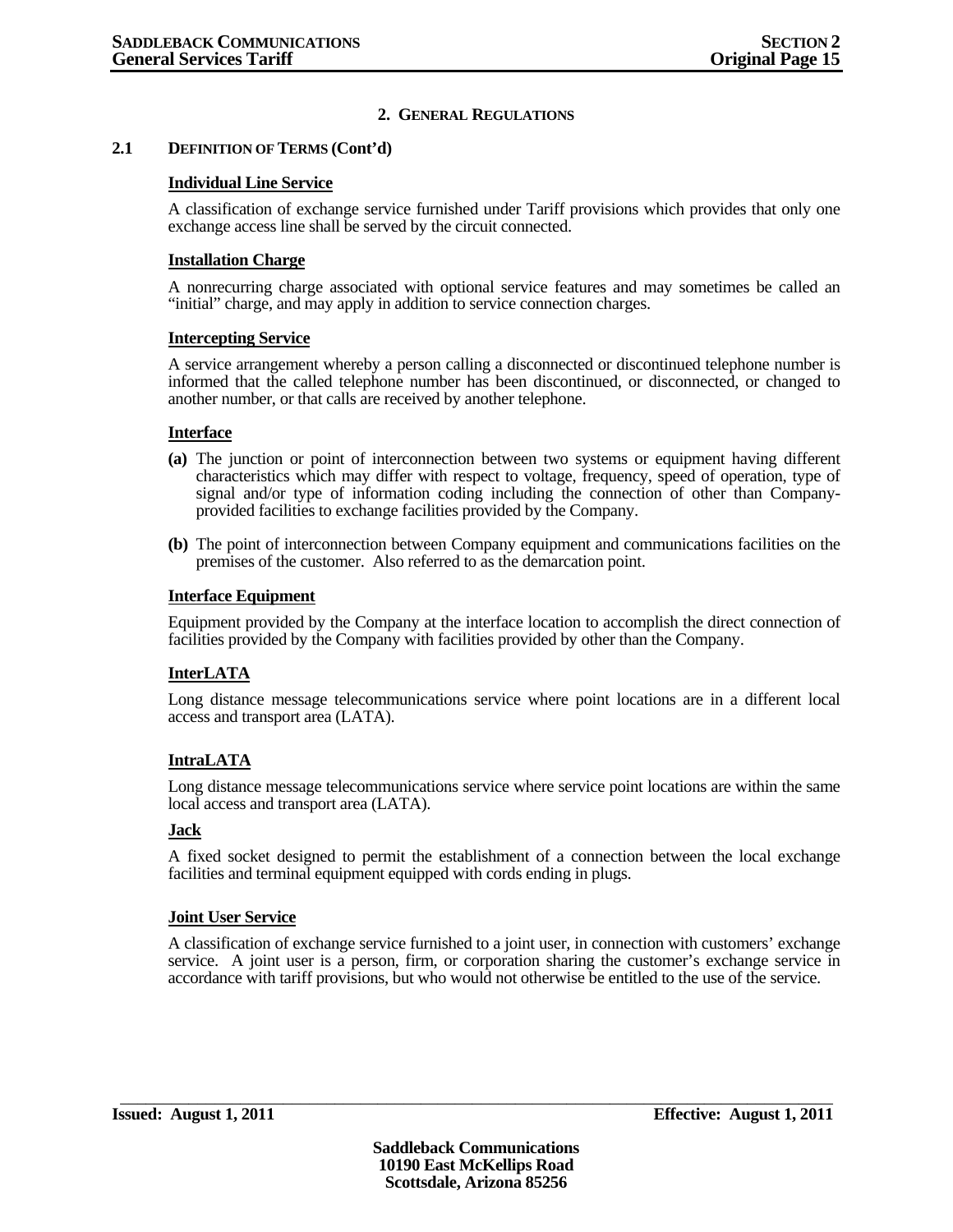## 2. GENERAL REGULATIONS

### 2.1 DEFINITION OF TERMS (Cont'd)

**Individual Line Service**

A classification of exchange service furnished under Tariff provisions which provides that only one exchange access line shall be served by the circuit connected.

**Installation Charge**

A nonrecurring charge associated with optional service features and may sometimes be called an "initial" charge, and may apply in addition to service connection charges.

**Intercepting Service**

A service arrangement whereby a person calling a disconnected or discontinued telephone number is informed that the called telephone number has been discontinued, or disconnected, or changed to another number, or that calls are received by another telephone.

**Interface**

**(a)** The junction or point of interconnection between two systems or equipment having different characteristics which may differ with respect to voltage, frequency, speed of operation, type of signal and/or type of information coding including the connection of other than Company-provided facilities to exchange facilities provided by the Company.

**(b)** The point of interconnection between Company equipment and communications facilities on the premises of the customer. Also referred to as the demarcation point.

**Interface Equipment**

Equipment provided by the Company at the interface location to accomplish the direct connection of facilities provided by the Company with facilities provided by other than the Company.

**InterLATA**

Long distance message telecommunications service where point locations are in a different local access and transport area (LATA).

**IntraLATA**

Long distance message telecommunications service where service point locations are within the same local access and transport area (LATA).

**Jack**

A fixed socket designed to permit the establishment of a connection between the local exchange facilities and terminal equipment equipped with cords ending in plugs.

**Joint User Service**

A classification of exchange service furnished to a joint user, in connection with customers' exchange service. A joint user is a person, firm, or corporation sharing the customer's exchange service in accordance with tariff provisions, but who would not otherwise be entitled to the use of the service.

**Issued: August 1, 2011** **Effective: August 1, 2011**

**Saddleback Communications**
**10190 East McKellips Road**
**Scottsdale, Arizona 85256**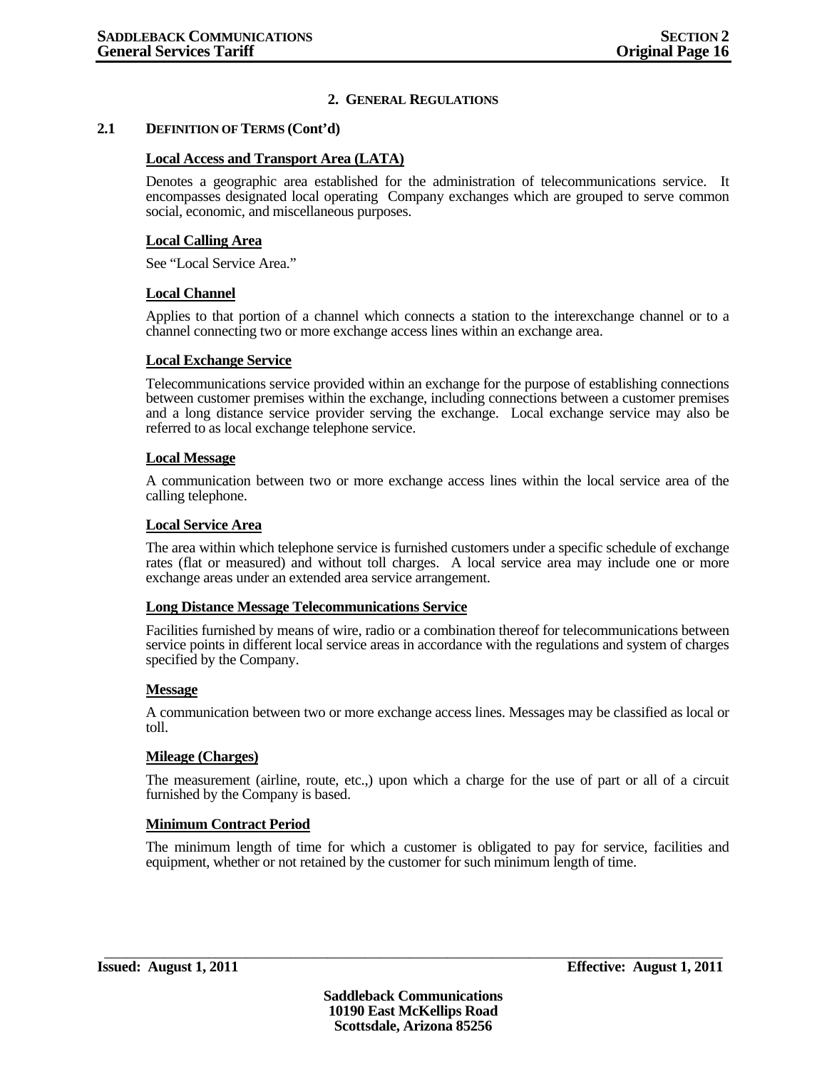## 2. GENERAL REGULATIONS

### 2.1 DEFINITION OF TERMS (Cont'd)

**Local Access and Transport Area (LATA)**

Denotes a geographic area established for the administration of telecommunications service. It encompasses designated local operating Company exchanges which are grouped to serve common social, economic, and miscellaneous purposes.

**Local Calling Area**

See "Local Service Area."

**Local Channel**

Applies to that portion of a channel which connects a station to the interexchange channel or to a channel connecting two or more exchange access lines within an exchange area.

**Local Exchange Service**

Telecommunications service provided within an exchange for the purpose of establishing connections between customer premises within the exchange, including connections between a customer premises and a long distance service provider serving the exchange. Local exchange service may also be referred to as local exchange telephone service.

**Local Message**

A communication between two or more exchange access lines within the local service area of the calling telephone.

**Local Service Area**

The area within which telephone service is furnished customers under a specific schedule of exchange rates (flat or measured) and without toll charges. A local service area may include one or more exchange areas under an extended area service arrangement.

**Long Distance Message Telecommunications Service**

Facilities furnished by means of wire, radio or a combination thereof for telecommunications between service points in different local service areas in accordance with the regulations and system of charges specified by the Company.

**Message**

A communication between two or more exchange access lines. Messages may be classified as local or toll.

**Mileage (Charges)**

The measurement (airline, route, etc.,) upon which a charge for the use of part or all of a circuit furnished by the Company is based.

**Minimum Contract Period**

The minimum length of time for which a customer is obligated to pay for service, facilities and equipment, whether or not retained by the customer for such minimum length of time.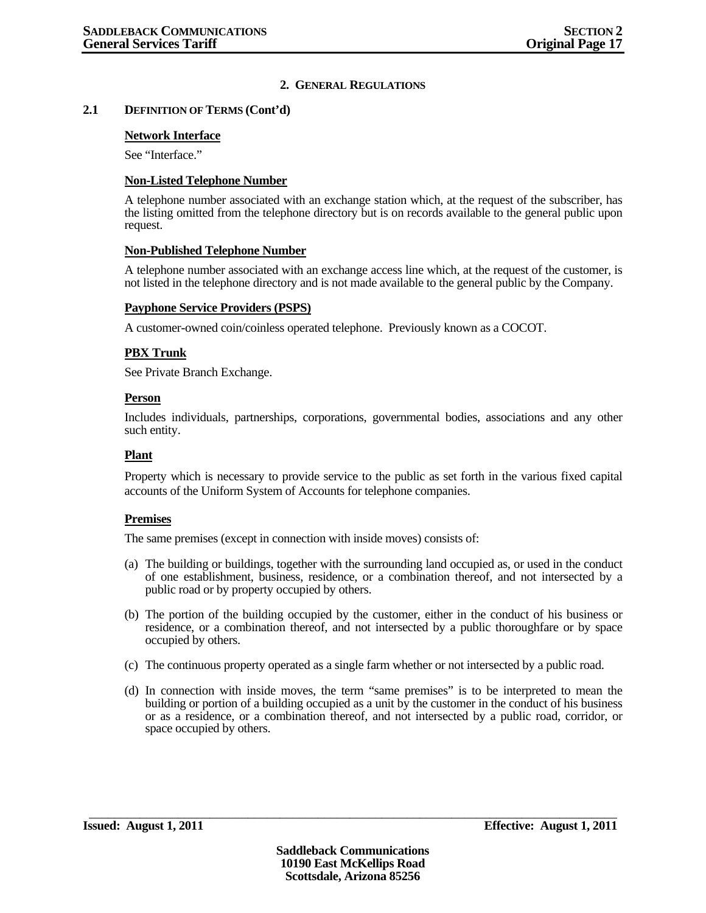## 2. GENERAL REGULATIONS

### 2.1 DEFINITION OF TERMS (Cont'd)

**Network Interface**

See "Interface."

**Non-Listed Telephone Number**

A telephone number associated with an exchange station which, at the request of the subscriber, has the listing omitted from the telephone directory but is on records available to the general public upon request.

**Non-Published Telephone Number**

A telephone number associated with an exchange access line which, at the request of the customer, is not listed in the telephone directory and is not made available to the general public by the Company.

**Payphone Service Providers (PSPS)**

A customer-owned coin/coinless operated telephone. Previously known as a COCOT.

**PBX Trunk**

See Private Branch Exchange.

**Person**

Includes individuals, partnerships, corporations, governmental bodies, associations and any other such entity.

**Plant**

Property which is necessary to provide service to the public as set forth in the various fixed capital accounts of the Uniform System of Accounts for telephone companies.

**Premises**

The same premises (except in connection with inside moves) consists of:

(a) The building or buildings, together with the surrounding land occupied as, or used in the conduct of one establishment, business, residence, or a combination thereof, and not intersected by a public road or by property occupied by others.

(b) The portion of the building occupied by the customer, either in the conduct of his business or residence, or a combination thereof, and not intersected by a public thoroughfare or by space occupied by others.

(c) The continuous property operated as a single farm whether or not intersected by a public road.

(d) In connection with inside moves, the term "same premises" is to be interpreted to mean the building or portion of a building occupied as a unit by the customer in the conduct of his business or as a residence, or a combination thereof, and not intersected by a public road, corridor, or space occupied by others.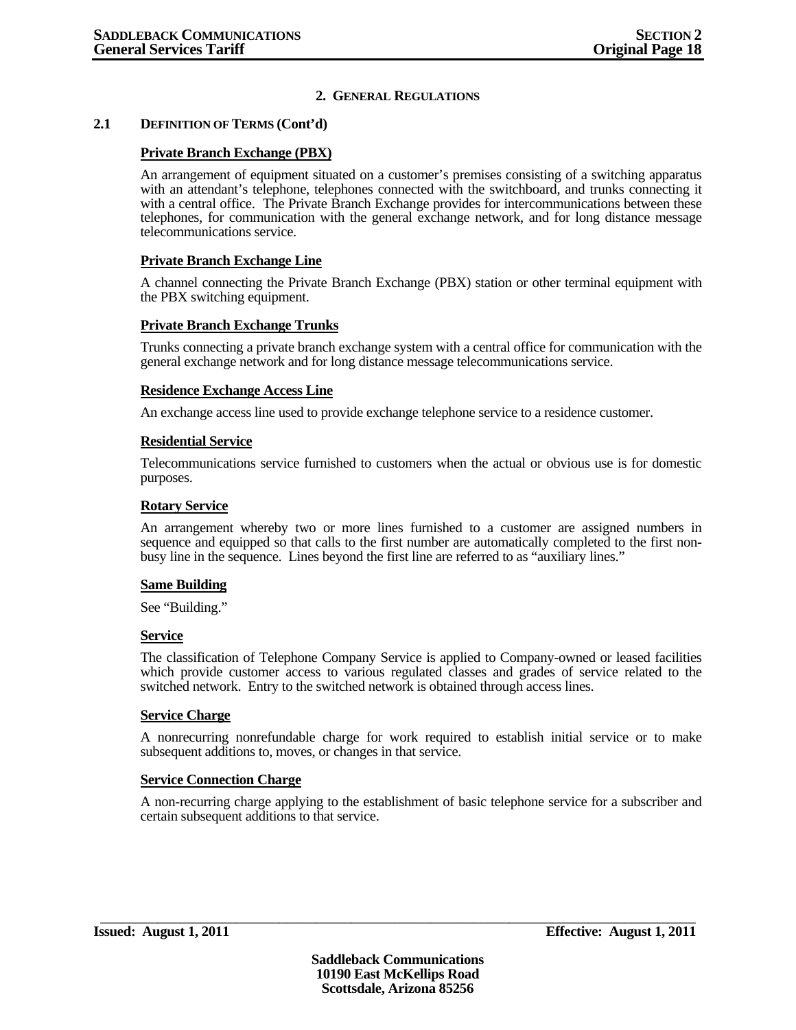## 2. GENERAL REGULATIONS

### 2.1 DEFINITION OF TERMS (Cont'd)

**Private Branch Exchange (PBX)**

An arrangement of equipment situated on a customer's premises consisting of a switching apparatus with an attendant's telephone, telephones connected with the switchboard, and trunks connecting it with a central office. The Private Branch Exchange provides for intercommunications between these telephones, for communication with the general exchange network, and for long distance message telecommunications service.

**Private Branch Exchange Line**

A channel connecting the Private Branch Exchange (PBX) station or other terminal equipment with the PBX switching equipment.

**Private Branch Exchange Trunks**

Trunks connecting a private branch exchange system with a central office for communication with the general exchange network and for long distance message telecommunications service.

**Residence Exchange Access Line**

An exchange access line used to provide exchange telephone service to a residence customer.

**Residential Service**

Telecommunications service furnished to customers when the actual or obvious use is for domestic purposes.

**Rotary Service**

An arrangement whereby two or more lines furnished to a customer are assigned numbers in sequence and equipped so that calls to the first number are automatically completed to the first non-busy line in the sequence. Lines beyond the first line are referred to as "auxiliary lines."

**Same Building**

See "Building."

**Service**

The classification of Telephone Company Service is applied to Company-owned or leased facilities which provide customer access to various regulated classes and grades of service related to the switched network. Entry to the switched network is obtained through access lines.

**Service Charge**

A nonrecurring nonrefundable charge for work required to establish initial service or to make subsequent additions to, moves, or changes in that service.

**Service Connection Charge**

A non-recurring charge applying to the establishment of basic telephone service for a subscriber and certain subsequent additions to that service.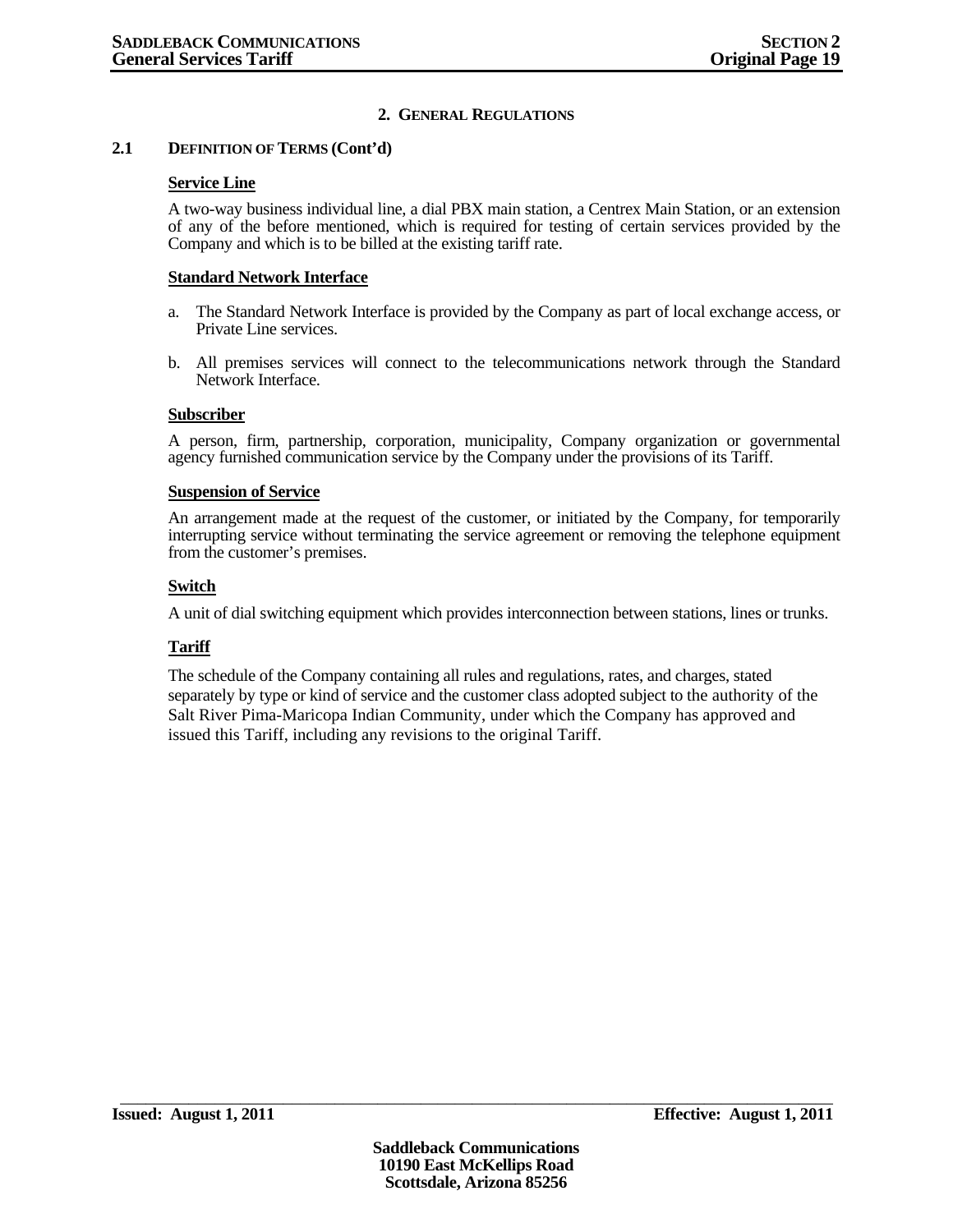## 2. GENERAL REGULATIONS

### 2.1 DEFINITION OF TERMS (Cont'd)

**Service Line**

A two-way business individual line, a dial PBX main station, a Centrex Main Station, or an extension of any of the before mentioned, which is required for testing of certain services provided by the Company and which is to be billed at the existing tariff rate.

**Standard Network Interface**

a. The Standard Network Interface is provided by the Company as part of local exchange access, or Private Line services.

b. All premises services will connect to the telecommunications network through the Standard Network Interface.

**Subscriber**

A person, firm, partnership, corporation, municipality, Company organization or governmental agency furnished communication service by the Company under the provisions of its Tariff.

**Suspension of Service**

An arrangement made at the request of the customer, or initiated by the Company, for temporarily interrupting service without terminating the service agreement or removing the telephone equipment from the customer's premises.

**Switch**

A unit of dial switching equipment which provides interconnection between stations, lines or trunks.

**Tariff**

The schedule of the Company containing all rules and regulations, rates, and charges, stated separately by type or kind of service and the customer class adopted subject to the authority of the Salt River Pima-Maricopa Indian Community, under which the Company has approved and issued this Tariff, including any revisions to the original Tariff.

**Issued: August 1, 2011** **Effective: August 1, 2011**

**Saddleback Communications**
**10190 East McKellips Road**
**Scottsdale, Arizona 85256**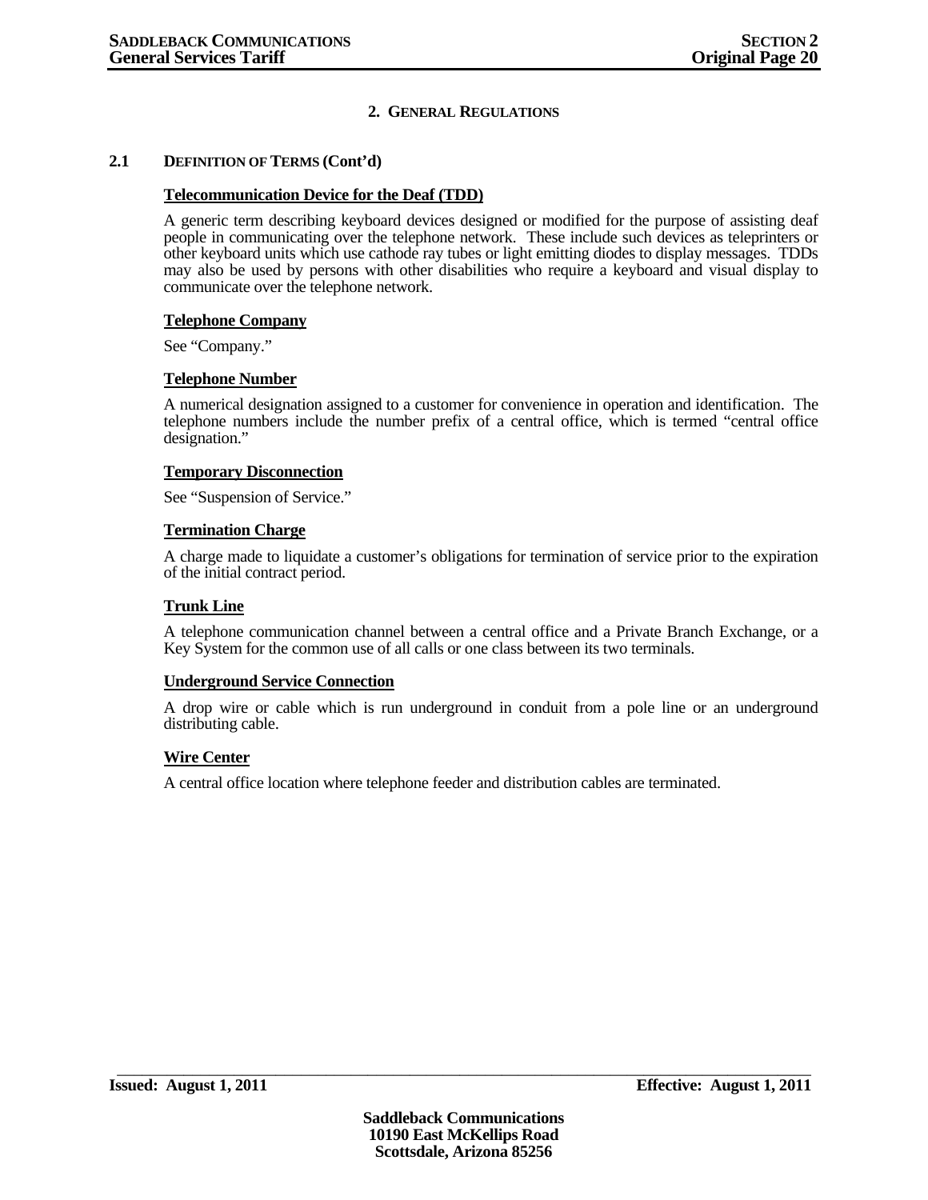# 2. General Regulations

## 2.1 Definition of Terms (Cont'd)

**Telecommunication Device for the Deaf (TDD)**

A generic term describing keyboard devices designed or modified for the purpose of assisting deaf people in communicating over the telephone network. These include such devices as teleprinters or other keyboard units which use cathode ray tubes or light emitting diodes to display messages. TDDs may also be used by persons with other disabilities who require a keyboard and visual display to communicate over the telephone network.

**Telephone Company**

See "Company."

**Telephone Number**

A numerical designation assigned to a customer for convenience in operation and identification. The telephone numbers include the number prefix of a central office, which is termed "central office designation."

**Temporary Disconnection**

See "Suspension of Service."

**Termination Charge**

A charge made to liquidate a customer's obligations for termination of service prior to the expiration of the initial contract period.

**Trunk Line**

A telephone communication channel between a central office and a Private Branch Exchange, or a Key System for the common use of all calls or one class between its two terminals.

**Underground Service Connection**

A drop wire or cable which is run underground in conduit from a pole line or an underground distributing cable.

**Wire Center**

A central office location where telephone feeder and distribution cables are terminated.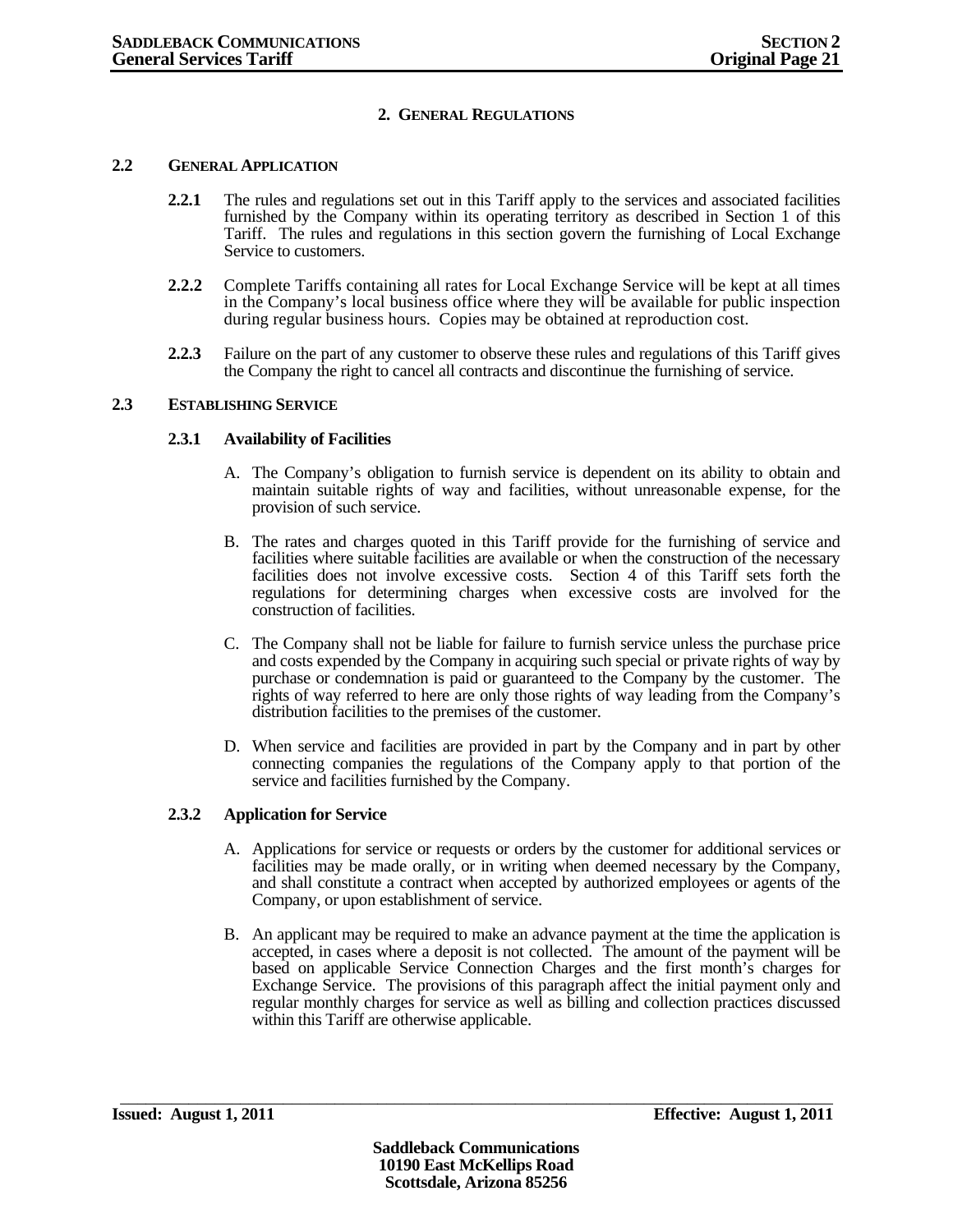## 2. General Regulations

### 2.2 General Application

**2.2.1** The rules and regulations set out in this Tariff apply to the services and associated facilities furnished by the Company within its operating territory as described in Section 1 of this Tariff. The rules and regulations in this section govern the furnishing of Local Exchange Service to customers.

**2.2.2** Complete Tariffs containing all rates for Local Exchange Service will be kept at all times in the Company's local business office where they will be available for public inspection during regular business hours. Copies may be obtained at reproduction cost.

**2.2.3** Failure on the part of any customer to observe these rules and regulations of this Tariff gives the Company the right to cancel all contracts and discontinue the furnishing of service.

### 2.3 Establishing Service

#### 2.3.1 Availability of Facilities

A. The Company's obligation to furnish service is dependent on its ability to obtain and maintain suitable rights of way and facilities, without unreasonable expense, for the provision of such service.

B. The rates and charges quoted in this Tariff provide for the furnishing of service and facilities where suitable facilities are available or when the construction of the necessary facilities does not involve excessive costs. Section 4 of this Tariff sets forth the regulations for determining charges when excessive costs are involved for the construction of facilities.

C. The Company shall not be liable for failure to furnish service unless the purchase price and costs expended by the Company in acquiring such special or private rights of way by purchase or condemnation is paid or guaranteed to the Company by the customer. The rights of way referred to here are only those rights of way leading from the Company's distribution facilities to the premises of the customer.

D. When service and facilities are provided in part by the Company and in part by other connecting companies the regulations of the Company apply to that portion of the service and facilities furnished by the Company.

#### 2.3.2 Application for Service

A. Applications for service or requests or orders by the customer for additional services or facilities may be made orally, or in writing when deemed necessary by the Company, and shall constitute a contract when accepted by authorized employees or agents of the Company, or upon establishment of service.

B. An applicant may be required to make an advance payment at the time the application is accepted, in cases where a deposit is not collected. The amount of the payment will be based on applicable Service Connection Charges and the first month's charges for Exchange Service. The provisions of this paragraph affect the initial payment only and regular monthly charges for service as well as billing and collection practices discussed within this Tariff are otherwise applicable.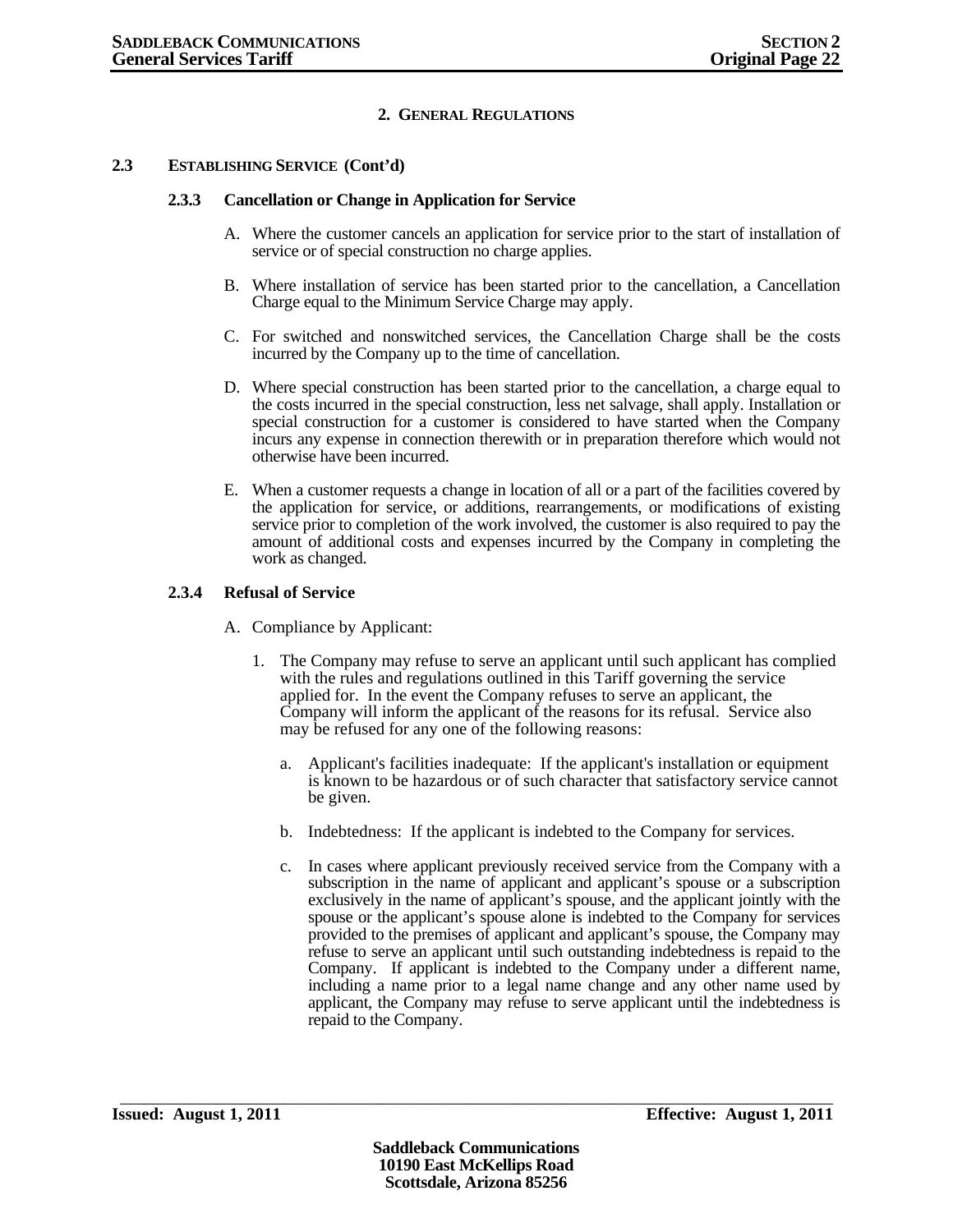## 2. GENERAL REGULATIONS

### 2.3 ESTABLISHING SERVICE (Cont'd)

#### 2.3.3 Cancellation or Change in Application for Service

A. Where the customer cancels an application for service prior to the start of installation of service or of special construction no charge applies.

B. Where installation of service has been started prior to the cancellation, a Cancellation Charge equal to the Minimum Service Charge may apply.

C. For switched and nonswitched services, the Cancellation Charge shall be the costs incurred by the Company up to the time of cancellation.

D. Where special construction has been started prior to the cancellation, a charge equal to the costs incurred in the special construction, less net salvage, shall apply. Installation or special construction for a customer is considered to have started when the Company incurs any expense in connection therewith or in preparation therefore which would not otherwise have been incurred.

E. When a customer requests a change in location of all or a part of the facilities covered by the application for service, or additions, rearrangements, or modifications of existing service prior to completion of the work involved, the customer is also required to pay the amount of additional costs and expenses incurred by the Company in completing the work as changed.

#### 2.3.4 Refusal of Service

A. Compliance by Applicant:

1. The Company may refuse to serve an applicant until such applicant has complied with the rules and regulations outlined in this Tariff governing the service applied for. In the event the Company refuses to serve an applicant, the Company will inform the applicant of the reasons for its refusal. Service also may be refused for any one of the following reasons:

   a. Applicant's facilities inadequate: If the applicant's installation or equipment is known to be hazardous or of such character that satisfactory service cannot be given.

   b. Indebtedness: If the applicant is indebted to the Company for services.

   c. In cases where applicant previously received service from the Company with a subscription in the name of applicant and applicant's spouse or a subscription exclusively in the name of applicant's spouse, and the applicant jointly with the spouse or the applicant's spouse alone is indebted to the Company for services provided to the premises of applicant and applicant's spouse, the Company may refuse to serve an applicant until such outstanding indebtedness is repaid to the Company. If applicant is indebted to the Company under a different name, including a name prior to a legal name change and any other name used by applicant, the Company may refuse to serve applicant until the indebtedness is repaid to the Company.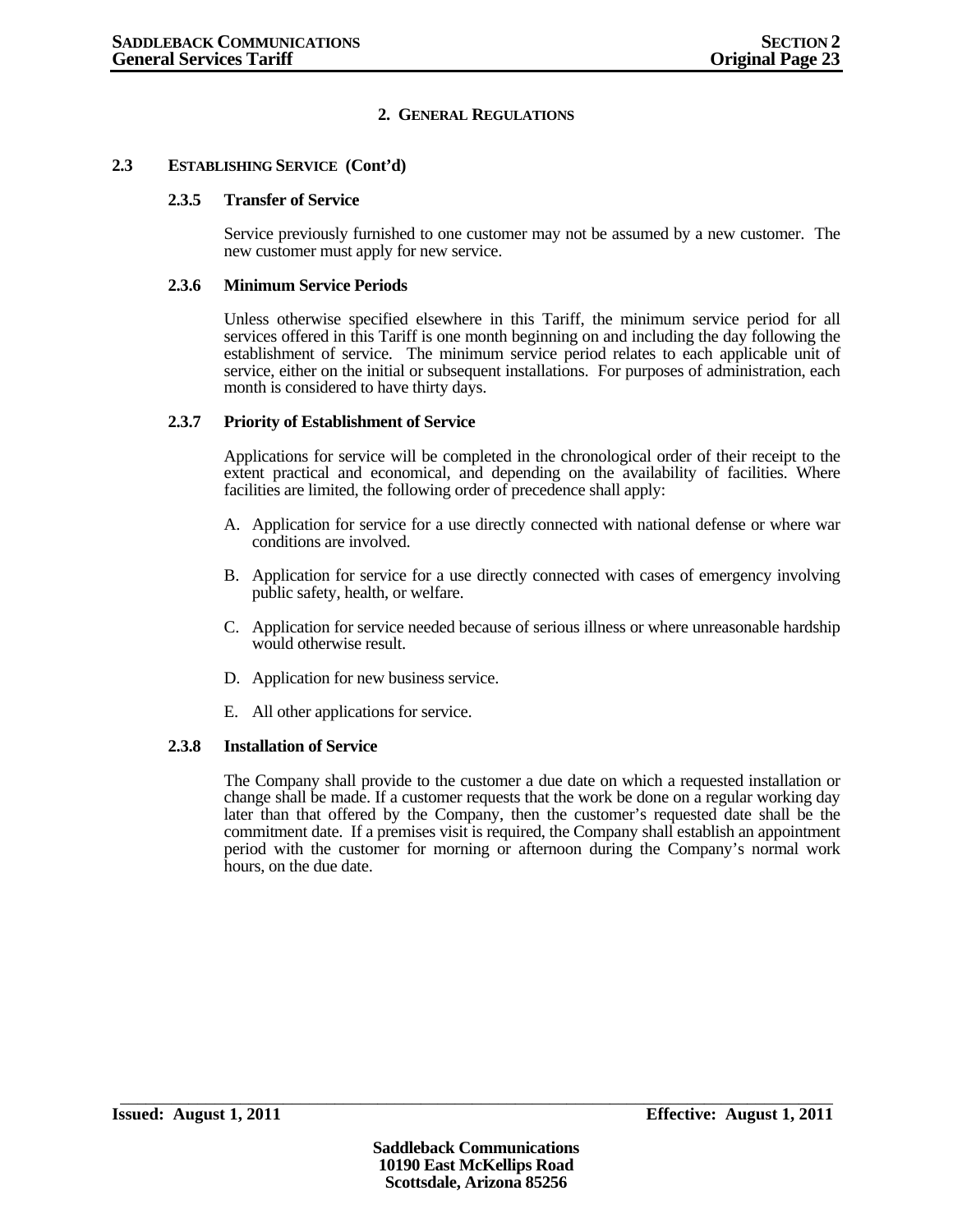## 2. GENERAL REGULATIONS

### 2.3 ESTABLISHING SERVICE (Cont'd)

#### 2.3.5 Transfer of Service

Service previously furnished to one customer may not be assumed by a new customer. The new customer must apply for new service.

#### 2.3.6 Minimum Service Periods

Unless otherwise specified elsewhere in this Tariff, the minimum service period for all services offered in this Tariff is one month beginning on and including the day following the establishment of service. The minimum service period relates to each applicable unit of service, either on the initial or subsequent installations. For purposes of administration, each month is considered to have thirty days.

#### 2.3.7 Priority of Establishment of Service

Applications for service will be completed in the chronological order of their receipt to the extent practical and economical, and depending on the availability of facilities. Where facilities are limited, the following order of precedence shall apply:

A. Application for service for a use directly connected with national defense or where war conditions are involved.

B. Application for service for a use directly connected with cases of emergency involving public safety, health, or welfare.

C. Application for service needed because of serious illness or where unreasonable hardship would otherwise result.

D. Application for new business service.

E. All other applications for service.

#### 2.3.8 Installation of Service

The Company shall provide to the customer a due date on which a requested installation or change shall be made. If a customer requests that the work be done on a regular working day later than that offered by the Company, then the customer's requested date shall be the commitment date. If a premises visit is required, the Company shall establish an appointment period with the customer for morning or afternoon during the Company's normal work hours, on the due date.

**Issued: August 1, 2011** **Effective: August 1, 2011**

**Saddleback Communications**
**10190 East McKellips Road**
**Scottsdale, Arizona 85256**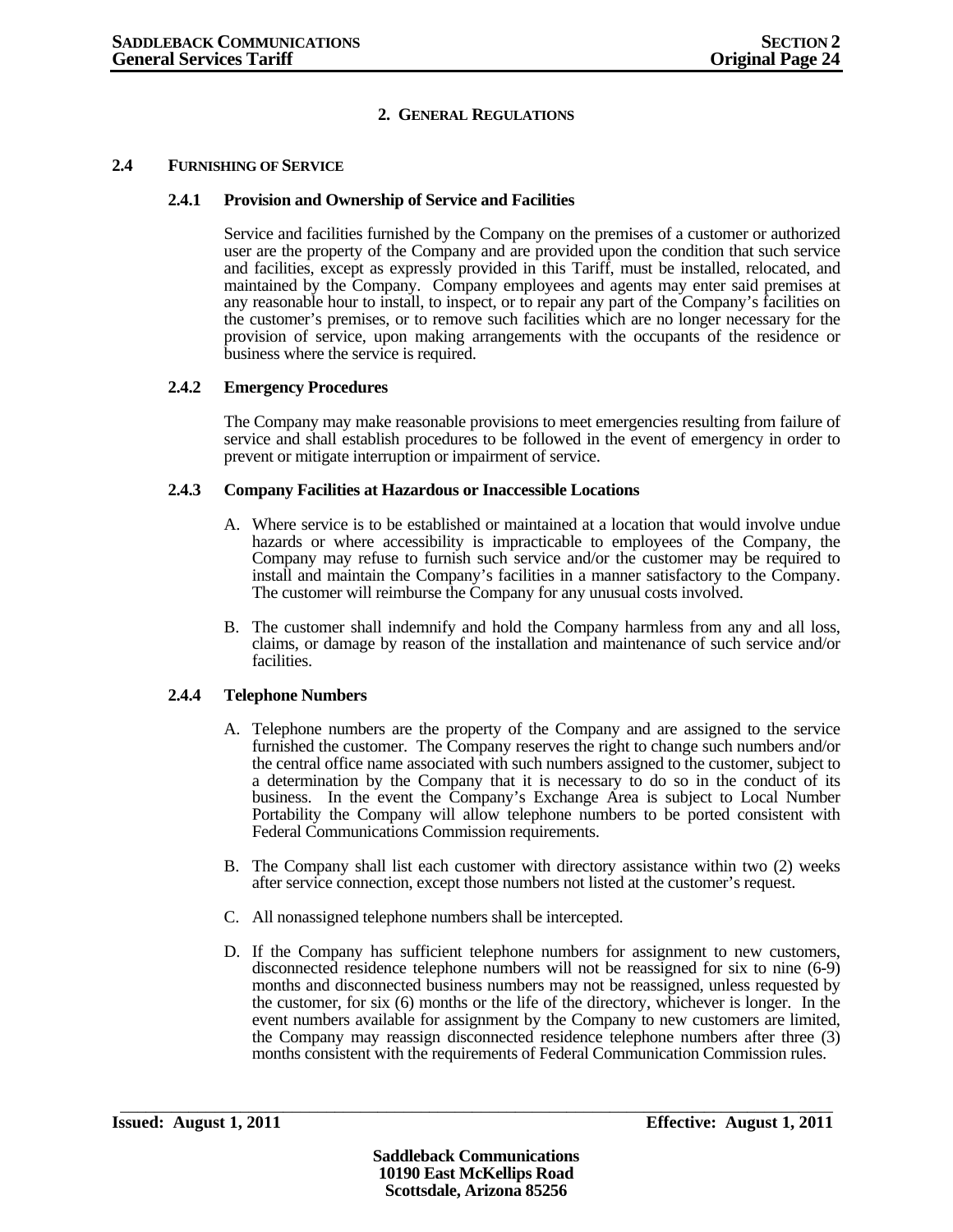## 2. GENERAL REGULATIONS

### 2.4 FURNISHING OF SERVICE

#### 2.4.1 Provision and Ownership of Service and Facilities

Service and facilities furnished by the Company on the premises of a customer or authorized user are the property of the Company and are provided upon the condition that such service and facilities, except as expressly provided in this Tariff, must be installed, relocated, and maintained by the Company. Company employees and agents may enter said premises at any reasonable hour to install, to inspect, or to repair any part of the Company's facilities on the customer's premises, or to remove such facilities which are no longer necessary for the provision of service, upon making arrangements with the occupants of the residence or business where the service is required.

#### 2.4.2 Emergency Procedures

The Company may make reasonable provisions to meet emergencies resulting from failure of service and shall establish procedures to be followed in the event of emergency in order to prevent or mitigate interruption or impairment of service.

#### 2.4.3 Company Facilities at Hazardous or Inaccessible Locations

A. Where service is to be established or maintained at a location that would involve undue hazards or where accessibility is impracticable to employees of the Company, the Company may refuse to furnish such service and/or the customer may be required to install and maintain the Company's facilities in a manner satisfactory to the Company. The customer will reimburse the Company for any unusual costs involved.

B. The customer shall indemnify and hold the Company harmless from any and all loss, claims, or damage by reason of the installation and maintenance of such service and/or facilities.

#### 2.4.4 Telephone Numbers

A. Telephone numbers are the property of the Company and are assigned to the service furnished the customer. The Company reserves the right to change such numbers and/or the central office name associated with such numbers assigned to the customer, subject to a determination by the Company that it is necessary to do so in the conduct of its business. In the event the Company's Exchange Area is subject to Local Number Portability the Company will allow telephone numbers to be ported consistent with Federal Communications Commission requirements.

B. The Company shall list each customer with directory assistance within two (2) weeks after service connection, except those numbers not listed at the customer's request.

C. All nonassigned telephone numbers shall be intercepted.

D. If the Company has sufficient telephone numbers for assignment to new customers, disconnected residence telephone numbers will not be reassigned for six to nine (6-9) months and disconnected business numbers may not be reassigned, unless requested by the customer, for six (6) months or the life of the directory, whichever is longer. In the event numbers available for assignment by the Company to new customers are limited, the Company may reassign disconnected residence telephone numbers after three (3) months consistent with the requirements of Federal Communication Commission rules.

**Issued: August 1, 2011** **Effective: August 1, 2011**

**Saddleback Communications**
**10190 East McKellips Road**
**Scottsdale, Arizona 85256**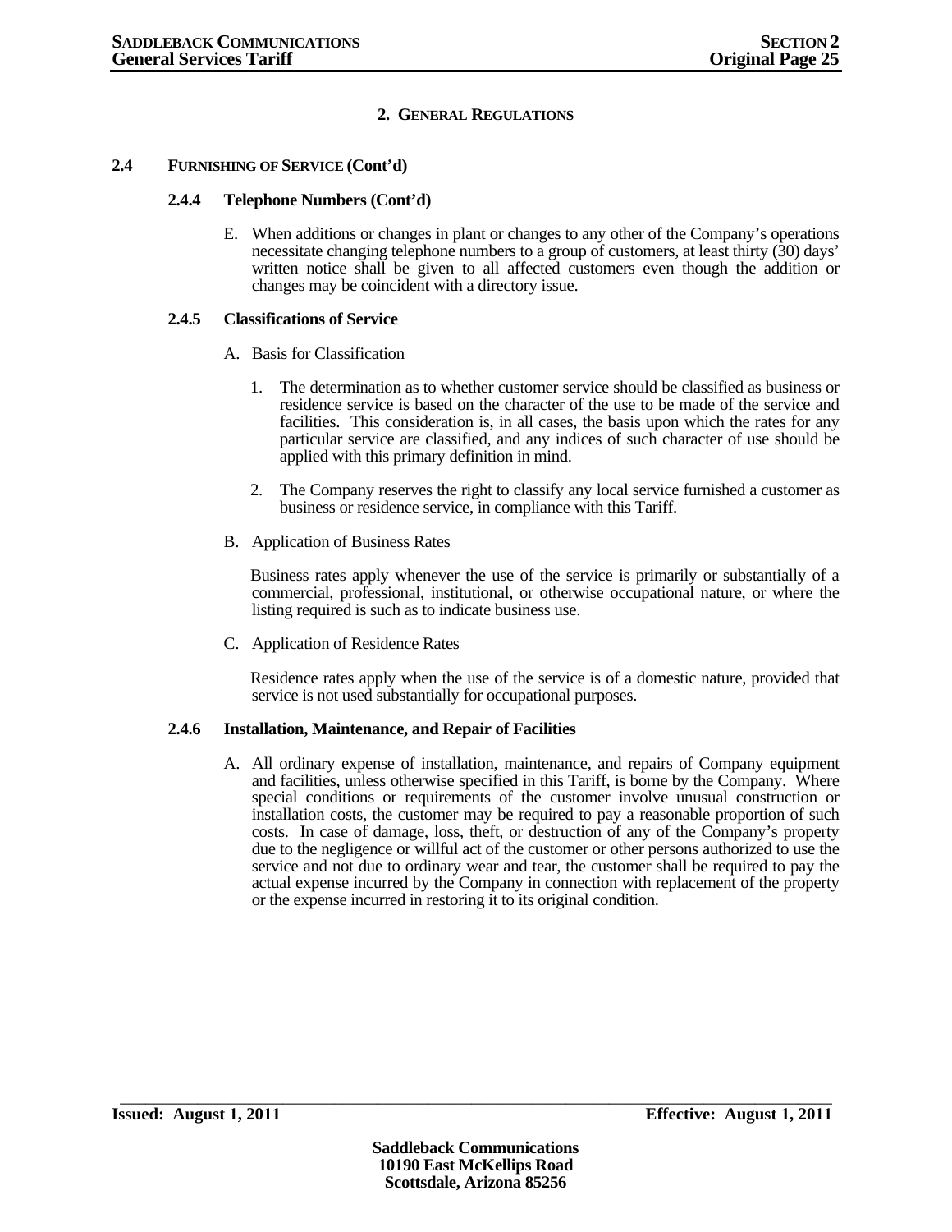## 2. General Regulations

### 2.4 Furnishing of Service (Cont'd)

#### 2.4.4 Telephone Numbers (Cont'd)

E. When additions or changes in plant or changes to any other of the Company's operations necessitate changing telephone numbers to a group of customers, at least thirty (30) days' written notice shall be given to all affected customers even though the addition or changes may be coincident with a directory issue.

#### 2.4.5 Classifications of Service

A. Basis for Classification

1. The determination as to whether customer service should be classified as business or residence service is based on the character of the use to be made of the service and facilities. This consideration is, in all cases, the basis upon which the rates for any particular service are classified, and any indices of such character of use should be applied with this primary definition in mind.

2. The Company reserves the right to classify any local service furnished a customer as business or residence service, in compliance with this Tariff.

B. Application of Business Rates

Business rates apply whenever the use of the service is primarily or substantially of a commercial, professional, institutional, or otherwise occupational nature, or where the listing required is such as to indicate business use.

C. Application of Residence Rates

Residence rates apply when the use of the service is of a domestic nature, provided that service is not used substantially for occupational purposes.

#### 2.4.6 Installation, Maintenance, and Repair of Facilities

A. All ordinary expense of installation, maintenance, and repairs of Company equipment and facilities, unless otherwise specified in this Tariff, is borne by the Company. Where special conditions or requirements of the customer involve unusual construction or installation costs, the customer may be required to pay a reasonable proportion of such costs. In case of damage, loss, theft, or destruction of any of the Company's property due to the negligence or willful act of the customer or other persons authorized to use the service and not due to ordinary wear and tear, the customer shall be required to pay the actual expense incurred by the Company in connection with replacement of the property or the expense incurred in restoring it to its original condition.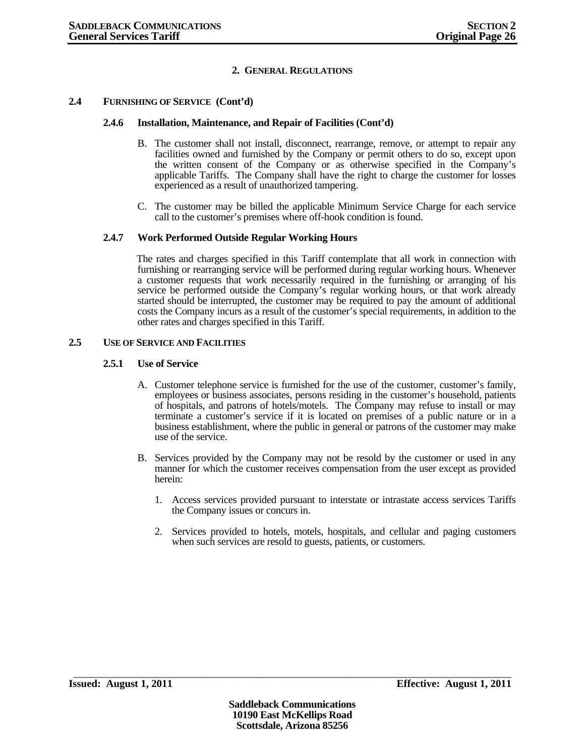## 2. GENERAL REGULATIONS

### 2.4 FURNISHING OF SERVICE (Cont'd)

#### 2.4.6 Installation, Maintenance, and Repair of Facilities (Cont'd)

B. The customer shall not install, disconnect, rearrange, remove, or attempt to repair any facilities owned and furnished by the Company or permit others to do so, except upon the written consent of the Company or as otherwise specified in the Company's applicable Tariffs. The Company shall have the right to charge the customer for losses experienced as a result of unauthorized tampering.

C. The customer may be billed the applicable Minimum Service Charge for each service call to the customer's premises where off-hook condition is found.

#### 2.4.7 Work Performed Outside Regular Working Hours

The rates and charges specified in this Tariff contemplate that all work in connection with furnishing or rearranging service will be performed during regular working hours. Whenever a customer requests that work necessarily required in the furnishing or arranging of his service be performed outside the Company's regular working hours, or that work already started should be interrupted, the customer may be required to pay the amount of additional costs the Company incurs as a result of the customer's special requirements, in addition to the other rates and charges specified in this Tariff.

### 2.5 USE OF SERVICE AND FACILITIES

#### 2.5.1 Use of Service

A. Customer telephone service is furnished for the use of the customer, customer's family, employees or business associates, persons residing in the customer's household, patients of hospitals, and patrons of hotels/motels. The Company may refuse to install or may terminate a customer's service if it is located on premises of a public nature or in a business establishment, where the public in general or patrons of the customer may make use of the service.

B. Services provided by the Company may not be resold by the customer or used in any manner for which the customer receives compensation from the user except as provided herein:

1. Access services provided pursuant to interstate or intrastate access services Tariffs the Company issues or concurs in.

2. Services provided to hotels, motels, hospitals, and cellular and paging customers when such services are resold to guests, patients, or customers.

**Issued: August 1, 2011** **Effective: August 1, 2011**

**Saddleback Communications**
**10190 East McKellips Road**
**Scottsdale, Arizona 85256**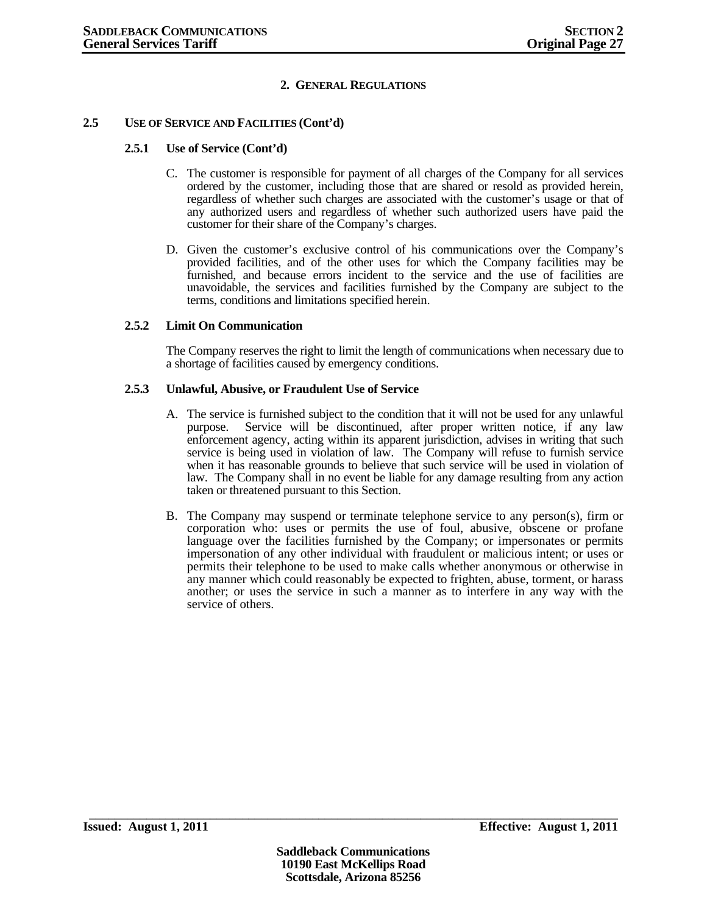## 2. GENERAL REGULATIONS

### 2.5 USE OF SERVICE AND FACILITIES (Cont'd)

#### 2.5.1 Use of Service (Cont'd)

C. The customer is responsible for payment of all charges of the Company for all services ordered by the customer, including those that are shared or resold as provided herein, regardless of whether such charges are associated with the customer's usage or that of any authorized users and regardless of whether such authorized users have paid the customer for their share of the Company's charges.

D. Given the customer's exclusive control of his communications over the Company's provided facilities, and of the other uses for which the Company facilities may be furnished, and because errors incident to the service and the use of facilities are unavoidable, the services and facilities furnished by the Company are subject to the terms, conditions and limitations specified herein.

#### 2.5.2 Limit On Communication

The Company reserves the right to limit the length of communications when necessary due to a shortage of facilities caused by emergency conditions.

#### 2.5.3 Unlawful, Abusive, or Fraudulent Use of Service

A. The service is furnished subject to the condition that it will not be used for any unlawful purpose. Service will be discontinued, after proper written notice, if any law enforcement agency, acting within its apparent jurisdiction, advises in writing that such service is being used in violation of law. The Company will refuse to furnish service when it has reasonable grounds to believe that such service will be used in violation of law. The Company shall in no event be liable for any damage resulting from any action taken or threatened pursuant to this Section.

B. The Company may suspend or terminate telephone service to any person(s), firm or corporation who: uses or permits the use of foul, abusive, obscene or profane language over the facilities furnished by the Company; or impersonates or permits impersonation of any other individual with fraudulent or malicious intent; or uses or permits their telephone to be used to make calls whether anonymous or otherwise in any manner which could reasonably be expected to frighten, abuse, torment, or harass another; or uses the service in such a manner as to interfere in any way with the service of others.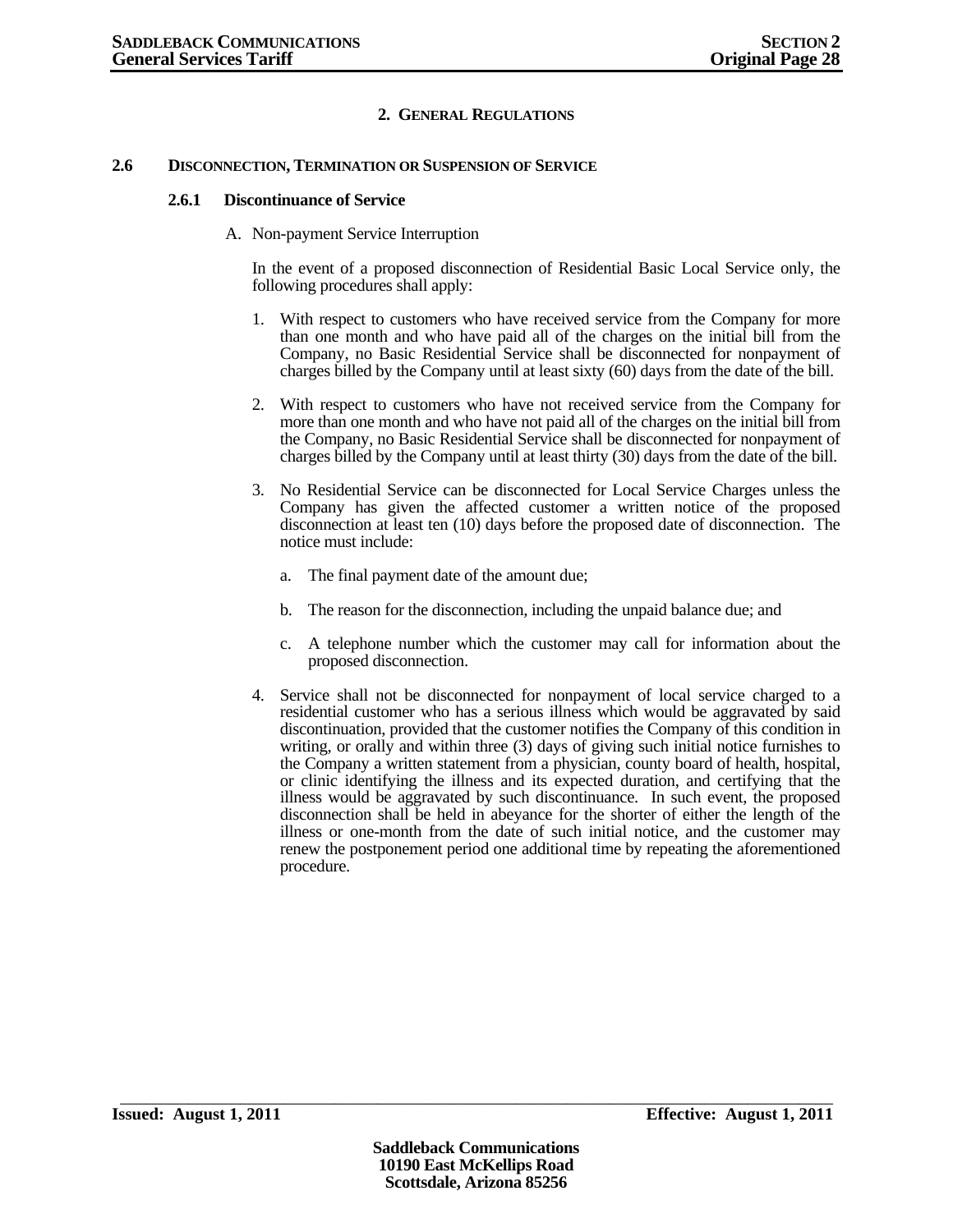## 2. GENERAL REGULATIONS

### 2.6 DISCONNECTION, TERMINATION OR SUSPENSION OF SERVICE

#### 2.6.1 Discontinuance of Service

A. Non-payment Service Interruption

In the event of a proposed disconnection of Residential Basic Local Service only, the following procedures shall apply:

1. With respect to customers who have received service from the Company for more than one month and who have paid all of the charges on the initial bill from the Company, no Basic Residential Service shall be disconnected for nonpayment of charges billed by the Company until at least sixty (60) days from the date of the bill.

2. With respect to customers who have not received service from the Company for more than one month and who have not paid all of the charges on the initial bill from the Company, no Basic Residential Service shall be disconnected for nonpayment of charges billed by the Company until at least thirty (30) days from the date of the bill.

3. No Residential Service can be disconnected for Local Service Charges unless the Company has given the affected customer a written notice of the proposed disconnection at least ten (10) days before the proposed date of disconnection. The notice must include:

   a. The final payment date of the amount due;

   b. The reason for the disconnection, including the unpaid balance due; and

   c. A telephone number which the customer may call for information about the proposed disconnection.

4. Service shall not be disconnected for nonpayment of local service charged to a residential customer who has a serious illness which would be aggravated by said discontinuation, provided that the customer notifies the Company of this condition in writing, or orally and within three (3) days of giving such initial notice furnishes to the Company a written statement from a physician, county board of health, hospital, or clinic identifying the illness and its expected duration, and certifying that the illness would be aggravated by such discontinuance. In such event, the proposed disconnection shall be held in abeyance for the shorter of either the length of the illness or one-month from the date of such initial notice, and the customer may renew the postponement period one additional time by repeating the aforementioned procedure.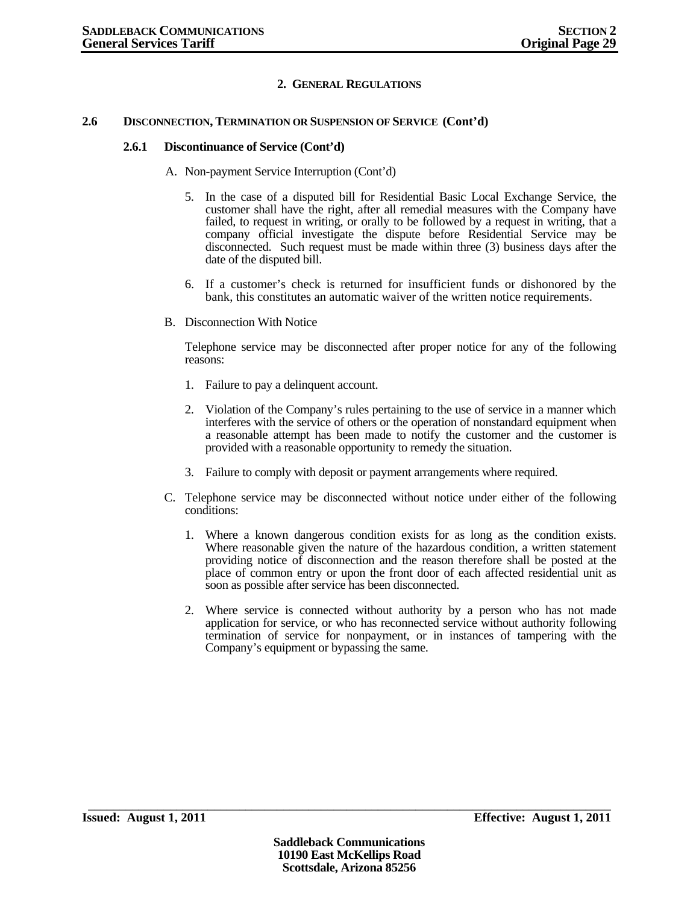## 2. GENERAL REGULATIONS

### 2.6 DISCONNECTION, TERMINATION OR SUSPENSION OF SERVICE (Cont'd)

#### 2.6.1 Discontinuance of Service (Cont'd)

A. Non-payment Service Interruption (Cont'd)

5. In the case of a disputed bill for Residential Basic Local Exchange Service, the customer shall have the right, after all remedial measures with the Company have failed, to request in writing, or orally to be followed by a request in writing, that a company official investigate the dispute before Residential Service may be disconnected. Such request must be made within three (3) business days after the date of the disputed bill.

6. If a customer's check is returned for insufficient funds or dishonored by the bank, this constitutes an automatic waiver of the written notice requirements.

B. Disconnection With Notice

Telephone service may be disconnected after proper notice for any of the following reasons:

1. Failure to pay a delinquent account.

2. Violation of the Company's rules pertaining to the use of service in a manner which interferes with the service of others or the operation of nonstandard equipment when a reasonable attempt has been made to notify the customer and the customer is provided with a reasonable opportunity to remedy the situation.

3. Failure to comply with deposit or payment arrangements where required.

C. Telephone service may be disconnected without notice under either of the following conditions:

1. Where a known dangerous condition exists for as long as the condition exists. Where reasonable given the nature of the hazardous condition, a written statement providing notice of disconnection and the reason therefore shall be posted at the place of common entry or upon the front door of each affected residential unit as soon as possible after service has been disconnected.

2. Where service is connected without authority by a person who has not made application for service, or who has reconnected service without authority following termination of service for nonpayment, or in instances of tampering with the Company's equipment or bypassing the same.

Issued: August 1, 2011 Effective: August 1, 2011

Saddleback Communications
10190 East McKellips Road
Scottsdale, Arizona 85256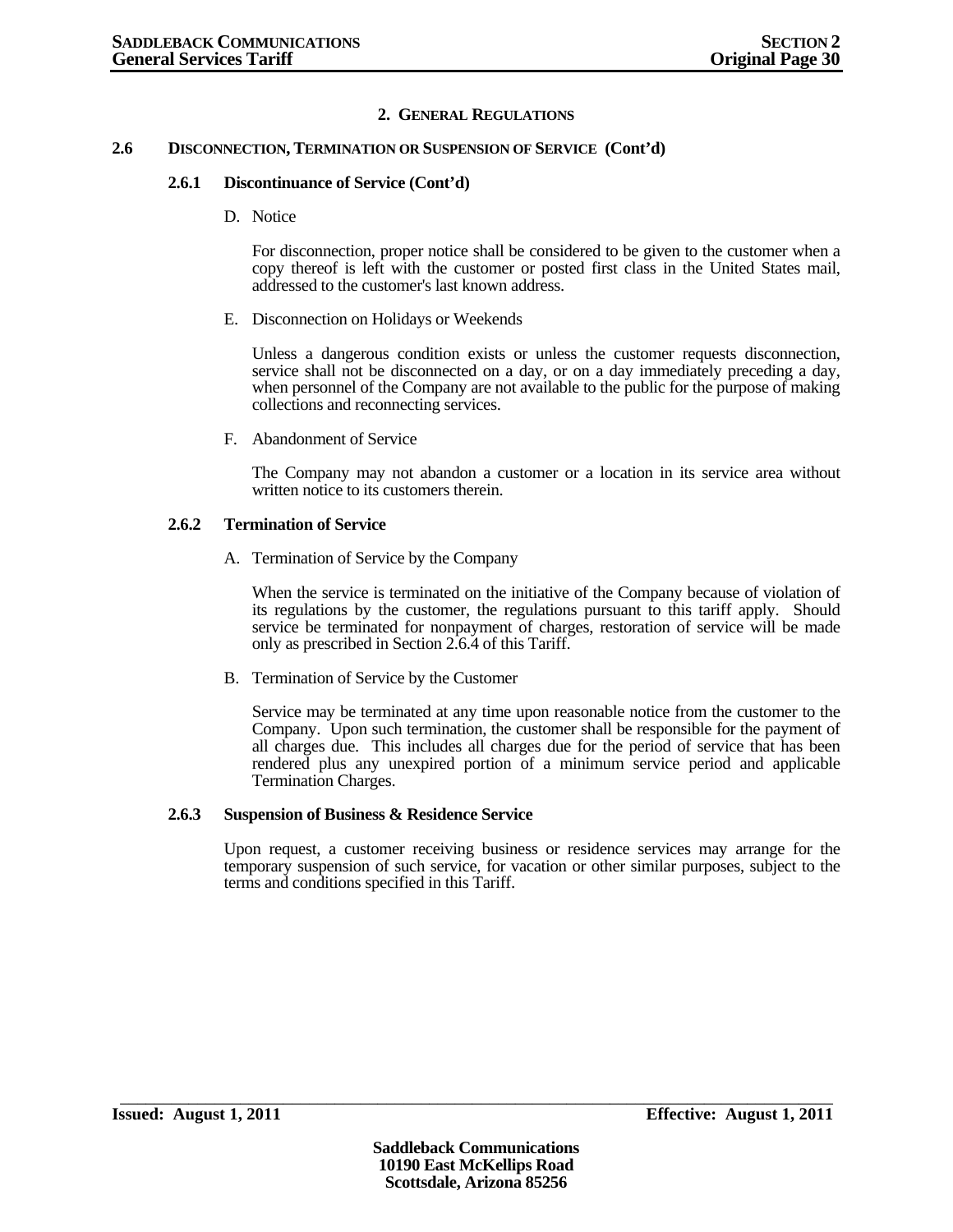## 2. GENERAL REGULATIONS

### 2.6 DISCONNECTION, TERMINATION OR SUSPENSION OF SERVICE (Cont'd)

#### 2.6.1 Discontinuance of Service (Cont'd)

D. Notice

For disconnection, proper notice shall be considered to be given to the customer when a copy thereof is left with the customer or posted first class in the United States mail, addressed to the customer's last known address.

E. Disconnection on Holidays or Weekends

Unless a dangerous condition exists or unless the customer requests disconnection, service shall not be disconnected on a day, or on a day immediately preceding a day, when personnel of the Company are not available to the public for the purpose of making collections and reconnecting services.

F. Abandonment of Service

The Company may not abandon a customer or a location in its service area without written notice to its customers therein.

#### 2.6.2 Termination of Service

A. Termination of Service by the Company

When the service is terminated on the initiative of the Company because of violation of its regulations by the customer, the regulations pursuant to this tariff apply. Should service be terminated for nonpayment of charges, restoration of service will be made only as prescribed in Section 2.6.4 of this Tariff.

B. Termination of Service by the Customer

Service may be terminated at any time upon reasonable notice from the customer to the Company. Upon such termination, the customer shall be responsible for the payment of all charges due. This includes all charges due for the period of service that has been rendered plus any unexpired portion of a minimum service period and applicable Termination Charges.

#### 2.6.3 Suspension of Business & Residence Service

Upon request, a customer receiving business or residence services may arrange for the temporary suspension of such service, for vacation or other similar purposes, subject to the terms and conditions specified in this Tariff.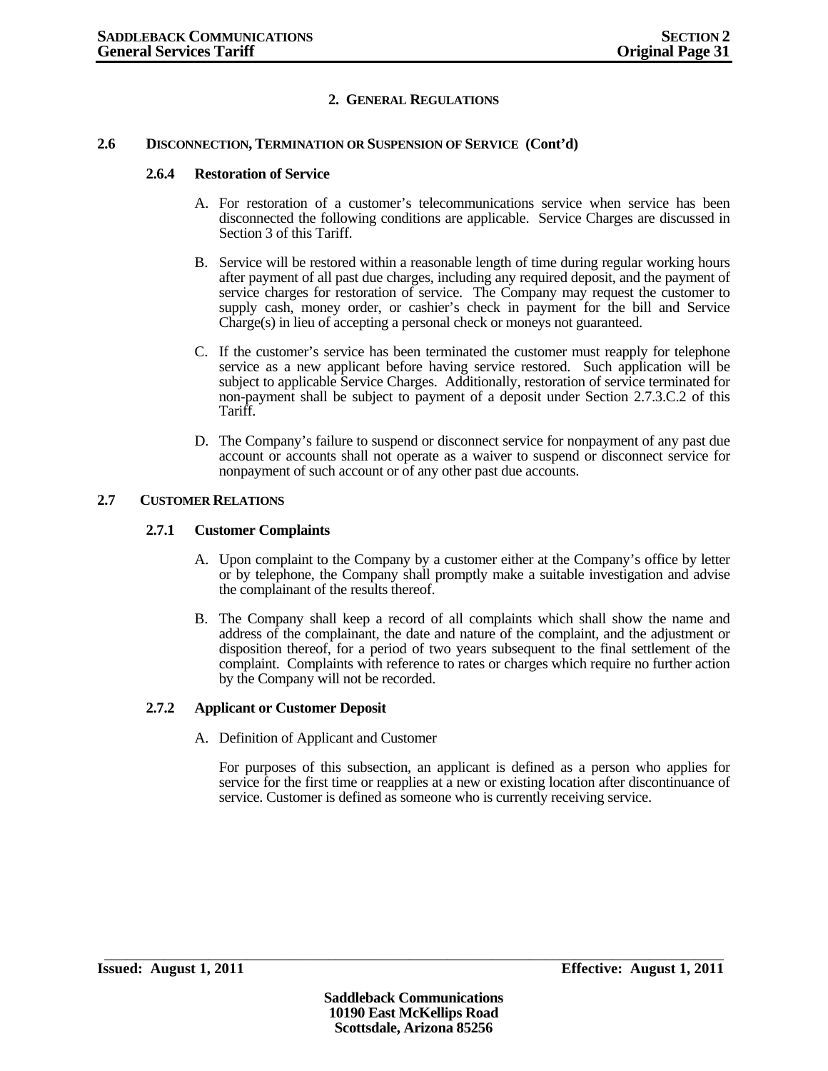## 2. General Regulations

### 2.6 Disconnection, Termination or Suspension of Service (Cont'd)

#### 2.6.4 Restoration of Service

A. For restoration of a customer's telecommunications service when service has been disconnected the following conditions are applicable. Service Charges are discussed in Section 3 of this Tariff.

B. Service will be restored within a reasonable length of time during regular working hours after payment of all past due charges, including any required deposit, and the payment of service charges for restoration of service. The Company may request the customer to supply cash, money order, or cashier's check in payment for the bill and Service Charge(s) in lieu of accepting a personal check or moneys not guaranteed.

C. If the customer's service has been terminated the customer must reapply for telephone service as a new applicant before having service restored. Such application will be subject to applicable Service Charges. Additionally, restoration of service terminated for non-payment shall be subject to payment of a deposit under Section 2.7.3.C.2 of this Tariff.

D. The Company's failure to suspend or disconnect service for nonpayment of any past due account or accounts shall not operate as a waiver to suspend or disconnect service for nonpayment of such account or of any other past due accounts.

### 2.7 Customer Relations

#### 2.7.1 Customer Complaints

A. Upon complaint to the Company by a customer either at the Company's office by letter or by telephone, the Company shall promptly make a suitable investigation and advise the complainant of the results thereof.

B. The Company shall keep a record of all complaints which shall show the name and address of the complainant, the date and nature of the complaint, and the adjustment or disposition thereof, for a period of two years subsequent to the final settlement of the complaint. Complaints with reference to rates or charges which require no further action by the Company will not be recorded.

#### 2.7.2 Applicant or Customer Deposit

A. Definition of Applicant and Customer

For purposes of this subsection, an applicant is defined as a person who applies for service for the first time or reapplies at a new or existing location after discontinuance of service. Customer is defined as someone who is currently receiving service.

**Issued: August 1, 2011** **Effective: August 1, 2011**

**Saddleback Communications**
**10190 East McKellips Road**
**Scottsdale, Arizona 85256**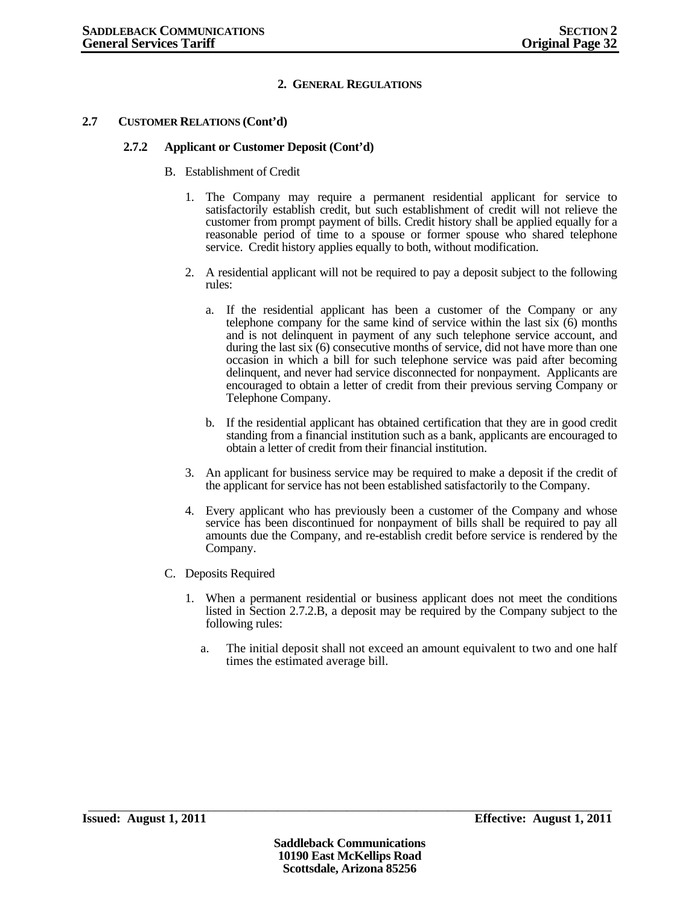## 2. GENERAL REGULATIONS

### 2.7 CUSTOMER RELATIONS (Cont'd)

#### 2.7.2 Applicant or Customer Deposit (Cont'd)

B. Establishment of Credit

1. The Company may require a permanent residential applicant for service to satisfactorily establish credit, but such establishment of credit will not relieve the customer from prompt payment of bills. Credit history shall be applied equally for a reasonable period of time to a spouse or former spouse who shared telephone service. Credit history applies equally to both, without modification.

2. A residential applicant will not be required to pay a deposit subject to the following rules:

   a. If the residential applicant has been a customer of the Company or any telephone company for the same kind of service within the last six (6) months and is not delinquent in payment of any such telephone service account, and during the last six (6) consecutive months of service, did not have more than one occasion in which a bill for such telephone service was paid after becoming delinquent, and never had service disconnected for nonpayment. Applicants are encouraged to obtain a letter of credit from their previous serving Company or Telephone Company.

   b. If the residential applicant has obtained certification that they are in good credit standing from a financial institution such as a bank, applicants are encouraged to obtain a letter of credit from their financial institution.

3. An applicant for business service may be required to make a deposit if the credit of the applicant for service has not been established satisfactorily to the Company.

4. Every applicant who has previously been a customer of the Company and whose service has been discontinued for nonpayment of bills shall be required to pay all amounts due the Company, and re-establish credit before service is rendered by the Company.

C. Deposits Required

1. When a permanent residential or business applicant does not meet the conditions listed in Section 2.7.2.B, a deposit may be required by the Company subject to the following rules:

   a. The initial deposit shall not exceed an amount equivalent to two and one half times the estimated average bill.

**Issued: August 1, 2011** **Effective: August 1, 2011**

**Saddleback Communications**
**10190 East McKellips Road**
**Scottsdale, Arizona 85256**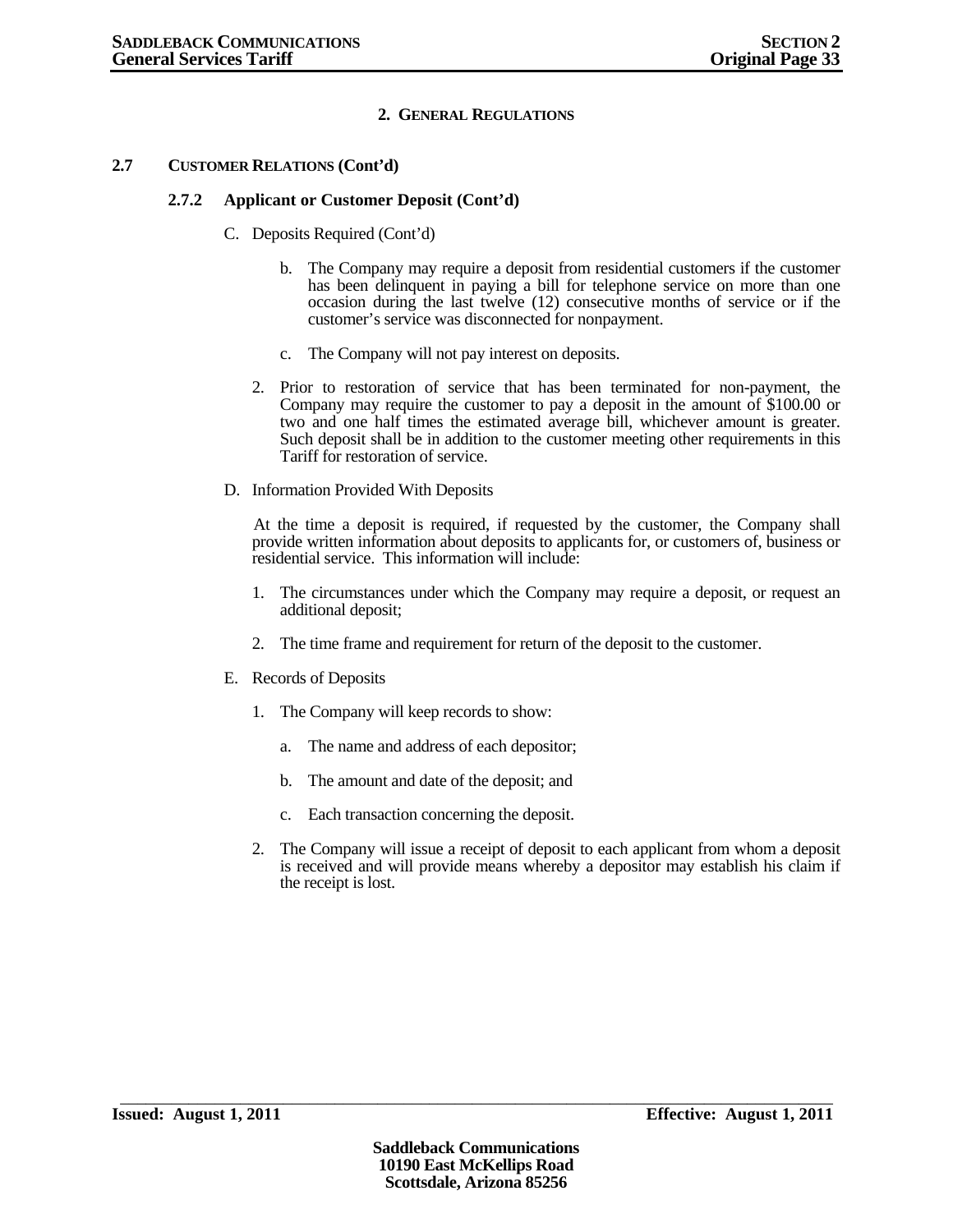## 2. GENERAL REGULATIONS

### 2.7 CUSTOMER RELATIONS (Cont'd)

#### 2.7.2 Applicant or Customer Deposit (Cont'd)

C. Deposits Required (Cont'd)

   b. The Company may require a deposit from residential customers if the customer has been delinquent in paying a bill for telephone service on more than one occasion during the last twelve (12) consecutive months of service or if the customer's service was disconnected for nonpayment.

   c. The Company will not pay interest on deposits.

2. Prior to restoration of service that has been terminated for non-payment, the Company may require the customer to pay a deposit in the amount of $100.00 or two and one half times the estimated average bill, whichever amount is greater. Such deposit shall be in addition to the customer meeting other requirements in this Tariff for restoration of service.

D. Information Provided With Deposits

At the time a deposit is required, if requested by the customer, the Company shall provide written information about deposits to applicants for, or customers of, business or residential service. This information will include:

1. The circumstances under which the Company may require a deposit, or request an additional deposit;

2. The time frame and requirement for return of the deposit to the customer.

E. Records of Deposits

1. The Company will keep records to show:

   a. The name and address of each depositor;

   b. The amount and date of the deposit; and

   c. Each transaction concerning the deposit.

2. The Company will issue a receipt of deposit to each applicant from whom a deposit is received and will provide means whereby a depositor may establish his claim if the receipt is lost.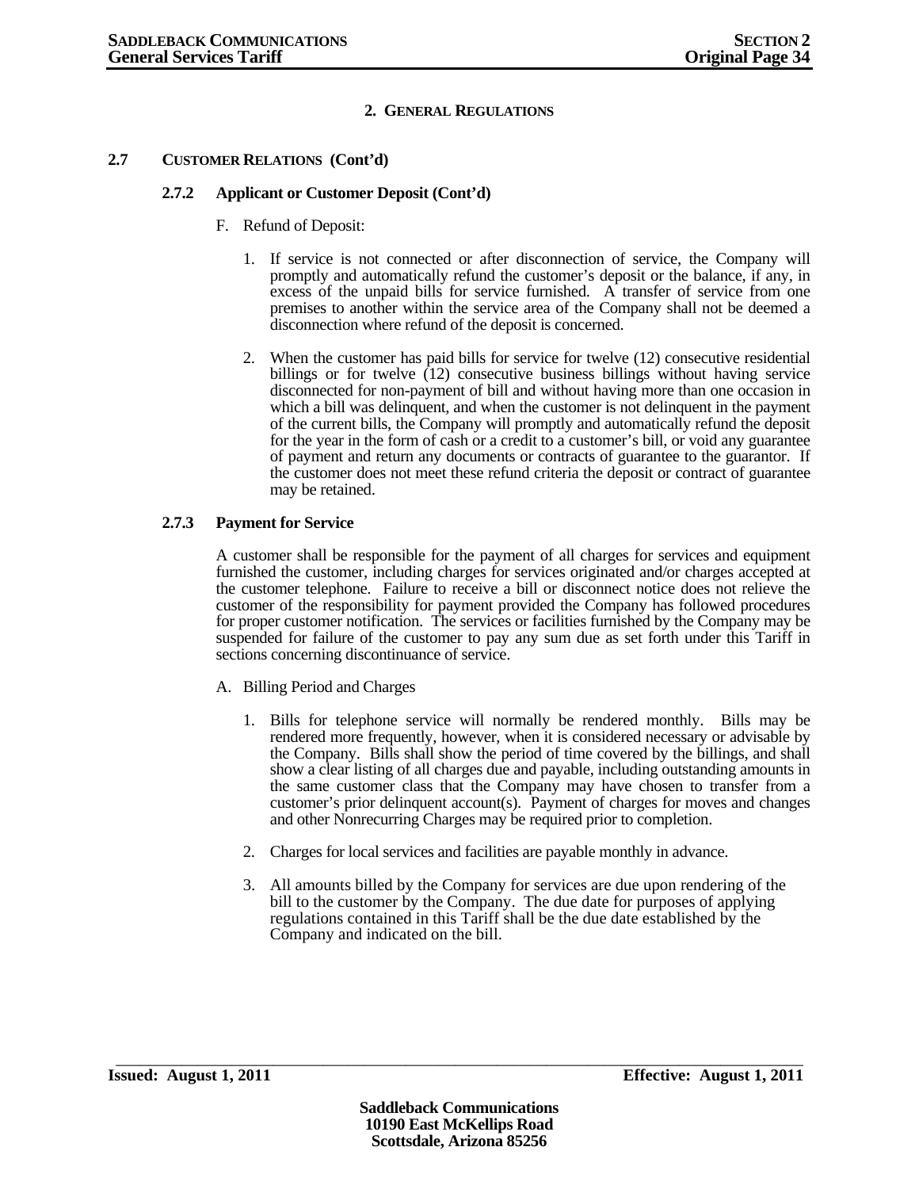## 2. General Regulations

### 2.7 Customer Relations (Cont'd)

#### 2.7.2 Applicant or Customer Deposit (Cont'd)

F. Refund of Deposit:

1. If service is not connected or after disconnection of service, the Company will promptly and automatically refund the customer's deposit or the balance, if any, in excess of the unpaid bills for service furnished. A transfer of service from one premises to another within the service area of the Company shall not be deemed a disconnection where refund of the deposit is concerned.

2. When the customer has paid bills for service for twelve (12) consecutive residential billings or for twelve (12) consecutive business billings without having service disconnected for non-payment of bill and without having more than one occasion in which a bill was delinquent, and when the customer is not delinquent in the payment of the current bills, the Company will promptly and automatically refund the deposit for the year in the form of cash or a credit to a customer's bill, or void any guarantee of payment and return any documents or contracts of guarantee to the guarantor. If the customer does not meet these refund criteria the deposit or contract of guarantee may be retained.

#### 2.7.3 Payment for Service

A customer shall be responsible for the payment of all charges for services and equipment furnished the customer, including charges for services originated and/or charges accepted at the customer telephone. Failure to receive a bill or disconnect notice does not relieve the customer of the responsibility for payment provided the Company has followed procedures for proper customer notification. The services or facilities furnished by the Company may be suspended for failure of the customer to pay any sum due as set forth under this Tariff in sections concerning discontinuance of service.

A. Billing Period and Charges

1. Bills for telephone service will normally be rendered monthly. Bills may be rendered more frequently, however, when it is considered necessary or advisable by the Company. Bills shall show the period of time covered by the billings, and shall show a clear listing of all charges due and payable, including outstanding amounts in the same customer class that the Company may have chosen to transfer from a customer's prior delinquent account(s). Payment of charges for moves and changes and other Nonrecurring Charges may be required prior to completion.

2. Charges for local services and facilities are payable monthly in advance.

3. All amounts billed by the Company for services are due upon rendering of the bill to the customer by the Company. The due date for purposes of applying regulations contained in this Tariff shall be the due date established by the Company and indicated on the bill.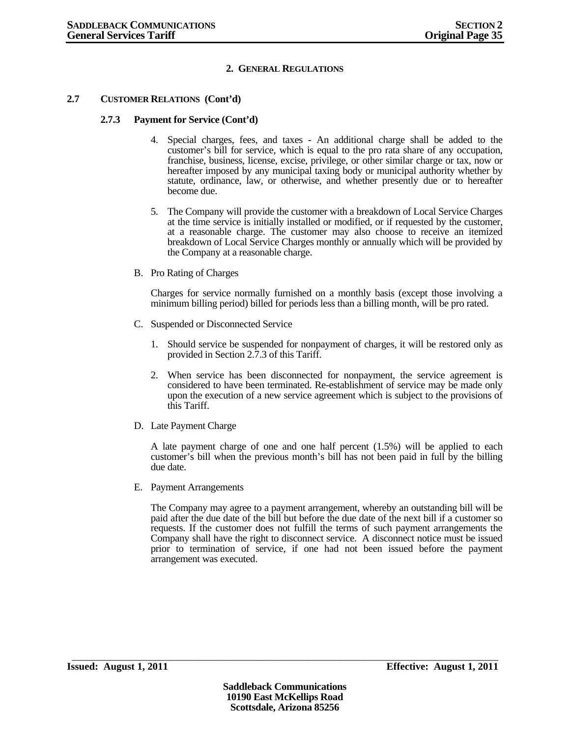## 2. GENERAL REGULATIONS

### 2.7 CUSTOMER RELATIONS (Cont'd)

#### 2.7.3 Payment for Service (Cont'd)

4. Special charges, fees, and taxes - An additional charge shall be added to the customer's bill for service, which is equal to the pro rata share of any occupation, franchise, business, license, excise, privilege, or other similar charge or tax, now or hereafter imposed by any municipal taxing body or municipal authority whether by statute, ordinance, law, or otherwise, and whether presently due or to hereafter become due.

5. The Company will provide the customer with a breakdown of Local Service Charges at the time service is initially installed or modified, or if requested by the customer, at a reasonable charge. The customer may also choose to receive an itemized breakdown of Local Service Charges monthly or annually which will be provided by the Company at a reasonable charge.

B. Pro Rating of Charges

Charges for service normally furnished on a monthly basis (except those involving a minimum billing period) billed for periods less than a billing month, will be pro rated.

C. Suspended or Disconnected Service

1. Should service be suspended for nonpayment of charges, it will be restored only as provided in Section 2.7.3 of this Tariff.

2. When service has been disconnected for nonpayment, the service agreement is considered to have been terminated. Re-establishment of service may be made only upon the execution of a new service agreement which is subject to the provisions of this Tariff.

D. Late Payment Charge

A late payment charge of one and one half percent (1.5%) will be applied to each customer's bill when the previous month's bill has not been paid in full by the billing due date.

E. Payment Arrangements

The Company may agree to a payment arrangement, whereby an outstanding bill will be paid after the due date of the bill but before the due date of the next bill if a customer so requests. If the customer does not fulfill the terms of such payment arrangements the Company shall have the right to disconnect service. A disconnect notice must be issued prior to termination of service, if one had not been issued before the payment arrangement was executed.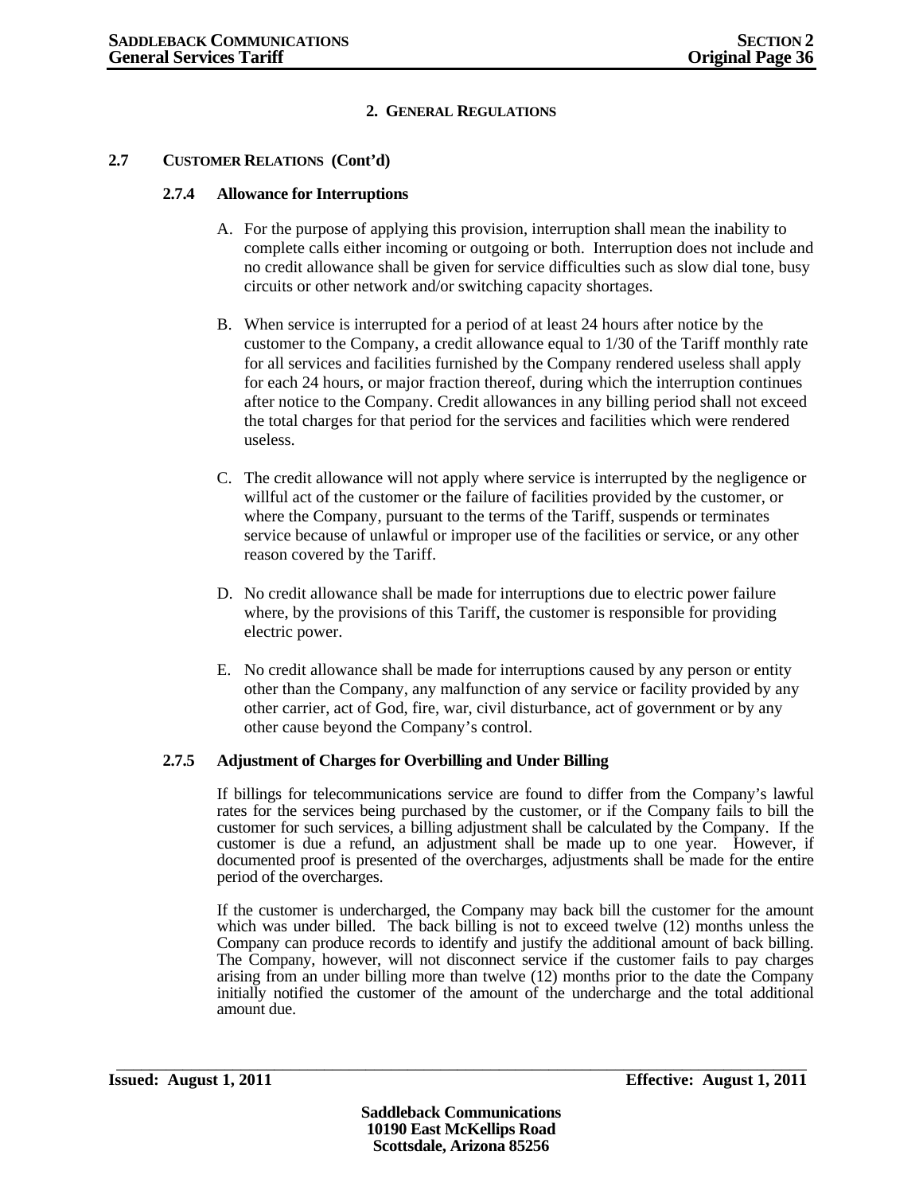## 2. GENERAL REGULATIONS

### 2.7 CUSTOMER RELATIONS (Cont'd)

#### 2.7.4 Allowance for Interruptions

A. For the purpose of applying this provision, interruption shall mean the inability to complete calls either incoming or outgoing or both. Interruption does not include and no credit allowance shall be given for service difficulties such as slow dial tone, busy circuits or other network and/or switching capacity shortages.

B. When service is interrupted for a period of at least 24 hours after notice by the customer to the Company, a credit allowance equal to 1/30 of the Tariff monthly rate for all services and facilities furnished by the Company rendered useless shall apply for each 24 hours, or major fraction thereof, during which the interruption continues after notice to the Company. Credit allowances in any billing period shall not exceed the total charges for that period for the services and facilities which were rendered useless.

C. The credit allowance will not apply where service is interrupted by the negligence or willful act of the customer or the failure of facilities provided by the customer, or where the Company, pursuant to the terms of the Tariff, suspends or terminates service because of unlawful or improper use of the facilities or service, or any other reason covered by the Tariff.

D. No credit allowance shall be made for interruptions due to electric power failure where, by the provisions of this Tariff, the customer is responsible for providing electric power.

E. No credit allowance shall be made for interruptions caused by any person or entity other than the Company, any malfunction of any service or facility provided by any other carrier, act of God, fire, war, civil disturbance, act of government or by any other cause beyond the Company's control.

#### 2.7.5 Adjustment of Charges for Overbilling and Under Billing

If billings for telecommunications service are found to differ from the Company's lawful rates for the services being purchased by the customer, or if the Company fails to bill the customer for such services, a billing adjustment shall be calculated by the Company. If the customer is due a refund, an adjustment shall be made up to one year. However, if documented proof is presented of the overcharges, adjustments shall be made for the entire period of the overcharges.

If the customer is undercharged, the Company may back bill the customer for the amount which was under billed. The back billing is not to exceed twelve (12) months unless the Company can produce records to identify and justify the additional amount of back billing. The Company, however, will not disconnect service if the customer fails to pay charges arising from an under billing more than twelve (12) months prior to the date the Company initially notified the customer of the amount of the undercharge and the total additional amount due.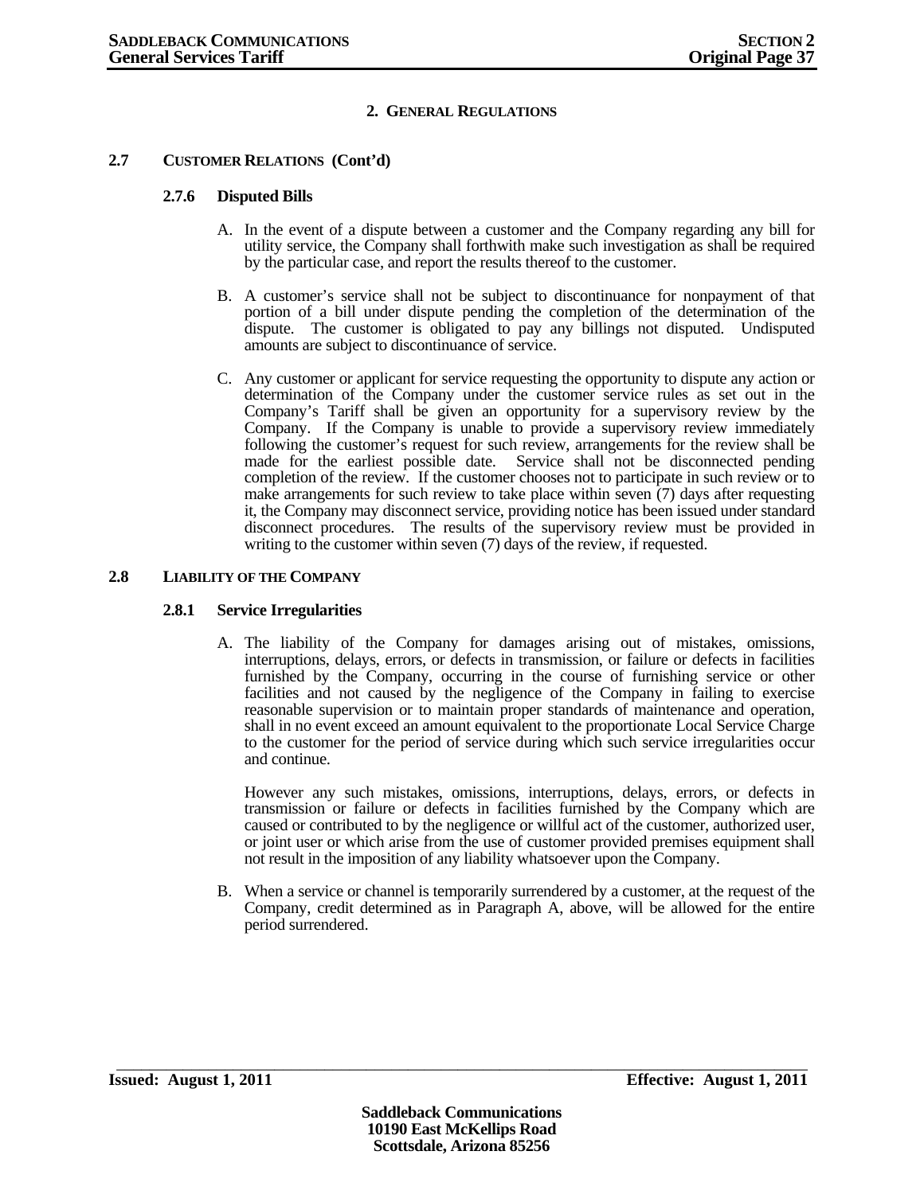## 2. GENERAL REGULATIONS

### 2.7 CUSTOMER RELATIONS (Cont'd)

#### 2.7.6 Disputed Bills

A. In the event of a dispute between a customer and the Company regarding any bill for utility service, the Company shall forthwith make such investigation as shall be required by the particular case, and report the results thereof to the customer.

B. A customer's service shall not be subject to discontinuance for nonpayment of that portion of a bill under dispute pending the completion of the determination of the dispute. The customer is obligated to pay any billings not disputed. Undisputed amounts are subject to discontinuance of service.

C. Any customer or applicant for service requesting the opportunity to dispute any action or determination of the Company under the customer service rules as set out in the Company's Tariff shall be given an opportunity for a supervisory review by the Company. If the Company is unable to provide a supervisory review immediately following the customer's request for such review, arrangements for the review shall be made for the earliest possible date. Service shall not be disconnected pending completion of the review. If the customer chooses not to participate in such review or to make arrangements for such review to take place within seven (7) days after requesting it, the Company may disconnect service, providing notice has been issued under standard disconnect procedures. The results of the supervisory review must be provided in writing to the customer within seven (7) days of the review, if requested.

### 2.8 LIABILITY OF THE COMPANY

#### 2.8.1 Service Irregularities

A. The liability of the Company for damages arising out of mistakes, omissions, interruptions, delays, errors, or defects in transmission, or failure or defects in facilities furnished by the Company, occurring in the course of furnishing service or other facilities and not caused by the negligence of the Company in failing to exercise reasonable supervision or to maintain proper standards of maintenance and operation, shall in no event exceed an amount equivalent to the proportionate Local Service Charge to the customer for the period of service during which such service irregularities occur and continue.

However any such mistakes, omissions, interruptions, delays, errors, or defects in transmission or failure or defects in facilities furnished by the Company which are caused or contributed to by the negligence or willful act of the customer, authorized user, or joint user or which arise from the use of customer provided premises equipment shall not result in the imposition of any liability whatsoever upon the Company.

B. When a service or channel is temporarily surrendered by a customer, at the request of the Company, credit determined as in Paragraph A, above, will be allowed for the entire period surrendered.

**Issued: August 1, 2011** **Effective: August 1, 2011**

**Saddleback Communications**
**10190 East McKellips Road**
**Scottsdale, Arizona 85256**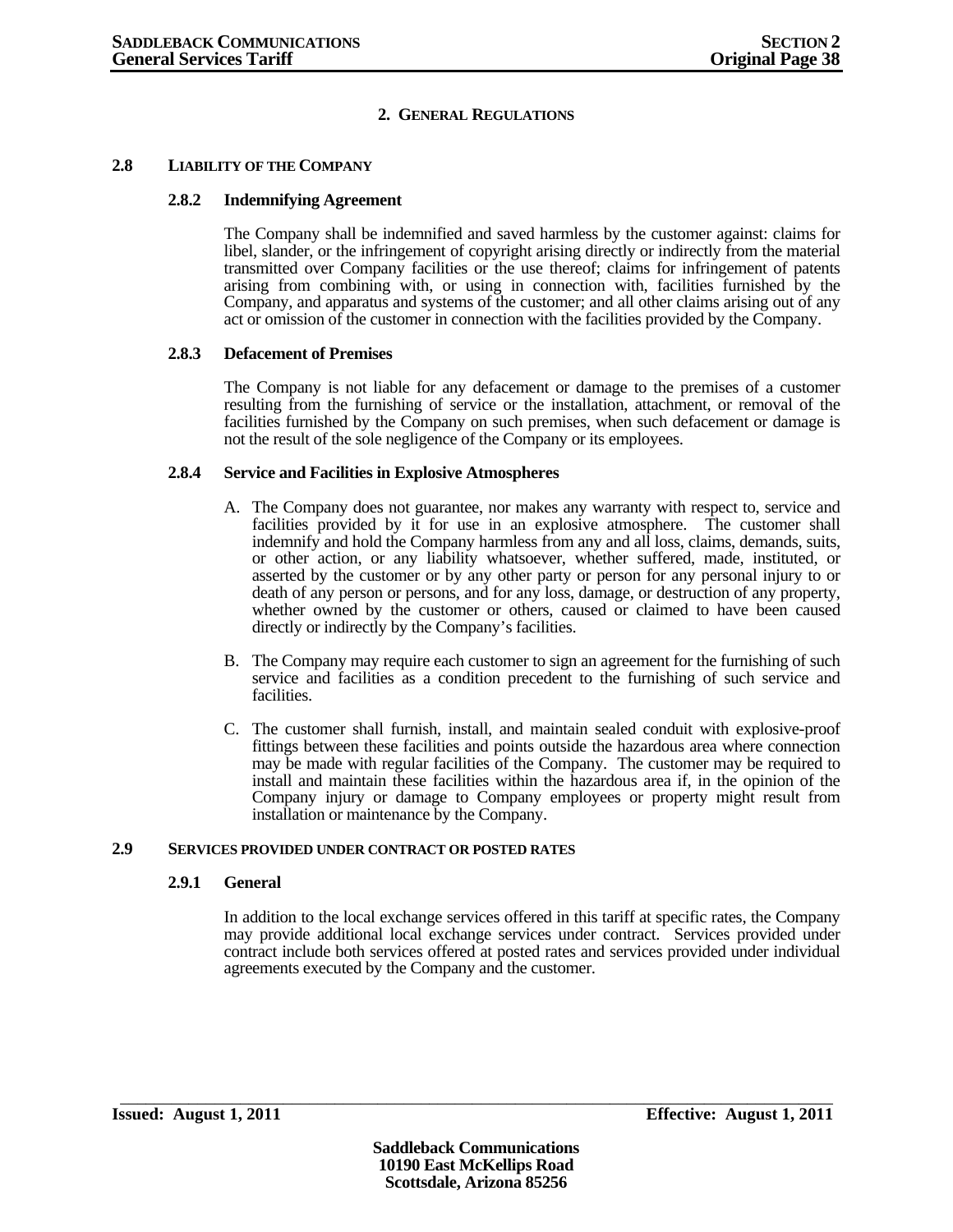## 2. GENERAL REGULATIONS

### 2.8 LIABILITY OF THE COMPANY

#### 2.8.2 Indemnifying Agreement

The Company shall be indemnified and saved harmless by the customer against: claims for libel, slander, or the infringement of copyright arising directly or indirectly from the material transmitted over Company facilities or the use thereof; claims for infringement of patents arising from combining with, or using in connection with, facilities furnished by the Company, and apparatus and systems of the customer; and all other claims arising out of any act or omission of the customer in connection with the facilities provided by the Company.

#### 2.8.3 Defacement of Premises

The Company is not liable for any defacement or damage to the premises of a customer resulting from the furnishing of service or the installation, attachment, or removal of the facilities furnished by the Company on such premises, when such defacement or damage is not the result of the sole negligence of the Company or its employees.

#### 2.8.4 Service and Facilities in Explosive Atmospheres

A. The Company does not guarantee, nor makes any warranty with respect to, service and facilities provided by it for use in an explosive atmosphere. The customer shall indemnify and hold the Company harmless from any and all loss, claims, demands, suits, or other action, or any liability whatsoever, whether suffered, made, instituted, or asserted by the customer or by any other party or person for any personal injury to or death of any person or persons, and for any loss, damage, or destruction of any property, whether owned by the customer or others, caused or claimed to have been caused directly or indirectly by the Company's facilities.

B. The Company may require each customer to sign an agreement for the furnishing of such service and facilities as a condition precedent to the furnishing of such service and facilities.

C. The customer shall furnish, install, and maintain sealed conduit with explosive-proof fittings between these facilities and points outside the hazardous area where connection may be made with regular facilities of the Company. The customer may be required to install and maintain these facilities within the hazardous area if, in the opinion of the Company injury or damage to Company employees or property might result from installation or maintenance by the Company.

### 2.9 SERVICES PROVIDED UNDER CONTRACT OR POSTED RATES

#### 2.9.1 General

In addition to the local exchange services offered in this tariff at specific rates, the Company may provide additional local exchange services under contract. Services provided under contract include both services offered at posted rates and services provided under individual agreements executed by the Company and the customer.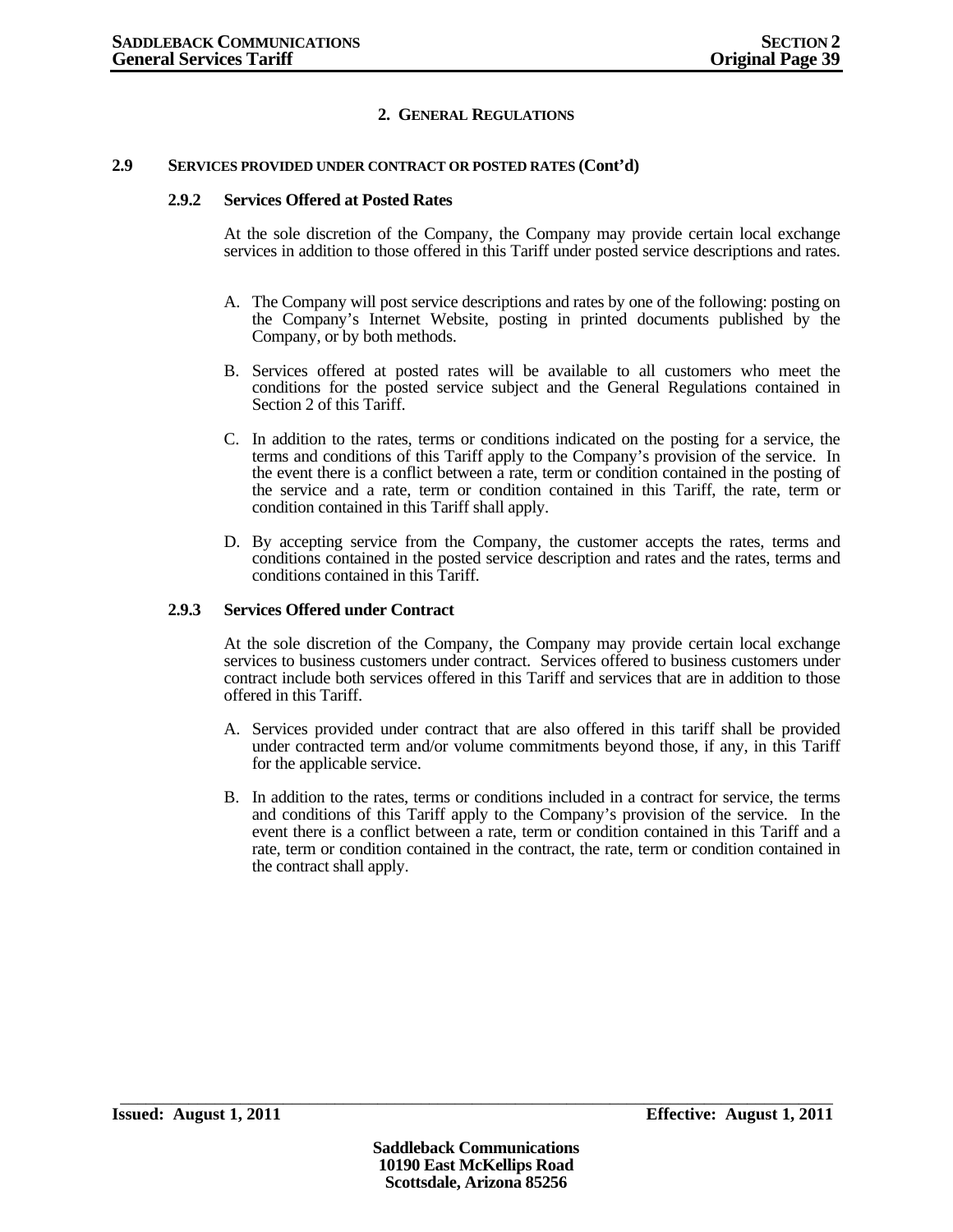## 2. GENERAL REGULATIONS

### 2.9 SERVICES PROVIDED UNDER CONTRACT OR POSTED RATES (Cont'd)

#### 2.9.2 Services Offered at Posted Rates

At the sole discretion of the Company, the Company may provide certain local exchange services in addition to those offered in this Tariff under posted service descriptions and rates.

A. The Company will post service descriptions and rates by one of the following: posting on the Company's Internet Website, posting in printed documents published by the Company, or by both methods.

B. Services offered at posted rates will be available to all customers who meet the conditions for the posted service subject and the General Regulations contained in Section 2 of this Tariff.

C. In addition to the rates, terms or conditions indicated on the posting for a service, the terms and conditions of this Tariff apply to the Company's provision of the service. In the event there is a conflict between a rate, term or condition contained in the posting of the service and a rate, term or condition contained in this Tariff, the rate, term or condition contained in this Tariff shall apply.

D. By accepting service from the Company, the customer accepts the rates, terms and conditions contained in the posted service description and rates and the rates, terms and conditions contained in this Tariff.

#### 2.9.3 Services Offered under Contract

At the sole discretion of the Company, the Company may provide certain local exchange services to business customers under contract. Services offered to business customers under contract include both services offered in this Tariff and services that are in addition to those offered in this Tariff.

A. Services provided under contract that are also offered in this tariff shall be provided under contracted term and/or volume commitments beyond those, if any, in this Tariff for the applicable service.

B. In addition to the rates, terms or conditions included in a contract for service, the terms and conditions of this Tariff apply to the Company's provision of the service. In the event there is a conflict between a rate, term or condition contained in this Tariff and a rate, term or condition contained in the contract, the rate, term or condition contained in the contract shall apply.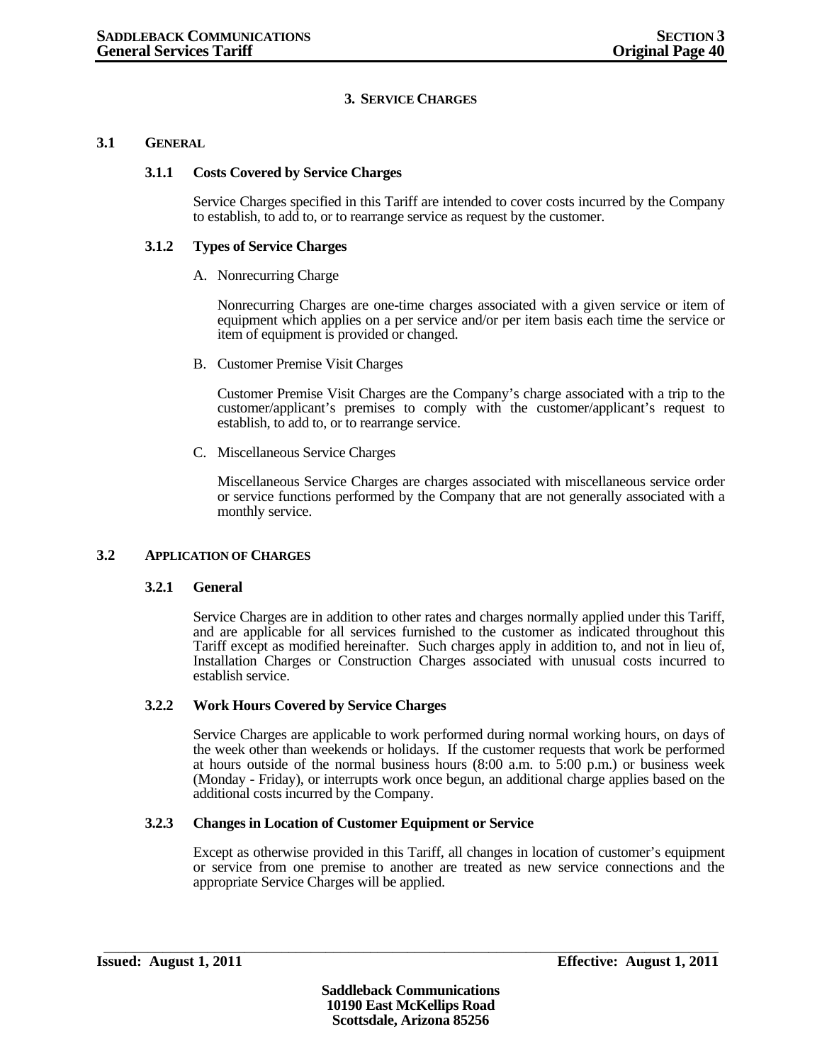# 3. SERVICE CHARGES

## 3.1 GENERAL

### 3.1.1 Costs Covered by Service Charges

Service Charges specified in this Tariff are intended to cover costs incurred by the Company to establish, to add to, or to rearrange service as request by the customer.

### 3.1.2 Types of Service Charges

A. Nonrecurring Charge

Nonrecurring Charges are one-time charges associated with a given service or item of equipment which applies on a per service and/or per item basis each time the service or item of equipment is provided or changed.

B. Customer Premise Visit Charges

Customer Premise Visit Charges are the Company's charge associated with a trip to the customer/applicant's premises to comply with the customer/applicant's request to establish, to add to, or to rearrange service.

C. Miscellaneous Service Charges

Miscellaneous Service Charges are charges associated with miscellaneous service order or service functions performed by the Company that are not generally associated with a monthly service.

## 3.2 APPLICATION OF CHARGES

### 3.2.1 General

Service Charges are in addition to other rates and charges normally applied under this Tariff, and are applicable for all services furnished to the customer as indicated throughout this Tariff except as modified hereinafter. Such charges apply in addition to, and not in lieu of, Installation Charges or Construction Charges associated with unusual costs incurred to establish service.

### 3.2.2 Work Hours Covered by Service Charges

Service Charges are applicable to work performed during normal working hours, on days of the week other than weekends or holidays. If the customer requests that work be performed at hours outside of the normal business hours (8:00 a.m. to 5:00 p.m.) or business week (Monday - Friday), or interrupts work once begun, an additional charge applies based on the additional costs incurred by the Company.

### 3.2.3 Changes in Location of Customer Equipment or Service

Except as otherwise provided in this Tariff, all changes in location of customer's equipment or service from one premise to another are treated as new service connections and the appropriate Service Charges will be applied.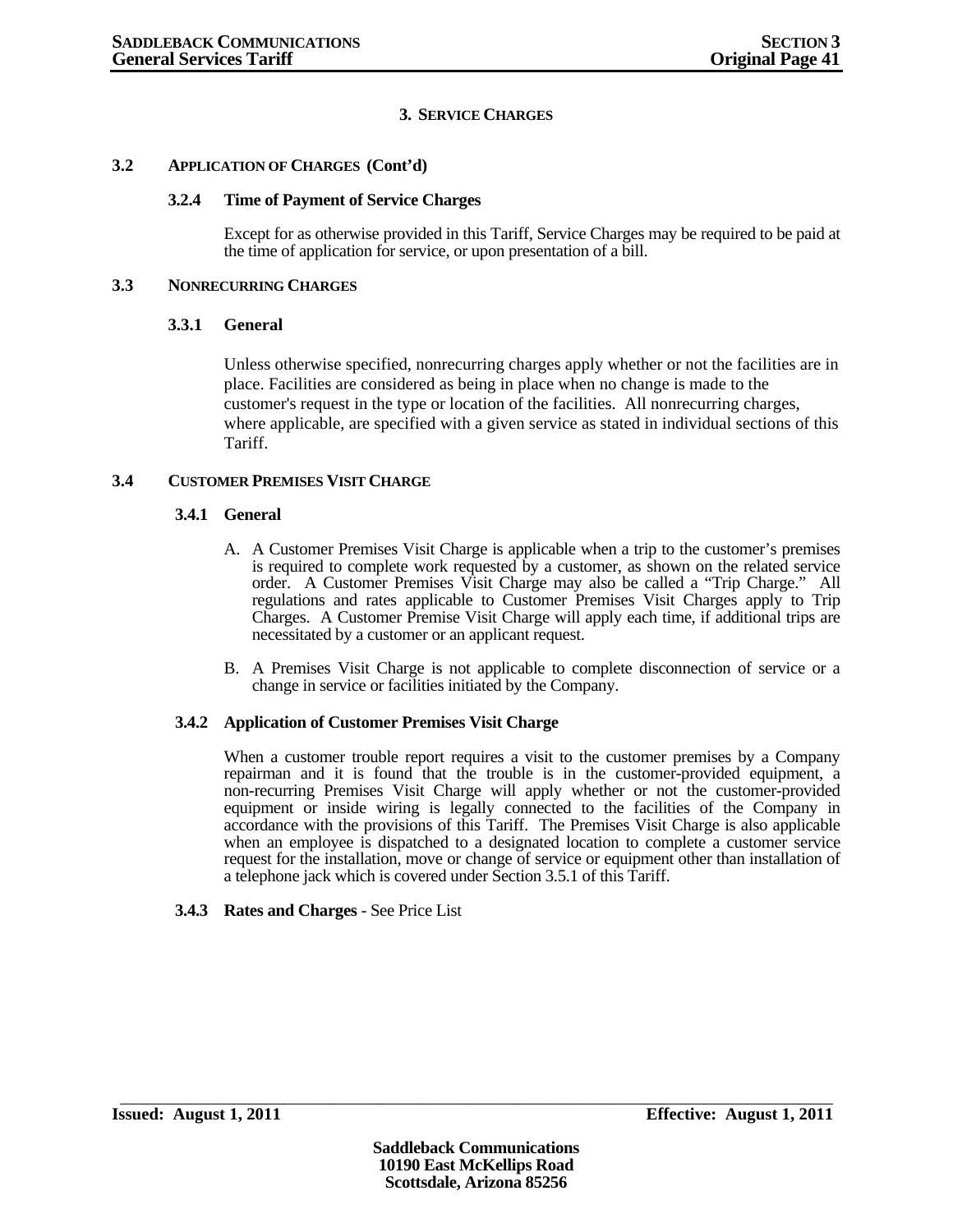## 3. SERVICE CHARGES

### 3.2 APPLICATION OF CHARGES (Cont'd)

#### 3.2.4 Time of Payment of Service Charges

Except for as otherwise provided in this Tariff, Service Charges may be required to be paid at the time of application for service, or upon presentation of a bill.

### 3.3 NONRECURRING CHARGES

#### 3.3.1 General

Unless otherwise specified, nonrecurring charges apply whether or not the facilities are in place. Facilities are considered as being in place when no change is made to the customer's request in the type or location of the facilities. All nonrecurring charges, where applicable, are specified with a given service as stated in individual sections of this Tariff.

### 3.4 CUSTOMER PREMISES VISIT CHARGE

#### 3.4.1 General

A. A Customer Premises Visit Charge is applicable when a trip to the customer's premises is required to complete work requested by a customer, as shown on the related service order. A Customer Premises Visit Charge may also be called a "Trip Charge." All regulations and rates applicable to Customer Premises Visit Charges apply to Trip Charges. A Customer Premise Visit Charge will apply each time, if additional trips are necessitated by a customer or an applicant request.

B. A Premises Visit Charge is not applicable to complete disconnection of service or a change in service or facilities initiated by the Company.

#### 3.4.2 Application of Customer Premises Visit Charge

When a customer trouble report requires a visit to the customer premises by a Company repairman and it is found that the trouble is in the customer-provided equipment, a non-recurring Premises Visit Charge will apply whether or not the customer-provided equipment or inside wiring is legally connected to the facilities of the Company in accordance with the provisions of this Tariff. The Premises Visit Charge is also applicable when an employee is dispatched to a designated location to complete a customer service request for the installation, move or change of service or equipment other than installation of a telephone jack which is covered under Section 3.5.1 of this Tariff.

#### 3.4.3 Rates and Charges - See Price List

**Issued: August 1, 2011** **Effective: August 1, 2011**

**Saddleback Communications**
**10190 East McKellips Road**
**Scottsdale, Arizona 85256**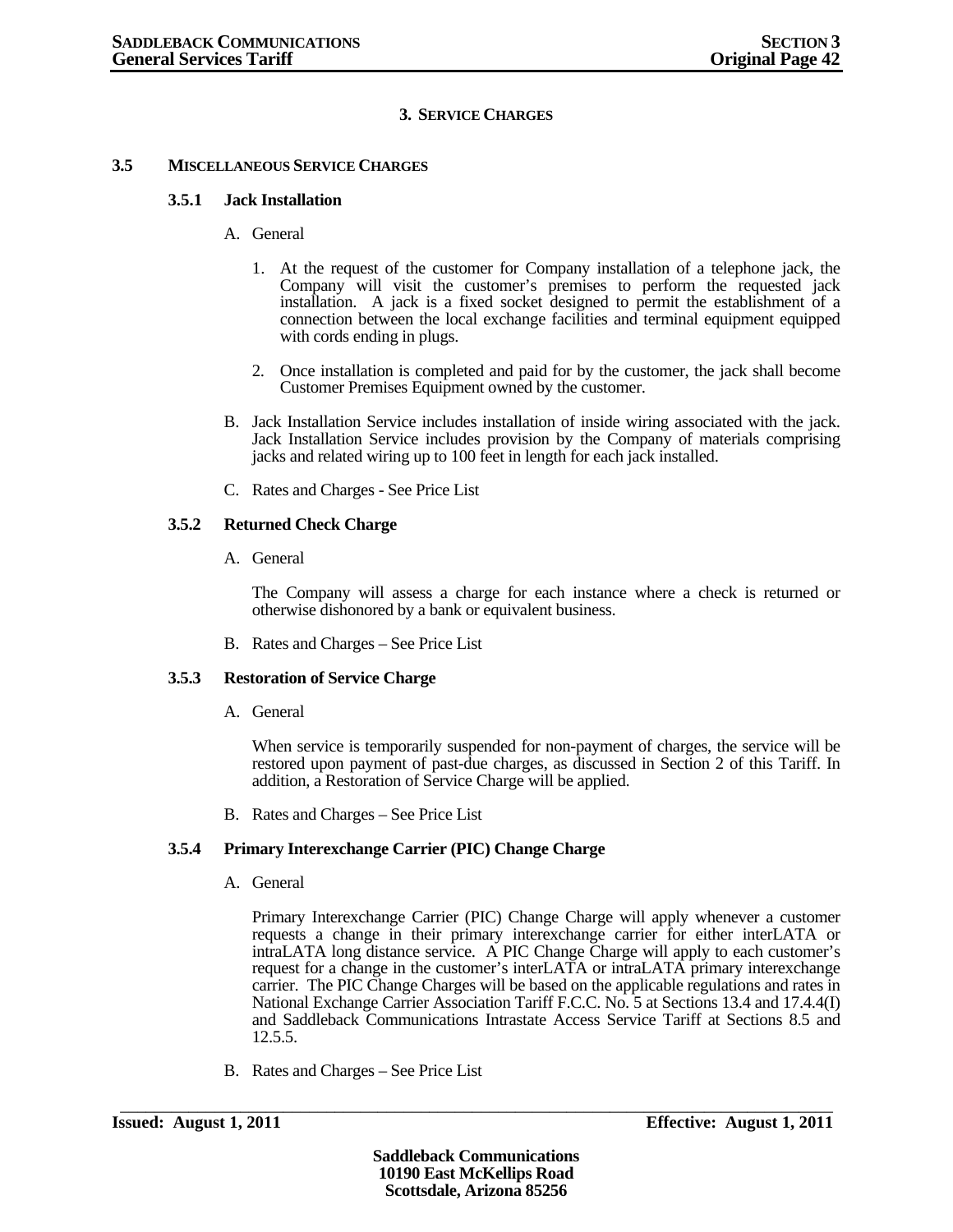# 3. SERVICE CHARGES

## 3.5 MISCELLANEOUS SERVICE CHARGES

### 3.5.1 Jack Installation

A. General

1. At the request of the customer for Company installation of a telephone jack, the Company will visit the customer's premises to perform the requested jack installation. A jack is a fixed socket designed to permit the establishment of a connection between the local exchange facilities and terminal equipment equipped with cords ending in plugs.

2. Once installation is completed and paid for by the customer, the jack shall become Customer Premises Equipment owned by the customer.

B. Jack Installation Service includes installation of inside wiring associated with the jack. Jack Installation Service includes provision by the Company of materials comprising jacks and related wiring up to 100 feet in length for each jack installed.

C. Rates and Charges - See Price List

### 3.5.2 Returned Check Charge

A. General

The Company will assess a charge for each instance where a check is returned or otherwise dishonored by a bank or equivalent business.

B. Rates and Charges – See Price List

### 3.5.3 Restoration of Service Charge

A. General

When service is temporarily suspended for non-payment of charges, the service will be restored upon payment of past-due charges, as discussed in Section 2 of this Tariff. In addition, a Restoration of Service Charge will be applied.

B. Rates and Charges – See Price List

### 3.5.4 Primary Interexchange Carrier (PIC) Change Charge

A. General

Primary Interexchange Carrier (PIC) Change Charge will apply whenever a customer requests a change in their primary interexchange carrier for either interLATA or intraLATA long distance service. A PIC Change Charge will apply to each customer's request for a change in the customer's interLATA or intraLATA primary interexchange carrier. The PIC Change Charges will be based on the applicable regulations and rates in National Exchange Carrier Association Tariff F.C.C. No. 5 at Sections 13.4 and 17.4.4(I) and Saddleback Communications Intrastate Access Service Tariff at Sections 8.5 and 12.5.5.

B. Rates and Charges – See Price List

**Issued: August 1, 2011** **Effective: August 1, 2011**

**Saddleback Communications**
**10190 East McKellips Road**
**Scottsdale, Arizona 85256**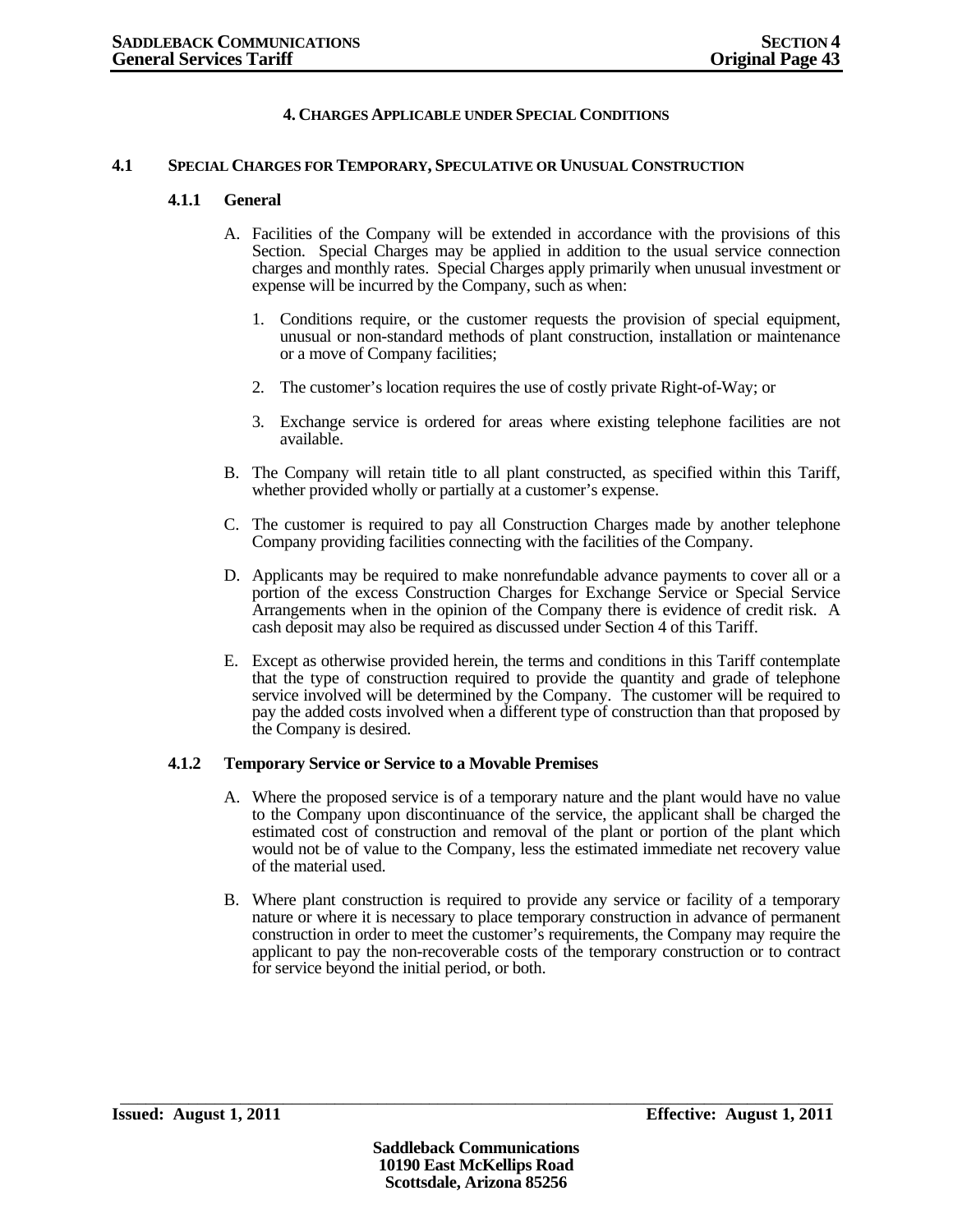# 4. Charges Applicable under Special Conditions

## 4.1 Special Charges for Temporary, Speculative or Unusual Construction

### 4.1.1 General

A. Facilities of the Company will be extended in accordance with the provisions of this Section. Special Charges may be applied in addition to the usual service connection charges and monthly rates. Special Charges apply primarily when unusual investment or expense will be incurred by the Company, such as when:

1. Conditions require, or the customer requests the provision of special equipment, unusual or non-standard methods of plant construction, installation or maintenance or a move of Company facilities;

2. The customer's location requires the use of costly private Right-of-Way; or

3. Exchange service is ordered for areas where existing telephone facilities are not available.

B. The Company will retain title to all plant constructed, as specified within this Tariff, whether provided wholly or partially at a customer's expense.

C. The customer is required to pay all Construction Charges made by another telephone Company providing facilities connecting with the facilities of the Company.

D. Applicants may be required to make nonrefundable advance payments to cover all or a portion of the excess Construction Charges for Exchange Service or Special Service Arrangements when in the opinion of the Company there is evidence of credit risk. A cash deposit may also be required as discussed under Section 4 of this Tariff.

E. Except as otherwise provided herein, the terms and conditions in this Tariff contemplate that the type of construction required to provide the quantity and grade of telephone service involved will be determined by the Company. The customer will be required to pay the added costs involved when a different type of construction than that proposed by the Company is desired.

### 4.1.2 Temporary Service or Service to a Movable Premises

A. Where the proposed service is of a temporary nature and the plant would have no value to the Company upon discontinuance of the service, the applicant shall be charged the estimated cost of construction and removal of the plant or portion of the plant which would not be of value to the Company, less the estimated immediate net recovery value of the material used.

B. Where plant construction is required to provide any service or facility of a temporary nature or where it is necessary to place temporary construction in advance of permanent construction in order to meet the customer's requirements, the Company may require the applicant to pay the non-recoverable costs of the temporary construction or to contract for service beyond the initial period, or both.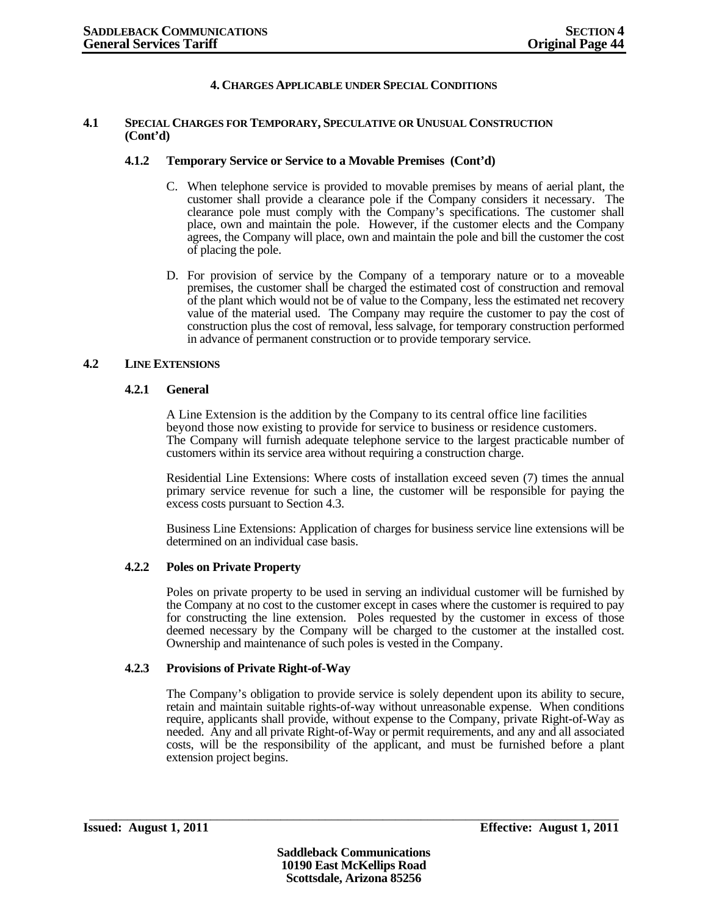## 4. CHARGES APPLICABLE UNDER SPECIAL CONDITIONS

### 4.1 SPECIAL CHARGES FOR TEMPORARY, SPECULATIVE OR UNUSUAL CONSTRUCTION (Cont'd)

#### 4.1.2 Temporary Service or Service to a Movable Premises (Cont'd)

C. When telephone service is provided to movable premises by means of aerial plant, the customer shall provide a clearance pole if the Company considers it necessary. The clearance pole must comply with the Company's specifications. The customer shall place, own and maintain the pole. However, if the customer elects and the Company agrees, the Company will place, own and maintain the pole and bill the customer the cost of placing the pole.

D. For provision of service by the Company of a temporary nature or to a moveable premises, the customer shall be charged the estimated cost of construction and removal of the plant which would not be of value to the Company, less the estimated net recovery value of the material used. The Company may require the customer to pay the cost of construction plus the cost of removal, less salvage, for temporary construction performed in advance of permanent construction or to provide temporary service.

### 4.2 LINE EXTENSIONS

#### 4.2.1 General

A Line Extension is the addition by the Company to its central office line facilities beyond those now existing to provide for service to business or residence customers. The Company will furnish adequate telephone service to the largest practicable number of customers within its service area without requiring a construction charge.

Residential Line Extensions: Where costs of installation exceed seven (7) times the annual primary service revenue for such a line, the customer will be responsible for paying the excess costs pursuant to Section 4.3.

Business Line Extensions: Application of charges for business service line extensions will be determined on an individual case basis.

#### 4.2.2 Poles on Private Property

Poles on private property to be used in serving an individual customer will be furnished by the Company at no cost to the customer except in cases where the customer is required to pay for constructing the line extension. Poles requested by the customer in excess of those deemed necessary by the Company will be charged to the customer at the installed cost. Ownership and maintenance of such poles is vested in the Company.

#### 4.2.3 Provisions of Private Right-of-Way

The Company's obligation to provide service is solely dependent upon its ability to secure, retain and maintain suitable rights-of-way without unreasonable expense. When conditions require, applicants shall provide, without expense to the Company, private Right-of-Way as needed. Any and all private Right-of-Way or permit requirements, and any and all associated costs, will be the responsibility of the applicant, and must be furnished before a plant extension project begins.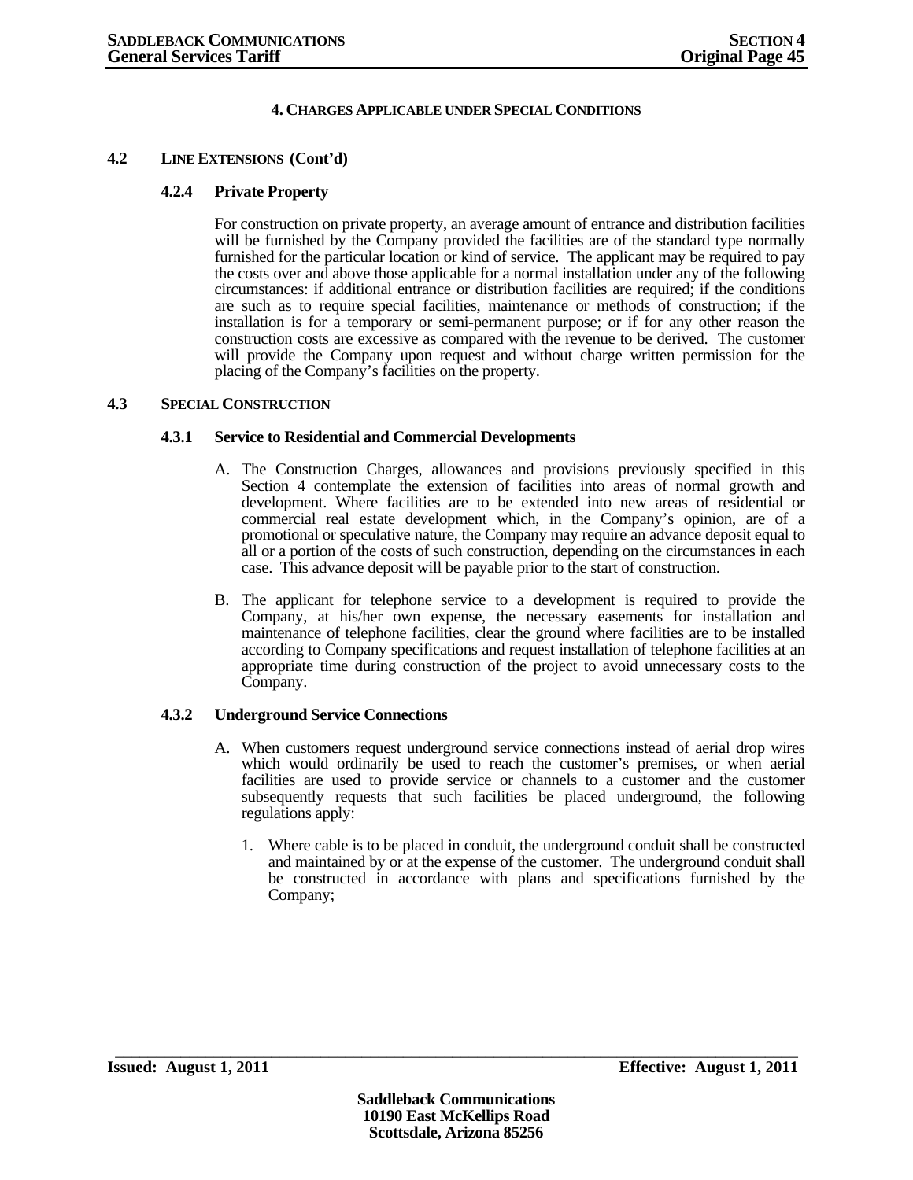# 4. CHARGES APPLICABLE UNDER SPECIAL CONDITIONS

## 4.2 LINE EXTENSIONS (Cont'd)

### 4.2.4 Private Property

For construction on private property, an average amount of entrance and distribution facilities will be furnished by the Company provided the facilities are of the standard type normally furnished for the particular location or kind of service. The applicant may be required to pay the costs over and above those applicable for a normal installation under any of the following circumstances: if additional entrance or distribution facilities are required; if the conditions are such as to require special facilities, maintenance or methods of construction; if the installation is for a temporary or semi-permanent purpose; or if for any other reason the construction costs are excessive as compared with the revenue to be derived. The customer will provide the Company upon request and without charge written permission for the placing of the Company's facilities on the property.

## 4.3 SPECIAL CONSTRUCTION

### 4.3.1 Service to Residential and Commercial Developments

A. The Construction Charges, allowances and provisions previously specified in this Section 4 contemplate the extension of facilities into areas of normal growth and development. Where facilities are to be extended into new areas of residential or commercial real estate development which, in the Company's opinion, are of a promotional or speculative nature, the Company may require an advance deposit equal to all or a portion of the costs of such construction, depending on the circumstances in each case. This advance deposit will be payable prior to the start of construction.

B. The applicant for telephone service to a development is required to provide the Company, at his/her own expense, the necessary easements for installation and maintenance of telephone facilities, clear the ground where facilities are to be installed according to Company specifications and request installation of telephone facilities at an appropriate time during construction of the project to avoid unnecessary costs to the Company.

### 4.3.2 Underground Service Connections

A. When customers request underground service connections instead of aerial drop wires which would ordinarily be used to reach the customer's premises, or when aerial facilities are used to provide service or channels to a customer and the customer subsequently requests that such facilities be placed underground, the following regulations apply:

1. Where cable is to be placed in conduit, the underground conduit shall be constructed and maintained by or at the expense of the customer. The underground conduit shall be constructed in accordance with plans and specifications furnished by the Company;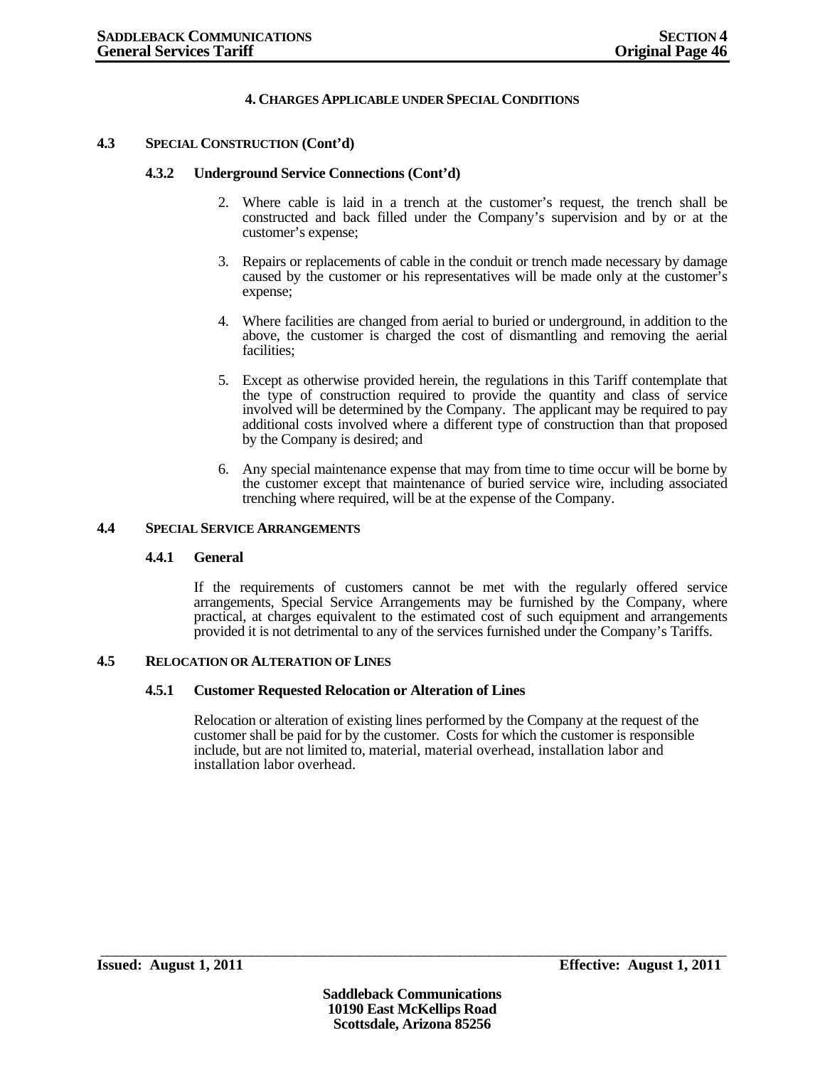## 4. CHARGES APPLICABLE UNDER SPECIAL CONDITIONS

### 4.3 SPECIAL CONSTRUCTION (Cont'd)

#### 4.3.2 Underground Service Connections (Cont'd)

2. Where cable is laid in a trench at the customer's request, the trench shall be constructed and back filled under the Company's supervision and by or at the customer's expense;

3. Repairs or replacements of cable in the conduit or trench made necessary by damage caused by the customer or his representatives will be made only at the customer's expense;

4. Where facilities are changed from aerial to buried or underground, in addition to the above, the customer is charged the cost of dismantling and removing the aerial facilities;

5. Except as otherwise provided herein, the regulations in this Tariff contemplate that the type of construction required to provide the quantity and class of service involved will be determined by the Company. The applicant may be required to pay additional costs involved where a different type of construction than that proposed by the Company is desired; and

6. Any special maintenance expense that may from time to time occur will be borne by the customer except that maintenance of buried service wire, including associated trenching where required, will be at the expense of the Company.

### 4.4 SPECIAL SERVICE ARRANGEMENTS

#### 4.4.1 General

If the requirements of customers cannot be met with the regularly offered service arrangements, Special Service Arrangements may be furnished by the Company, where practical, at charges equivalent to the estimated cost of such equipment and arrangements provided it is not detrimental to any of the services furnished under the Company's Tariffs.

### 4.5 RELOCATION OR ALTERATION OF LINES

#### 4.5.1 Customer Requested Relocation or Alteration of Lines

Relocation or alteration of existing lines performed by the Company at the request of the customer shall be paid for by the customer. Costs for which the customer is responsible include, but are not limited to, material, material overhead, installation labor and installation labor overhead.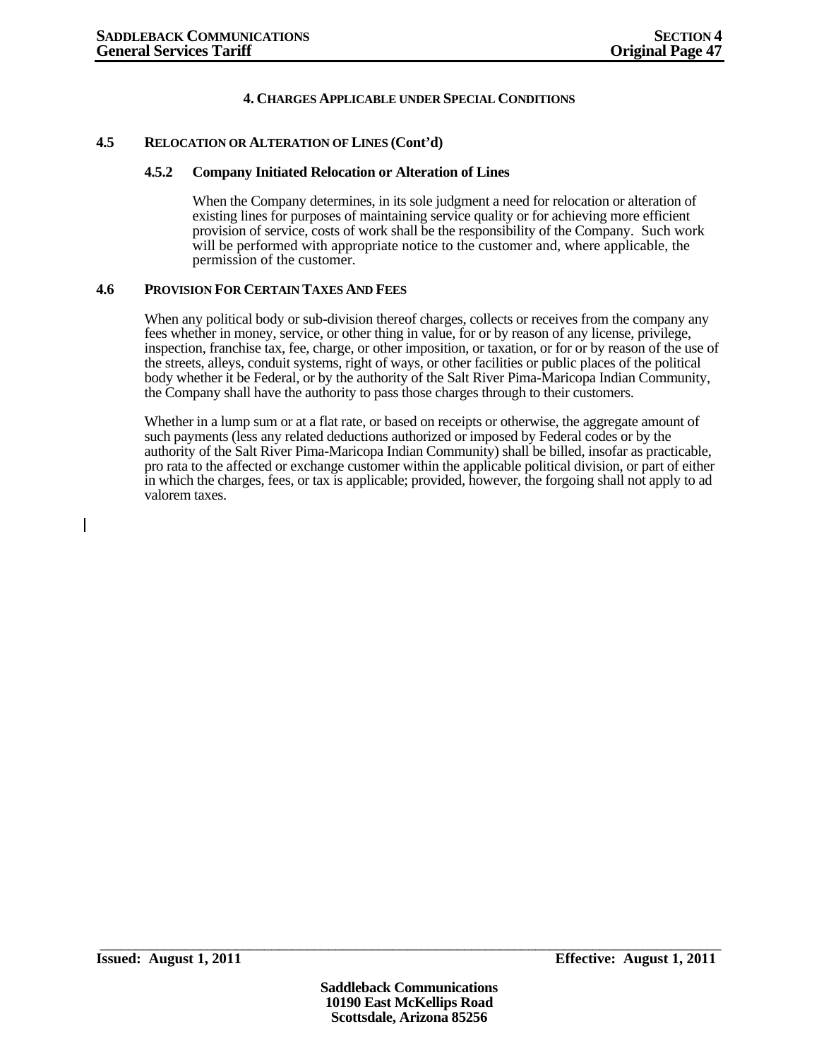# 4. CHARGES APPLICABLE UNDER SPECIAL CONDITIONS

## 4.5 RELOCATION OR ALTERATION OF LINES (Cont'd)

### 4.5.2 Company Initiated Relocation or Alteration of Lines

When the Company determines, in its sole judgment a need for relocation or alteration of existing lines for purposes of maintaining service quality or for achieving more efficient provision of service, costs of work shall be the responsibility of the Company. Such work will be performed with appropriate notice to the customer and, where applicable, the permission of the customer.

## 4.6 PROVISION FOR CERTAIN TAXES AND FEES

When any political body or sub-division thereof charges, collects or receives from the company any fees whether in money, service, or other thing in value, for or by reason of any license, privilege, inspection, franchise tax, fee, charge, or other imposition, or taxation, or for or by reason of the use of the streets, alleys, conduit systems, right of ways, or other facilities or public places of the political body whether it be Federal, or by the authority of the Salt River Pima-Maricopa Indian Community, the Company shall have the authority to pass those charges through to their customers.

Whether in a lump sum or at a flat rate, or based on receipts or otherwise, the aggregate amount of such payments (less any related deductions authorized or imposed by Federal codes or by the authority of the Salt River Pima-Maricopa Indian Community) shall be billed, insofar as practicable, pro rata to the affected or exchange customer within the applicable political division, or part of either in which the charges, fees, or tax is applicable; provided, however, the forgoing shall not apply to ad valorem taxes.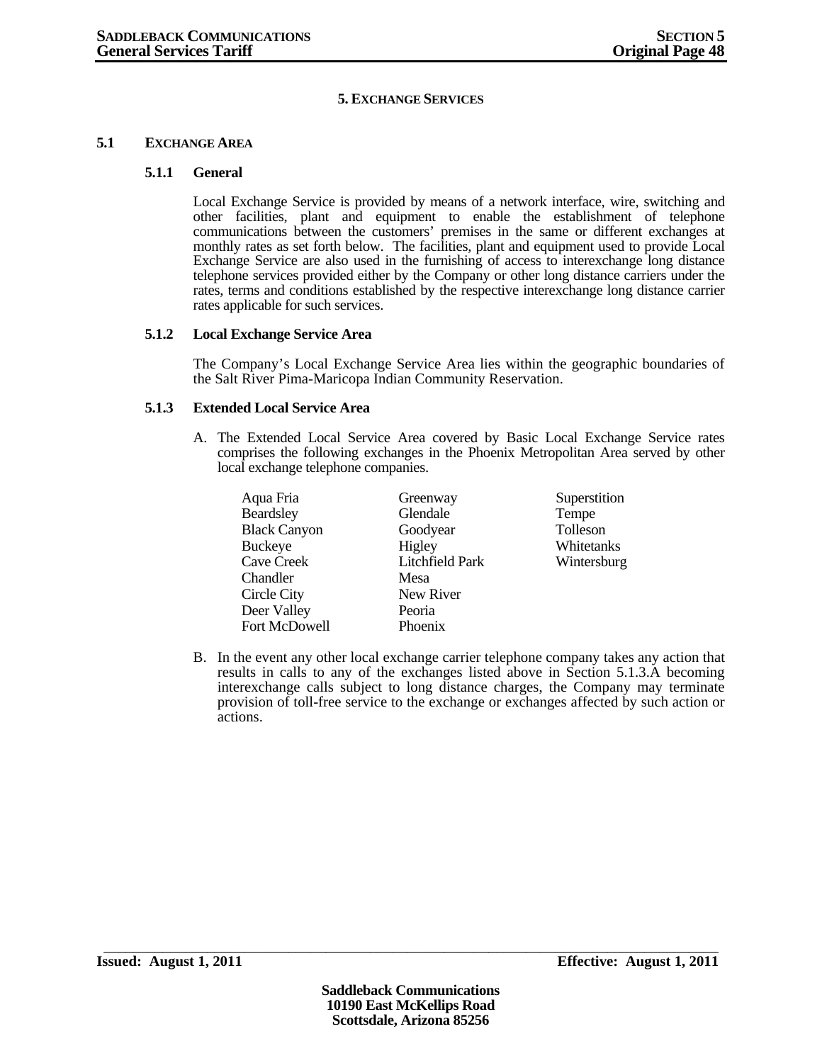# 5. EXCHANGE SERVICES

## 5.1 EXCHANGE AREA

### 5.1.1 General

Local Exchange Service is provided by means of a network interface, wire, switching and other facilities, plant and equipment to enable the establishment of telephone communications between the customers' premises in the same or different exchanges at monthly rates as set forth below. The facilities, plant and equipment used to provide Local Exchange Service are also used in the furnishing of access to interexchange long distance telephone services provided either by the Company or other long distance carriers under the rates, terms and conditions established by the respective interexchange long distance carrier rates applicable for such services.

### 5.1.2 Local Exchange Service Area

The Company's Local Exchange Service Area lies within the geographic boundaries of the Salt River Pima-Maricopa Indian Community Reservation.

### 5.1.3 Extended Local Service Area

A. The Extended Local Service Area covered by Basic Local Exchange Service rates comprises the following exchanges in the Phoenix Metropolitan Area served by other local exchange telephone companies.

| | | |
|---|---|---|
| Aqua Fria | Greenway | Superstition |
| Beardsley | Glendale | Tempe |
| Black Canyon | Goodyear | Tolleson |
| Buckeye | Higley | Whitetanks |
| Cave Creek | Litchfield Park | Wintersburg |
| Chandler | Mesa | |
| Circle City | New River | |
| Deer Valley | Peoria | |
| Fort McDowell | Phoenix | |

B. In the event any other local exchange carrier telephone company takes any action that results in calls to any of the exchanges listed above in Section 5.1.3.A becoming interexchange calls subject to long distance charges, the Company may terminate provision of toll-free service to the exchange or exchanges affected by such action or actions.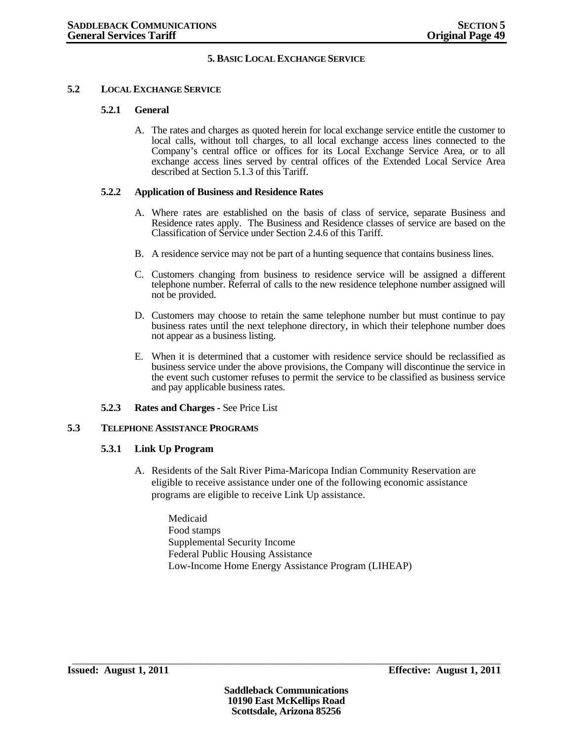# 5. BASIC LOCAL EXCHANGE SERVICE

## 5.2 LOCAL EXCHANGE SERVICE

### 5.2.1 General

A. The rates and charges as quoted herein for local exchange service entitle the customer to local calls, without toll charges, to all local exchange access lines connected to the Company's central office or offices for its Local Exchange Service Area, or to all exchange access lines served by central offices of the Extended Local Service Area described at Section 5.1.3 of this Tariff.

### 5.2.2 Application of Business and Residence Rates

A. Where rates are established on the basis of class of service, separate Business and Residence rates apply. The Business and Residence classes of service are based on the Classification of Service under Section 2.4.6 of this Tariff.

B. A residence service may not be part of a hunting sequence that contains business lines.

C. Customers changing from business to residence service will be assigned a different telephone number. Referral of calls to the new residence telephone number assigned will not be provided.

D. Customers may choose to retain the same telephone number but must continue to pay business rates until the next telephone directory, in which their telephone number does not appear as a business listing.

E. When it is determined that a customer with residence service should be reclassified as business service under the above provisions, the Company will discontinue the service in the event such customer refuses to permit the service to be classified as business service and pay applicable business rates.

### 5.2.3 Rates and Charges - See Price List

## 5.3 TELEPHONE ASSISTANCE PROGRAMS

### 5.3.1 Link Up Program

A. Residents of the Salt River Pima-Maricopa Indian Community Reservation are eligible to receive assistance under one of the following economic assistance programs are eligible to receive Link Up assistance.

Medicaid
Food stamps
Supplemental Security Income
Federal Public Housing Assistance
Low-Income Home Energy Assistance Program (LIHEAP)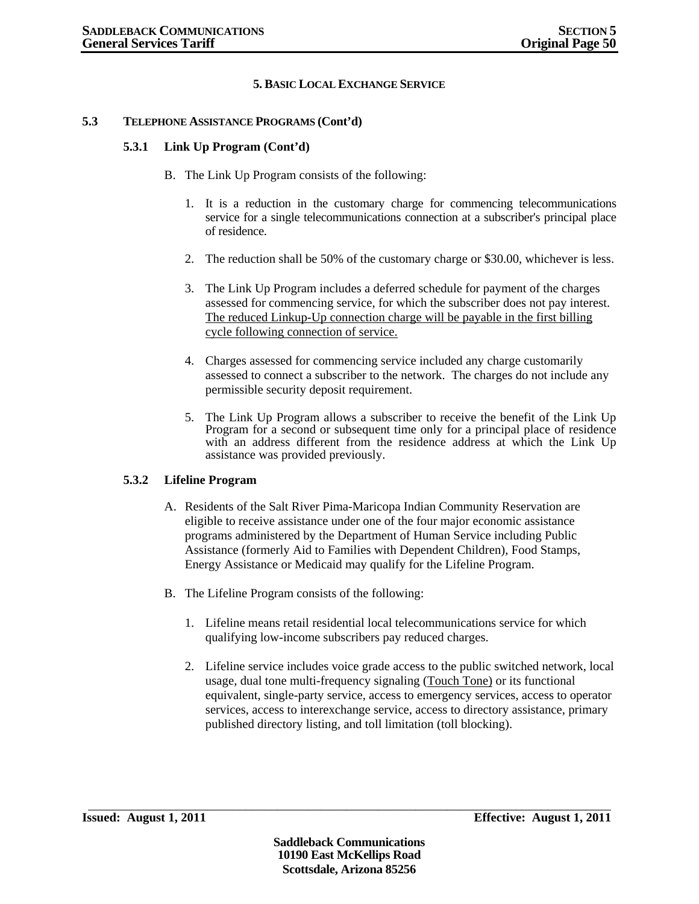# 5. BASIC LOCAL EXCHANGE SERVICE

## 5.3 TELEPHONE ASSISTANCE PROGRAMS (Cont'd)

### 5.3.1 Link Up Program (Cont'd)

B. The Link Up Program consists of the following:

1. It is a reduction in the customary charge for commencing telecommunications service for a single telecommunications connection at a subscriber's principal place of residence.

2. The reduction shall be 50% of the customary charge or $30.00, whichever is less.

3. The Link Up Program includes a deferred schedule for payment of the charges assessed for commencing service, for which the subscriber does not pay interest. The reduced Linkup-Up connection charge will be payable in the first billing cycle following connection of service.

4. Charges assessed for commencing service included any charge customarily assessed to connect a subscriber to the network. The charges do not include any permissible security deposit requirement.

5. The Link Up Program allows a subscriber to receive the benefit of the Link Up Program for a second or subsequent time only for a principal place of residence with an address different from the residence address at which the Link Up assistance was provided previously.

### 5.3.2 Lifeline Program

A. Residents of the Salt River Pima-Maricopa Indian Community Reservation are eligible to receive assistance under one of the four major economic assistance programs administered by the Department of Human Service including Public Assistance (formerly Aid to Families with Dependent Children), Food Stamps, Energy Assistance or Medicaid may qualify for the Lifeline Program.

B. The Lifeline Program consists of the following:

1. Lifeline means retail residential local telecommunications service for which qualifying low-income subscribers pay reduced charges.

2. Lifeline service includes voice grade access to the public switched network, local usage, dual tone multi-frequency signaling (Touch Tone) or its functional equivalent, single-party service, access to emergency services, access to operator services, access to interexchange service, access to directory assistance, primary published directory listing, and toll limitation (toll blocking).

**Issued: August 1, 2011** **Effective: August 1, 2011**

**Saddleback Communications**
**10190 East McKellips Road**
**Scottsdale, Arizona 85256**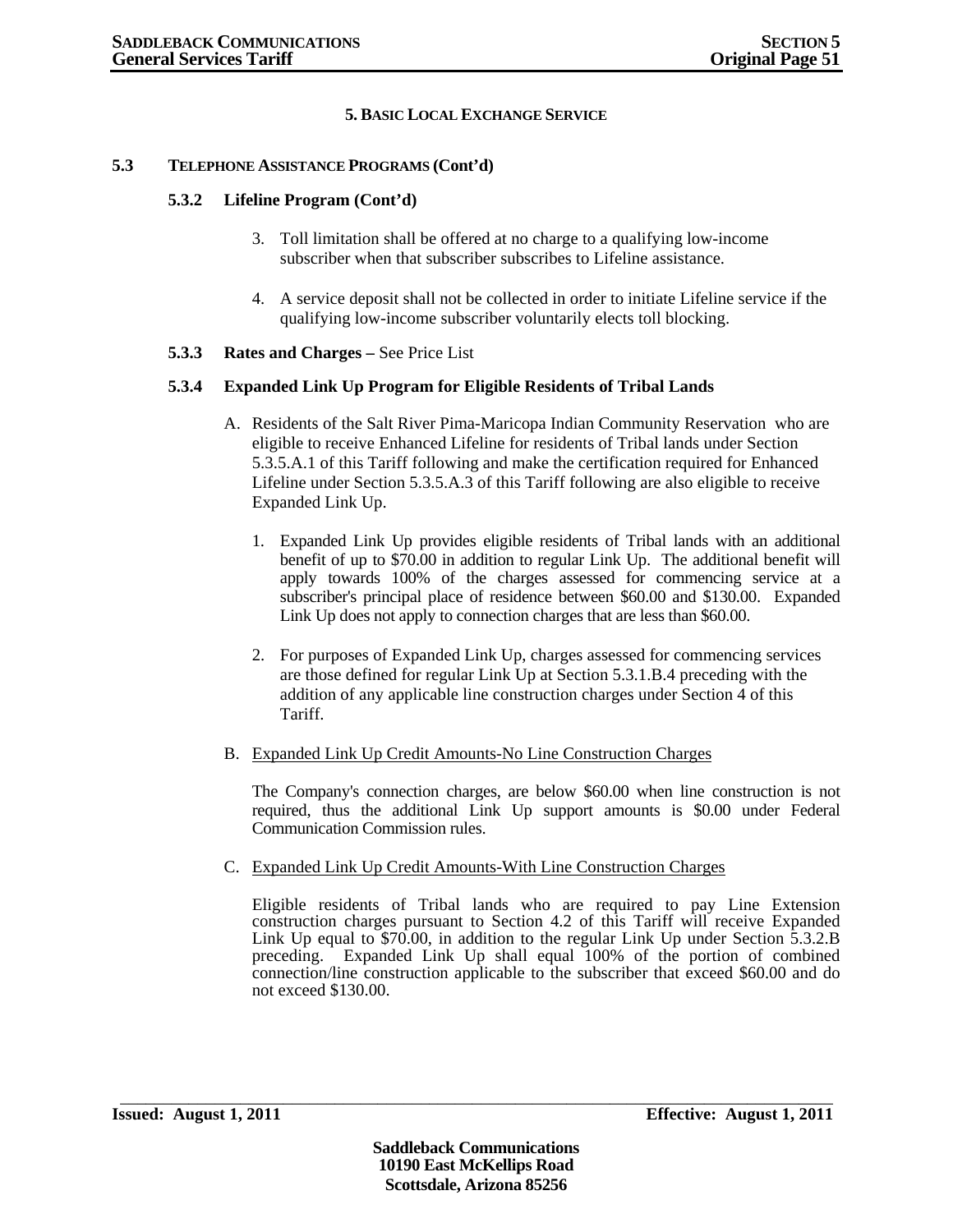## 5. BASIC LOCAL EXCHANGE SERVICE

### 5.3 TELEPHONE ASSISTANCE PROGRAMS (Cont'd)

#### 5.3.2 Lifeline Program (Cont'd)

3. Toll limitation shall be offered at no charge to a qualifying low-income subscriber when that subscriber subscribes to Lifeline assistance.

4. A service deposit shall not be collected in order to initiate Lifeline service if the qualifying low-income subscriber voluntarily elects toll blocking.

#### 5.3.3 Rates and Charges – See Price List

#### 5.3.4 Expanded Link Up Program for Eligible Residents of Tribal Lands

A. Residents of the Salt River Pima-Maricopa Indian Community Reservation who are eligible to receive Enhanced Lifeline for residents of Tribal lands under Section 5.3.5.A.1 of this Tariff following and make the certification required for Enhanced Lifeline under Section 5.3.5.A.3 of this Tariff following are also eligible to receive Expanded Link Up.

   1. Expanded Link Up provides eligible residents of Tribal lands with an additional benefit of up to $70.00 in addition to regular Link Up. The additional benefit will apply towards 100% of the charges assessed for commencing service at a subscriber's principal place of residence between $60.00 and $130.00. Expanded Link Up does not apply to connection charges that are less than $60.00.

   2. For purposes of Expanded Link Up, charges assessed for commencing services are those defined for regular Link Up at Section 5.3.1.B.4 preceding with the addition of any applicable line construction charges under Section 4 of this Tariff.

B. <u>Expanded Link Up Credit Amounts-No Line Construction Charges</u>

   The Company's connection charges, are below $60.00 when line construction is not required, thus the additional Link Up support amounts is $0.00 under Federal Communication Commission rules.

C. <u>Expanded Link Up Credit Amounts-With Line Construction Charges</u>

   Eligible residents of Tribal lands who are required to pay Line Extension construction charges pursuant to Section 4.2 of this Tariff will receive Expanded Link Up equal to $70.00, in addition to the regular Link Up under Section 5.3.2.B preceding. Expanded Link Up shall equal 100% of the portion of combined connection/line construction applicable to the subscriber that exceed $60.00 and do not exceed $130.00.

**Issued: August 1, 2011** **Effective: August 1, 2011**

**Saddleback Communications**
**10190 East McKellips Road**
**Scottsdale, Arizona 85256**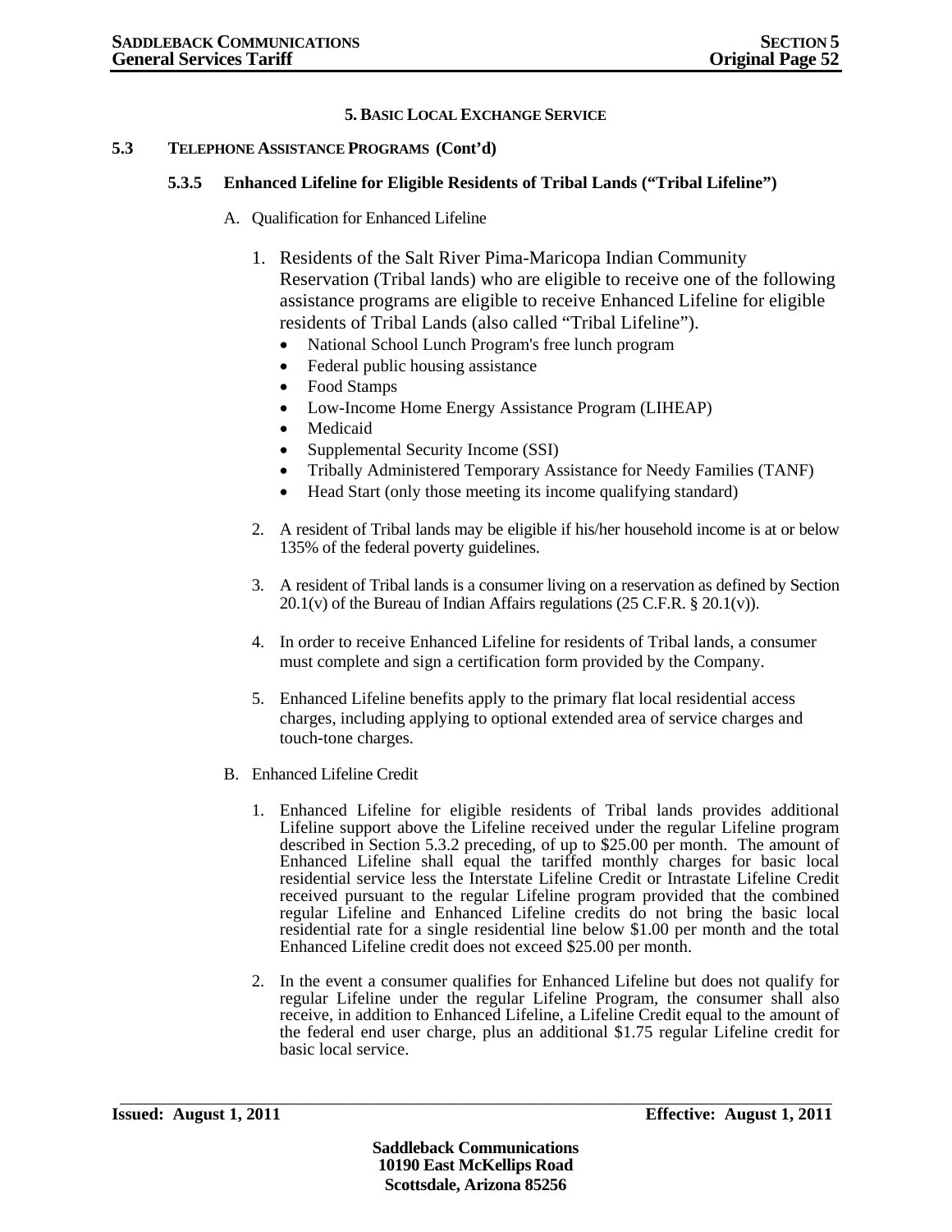## 5. BASIC LOCAL EXCHANGE SERVICE

**5.3 TELEPHONE ASSISTANCE PROGRAMS (Cont'd)**

### 5.3.5 Enhanced Lifeline for Eligible Residents of Tribal Lands ("Tribal Lifeline")

A. Qualification for Enhanced Lifeline

1. Residents of the Salt River Pima-Maricopa Indian Community Reservation (Tribal lands) who are eligible to receive one of the following assistance programs are eligible to receive Enhanced Lifeline for eligible residents of Tribal Lands (also called "Tribal Lifeline").
   - National School Lunch Program's free lunch program
   - Federal public housing assistance
   - Food Stamps
   - Low-Income Home Energy Assistance Program (LIHEAP)
   - Medicaid
   - Supplemental Security Income (SSI)
   - Tribally Administered Temporary Assistance for Needy Families (TANF)
   - Head Start (only those meeting its income qualifying standard)

2. A resident of Tribal lands may be eligible if his/her household income is at or below 135% of the federal poverty guidelines.

3. A resident of Tribal lands is a consumer living on a reservation as defined by Section 20.1(v) of the Bureau of Indian Affairs regulations (25 C.F.R. § 20.1(v)).

4. In order to receive Enhanced Lifeline for residents of Tribal lands, a consumer must complete and sign a certification form provided by the Company.

5. Enhanced Lifeline benefits apply to the primary flat local residential access charges, including applying to optional extended area of service charges and touch-tone charges.

B. Enhanced Lifeline Credit

1. Enhanced Lifeline for eligible residents of Tribal lands provides additional Lifeline support above the Lifeline received under the regular Lifeline program described in Section 5.3.2 preceding, of up to $25.00 per month. The amount of Enhanced Lifeline shall equal the tariffed monthly charges for basic local residential service less the Interstate Lifeline Credit or Intrastate Lifeline Credit received pursuant to the regular Lifeline program provided that the combined regular Lifeline and Enhanced Lifeline credits do not bring the basic local residential rate for a single residential line below $1.00 per month and the total Enhanced Lifeline credit does not exceed $25.00 per month.

2. In the event a consumer qualifies for Enhanced Lifeline but does not qualify for regular Lifeline under the regular Lifeline Program, the consumer shall also receive, in addition to Enhanced Lifeline, a Lifeline Credit equal to the amount of the federal end user charge, plus an additional $1.75 regular Lifeline credit for basic local service.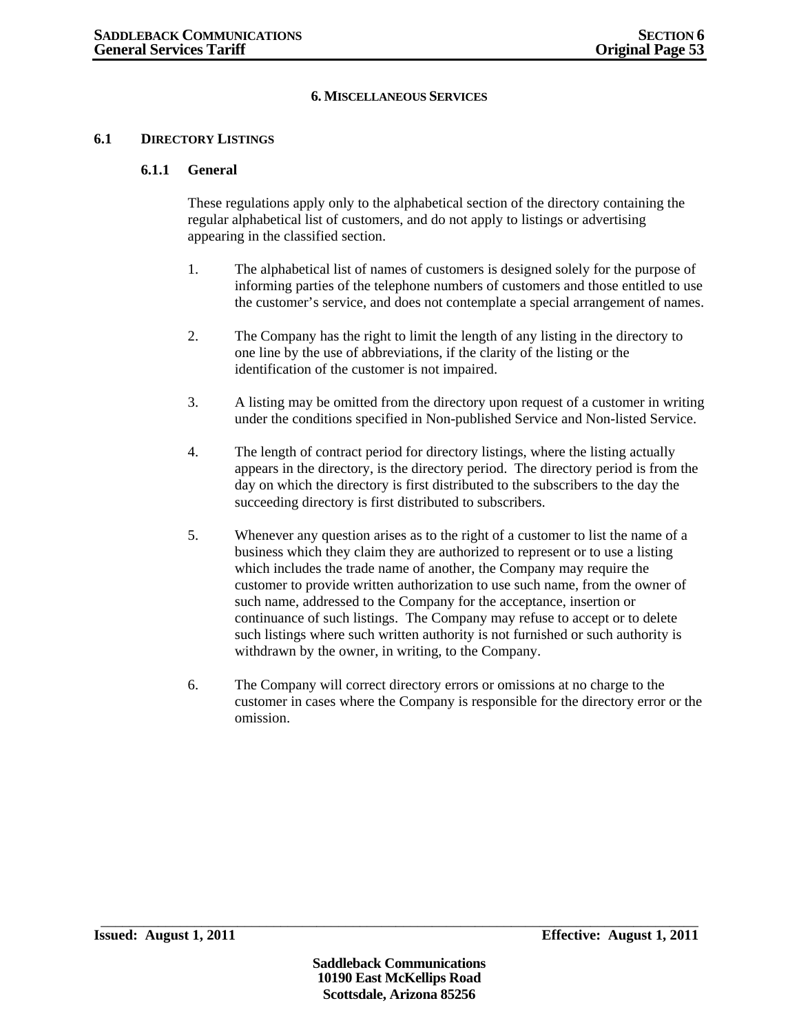# 6. MISCELLANEOUS SERVICES

## 6.1 DIRECTORY LISTINGS

### 6.1.1 General

These regulations apply only to the alphabetical section of the directory containing the regular alphabetical list of customers, and do not apply to listings or advertising appearing in the classified section.

1. The alphabetical list of names of customers is designed solely for the purpose of informing parties of the telephone numbers of customers and those entitled to use the customer's service, and does not contemplate a special arrangement of names.

2. The Company has the right to limit the length of any listing in the directory to one line by the use of abbreviations, if the clarity of the listing or the identification of the customer is not impaired.

3. A listing may be omitted from the directory upon request of a customer in writing under the conditions specified in Non-published Service and Non-listed Service.

4. The length of contract period for directory listings, where the listing actually appears in the directory, is the directory period. The directory period is from the day on which the directory is first distributed to the subscribers to the day the succeeding directory is first distributed to subscribers.

5. Whenever any question arises as to the right of a customer to list the name of a business which they claim they are authorized to represent or to use a listing which includes the trade name of another, the Company may require the customer to provide written authorization to use such name, from the owner of such name, addressed to the Company for the acceptance, insertion or continuance of such listings. The Company may refuse to accept or to delete such listings where such written authority is not furnished or such authority is withdrawn by the owner, in writing, to the Company.

6. The Company will correct directory errors or omissions at no charge to the customer in cases where the Company is responsible for the directory error or the omission.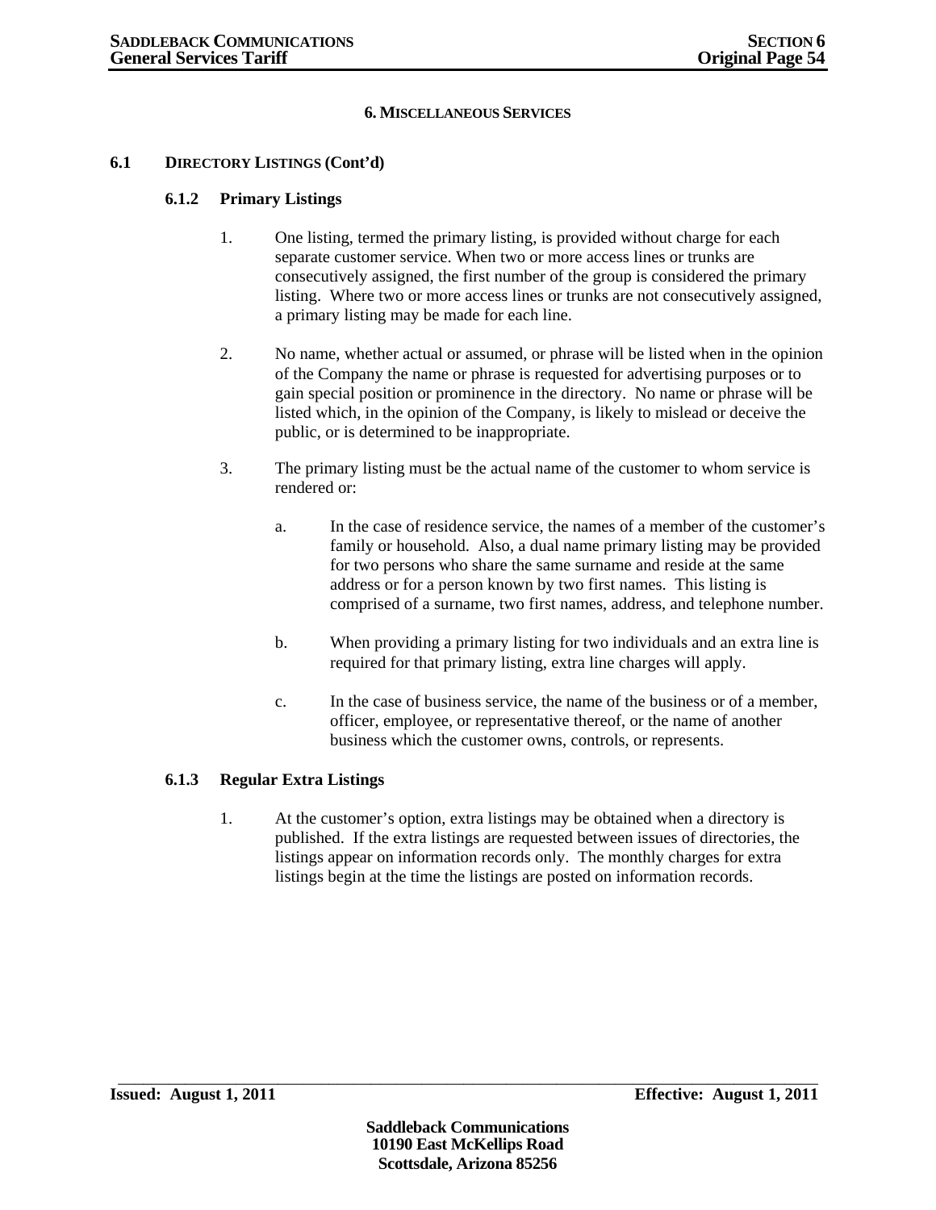## 6. MISCELLANEOUS SERVICES

### 6.1 DIRECTORY LISTINGS (Cont'd)

#### 6.1.2 Primary Listings

1. One listing, termed the primary listing, is provided without charge for each separate customer service. When two or more access lines or trunks are consecutively assigned, the first number of the group is considered the primary listing. Where two or more access lines or trunks are not consecutively assigned, a primary listing may be made for each line.

2. No name, whether actual or assumed, or phrase will be listed when in the opinion of the Company the name or phrase is requested for advertising purposes or to gain special position or prominence in the directory. No name or phrase will be listed which, in the opinion of the Company, is likely to mislead or deceive the public, or is determined to be inappropriate.

3. The primary listing must be the actual name of the customer to whom service is rendered or:

   a. In the case of residence service, the names of a member of the customer's family or household. Also, a dual name primary listing may be provided for two persons who share the same surname and reside at the same address or for a person known by two first names. This listing is comprised of a surname, two first names, address, and telephone number.

   b. When providing a primary listing for two individuals and an extra line is required for that primary listing, extra line charges will apply.

   c. In the case of business service, the name of the business or of a member, officer, employee, or representative thereof, or the name of another business which the customer owns, controls, or represents.

#### 6.1.3 Regular Extra Listings

1. At the customer's option, extra listings may be obtained when a directory is published. If the extra listings are requested between issues of directories, the listings appear on information records only. The monthly charges for extra listings begin at the time the listings are posted on information records.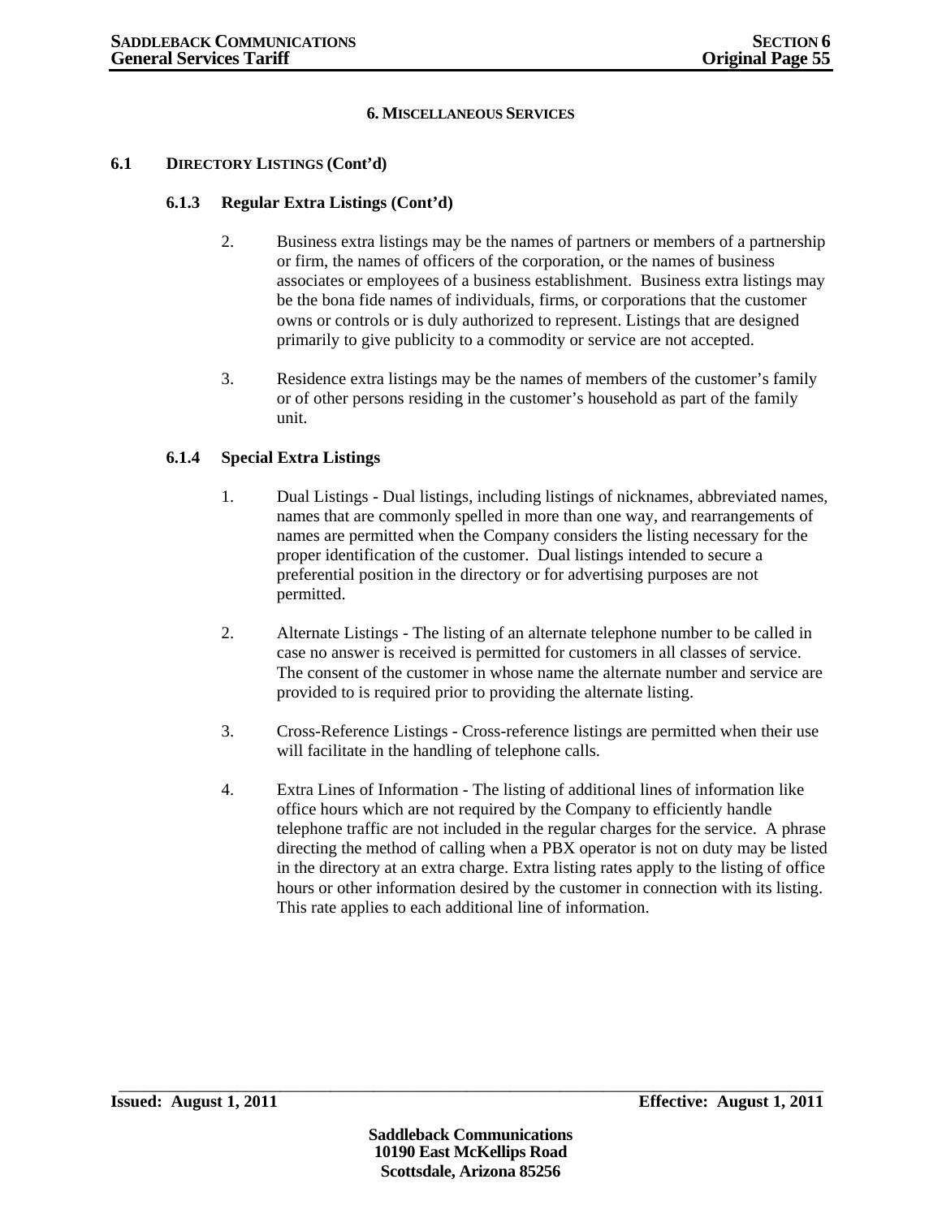## 6. MISCELLANEOUS SERVICES

### 6.1 DIRECTORY LISTINGS (Cont'd)

#### 6.1.3 Regular Extra Listings (Cont'd)

2. Business extra listings may be the names of partners or members of a partnership or firm, the names of officers of the corporation, or the names of business associates or employees of a business establishment. Business extra listings may be the bona fide names of individuals, firms, or corporations that the customer owns or controls or is duly authorized to represent. Listings that are designed primarily to give publicity to a commodity or service are not accepted.

3. Residence extra listings may be the names of members of the customer's family or of other persons residing in the customer's household as part of the family unit.

#### 6.1.4 Special Extra Listings

1. Dual Listings - Dual listings, including listings of nicknames, abbreviated names, names that are commonly spelled in more than one way, and rearrangements of names are permitted when the Company considers the listing necessary for the proper identification of the customer. Dual listings intended to secure a preferential position in the directory or for advertising purposes are not permitted.

2. Alternate Listings - The listing of an alternate telephone number to be called in case no answer is received is permitted for customers in all classes of service. The consent of the customer in whose name the alternate number and service are provided to is required prior to providing the alternate listing.

3. Cross-Reference Listings - Cross-reference listings are permitted when their use will facilitate in the handling of telephone calls.

4. Extra Lines of Information - The listing of additional lines of information like office hours which are not required by the Company to efficiently handle telephone traffic are not included in the regular charges for the service. A phrase directing the method of calling when a PBX operator is not on duty may be listed in the directory at an extra charge. Extra listing rates apply to the listing of office hours or other information desired by the customer in connection with its listing. This rate applies to each additional line of information.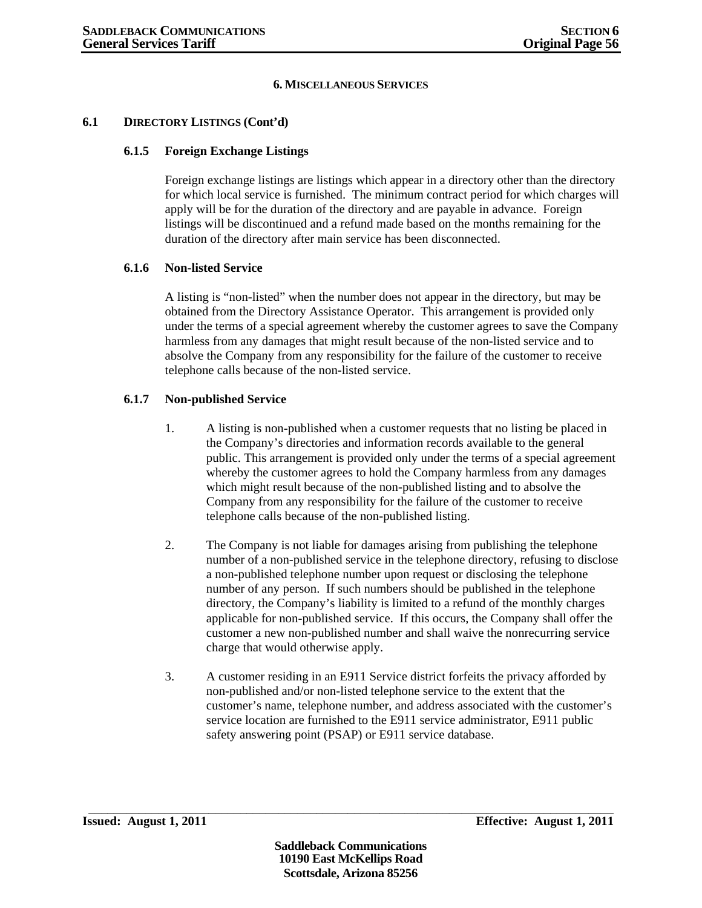# 6. MISCELLANEOUS SERVICES

## 6.1 DIRECTORY LISTINGS (Cont'd)

### 6.1.5 Foreign Exchange Listings

Foreign exchange listings are listings which appear in a directory other than the directory for which local service is furnished. The minimum contract period for which charges will apply will be for the duration of the directory and are payable in advance. Foreign listings will be discontinued and a refund made based on the months remaining for the duration of the directory after main service has been disconnected.

### 6.1.6 Non-listed Service

A listing is "non-listed" when the number does not appear in the directory, but may be obtained from the Directory Assistance Operator. This arrangement is provided only under the terms of a special agreement whereby the customer agrees to save the Company harmless from any damages that might result because of the non-listed service and to absolve the Company from any responsibility for the failure of the customer to receive telephone calls because of the non-listed service.

### 6.1.7 Non-published Service

1. A listing is non-published when a customer requests that no listing be placed in the Company's directories and information records available to the general public. This arrangement is provided only under the terms of a special agreement whereby the customer agrees to hold the Company harmless from any damages which might result because of the non-published listing and to absolve the Company from any responsibility for the failure of the customer to receive telephone calls because of the non-published listing.

2. The Company is not liable for damages arising from publishing the telephone number of a non-published service in the telephone directory, refusing to disclose a non-published telephone number upon request or disclosing the telephone number of any person. If such numbers should be published in the telephone directory, the Company's liability is limited to a refund of the monthly charges applicable for non-published service. If this occurs, the Company shall offer the customer a new non-published number and shall waive the nonrecurring service charge that would otherwise apply.

3. A customer residing in an E911 Service district forfeits the privacy afforded by non-published and/or non-listed telephone service to the extent that the customer's name, telephone number, and address associated with the customer's service location are furnished to the E911 service administrator, E911 public safety answering point (PSAP) or E911 service database.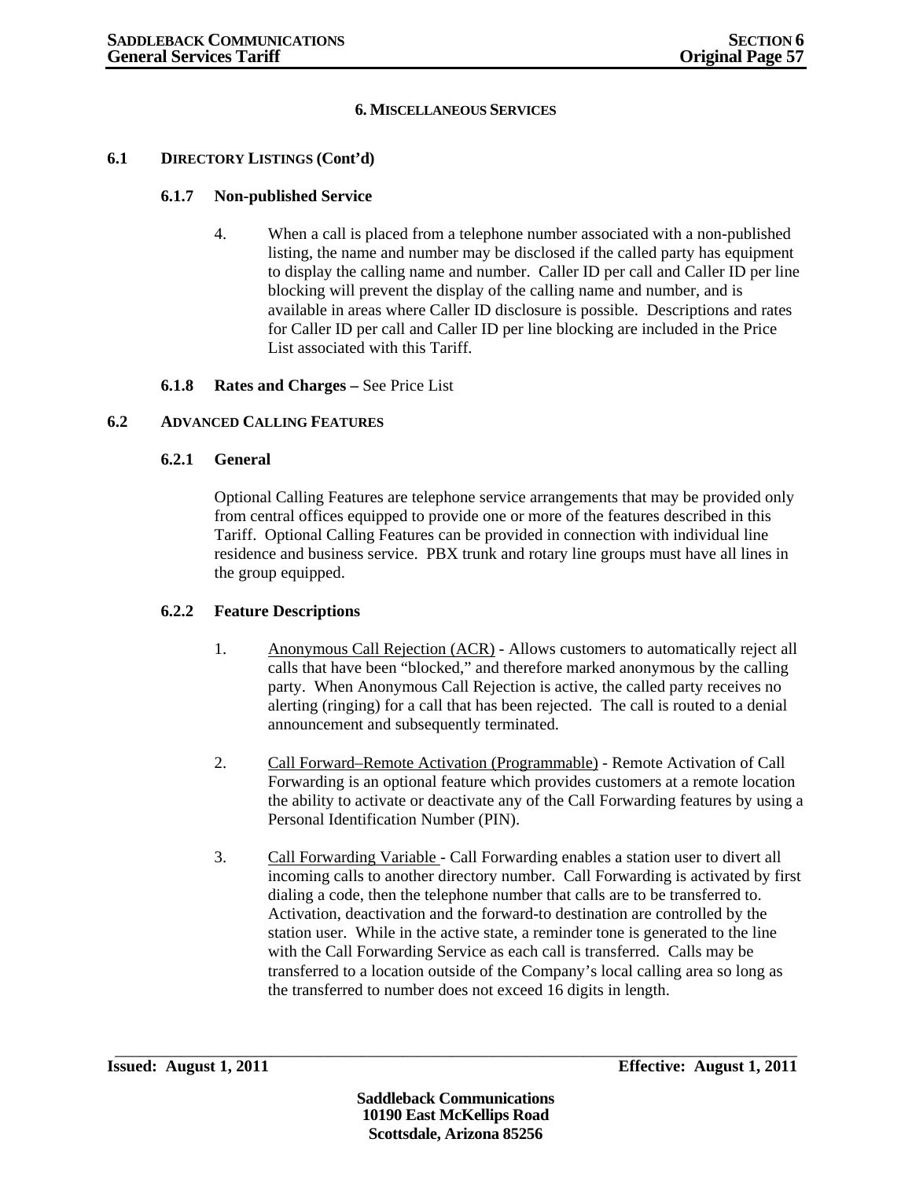## 6. MISCELLANEOUS SERVICES

### 6.1 DIRECTORY LISTINGS (Cont'd)

#### 6.1.7 Non-published Service

4. When a call is placed from a telephone number associated with a non-published listing, the name and number may be disclosed if the called party has equipment to display the calling name and number. Caller ID per call and Caller ID per line blocking will prevent the display of the calling name and number, and is available in areas where Caller ID disclosure is possible. Descriptions and rates for Caller ID per call and Caller ID per line blocking are included in the Price List associated with this Tariff.

#### 6.1.8 Rates and Charges – See Price List

### 6.2 ADVANCED CALLING FEATURES

#### 6.2.1 General

Optional Calling Features are telephone service arrangements that may be provided only from central offices equipped to provide one or more of the features described in this Tariff. Optional Calling Features can be provided in connection with individual line residence and business service. PBX trunk and rotary line groups must have all lines in the group equipped.

#### 6.2.2 Feature Descriptions

1. Anonymous Call Rejection (ACR) - Allows customers to automatically reject all calls that have been "blocked," and therefore marked anonymous by the calling party. When Anonymous Call Rejection is active, the called party receives no alerting (ringing) for a call that has been rejected. The call is routed to a denial announcement and subsequently terminated.

2. Call Forward–Remote Activation (Programmable) - Remote Activation of Call Forwarding is an optional feature which provides customers at a remote location the ability to activate or deactivate any of the Call Forwarding features by using a Personal Identification Number (PIN).

3. Call Forwarding Variable - Call Forwarding enables a station user to divert all incoming calls to another directory number. Call Forwarding is activated by first dialing a code, then the telephone number that calls are to be transferred to. Activation, deactivation and the forward-to destination are controlled by the station user. While in the active state, a reminder tone is generated to the line with the Call Forwarding Service as each call is transferred. Calls may be transferred to a location outside of the Company's local calling area so long as the transferred to number does not exceed 16 digits in length.

**Issued: August 1, 2011** **Effective: August 1, 2011**

**Saddleback Communications**
**10190 East McKellips Road**
**Scottsdale, Arizona 85256**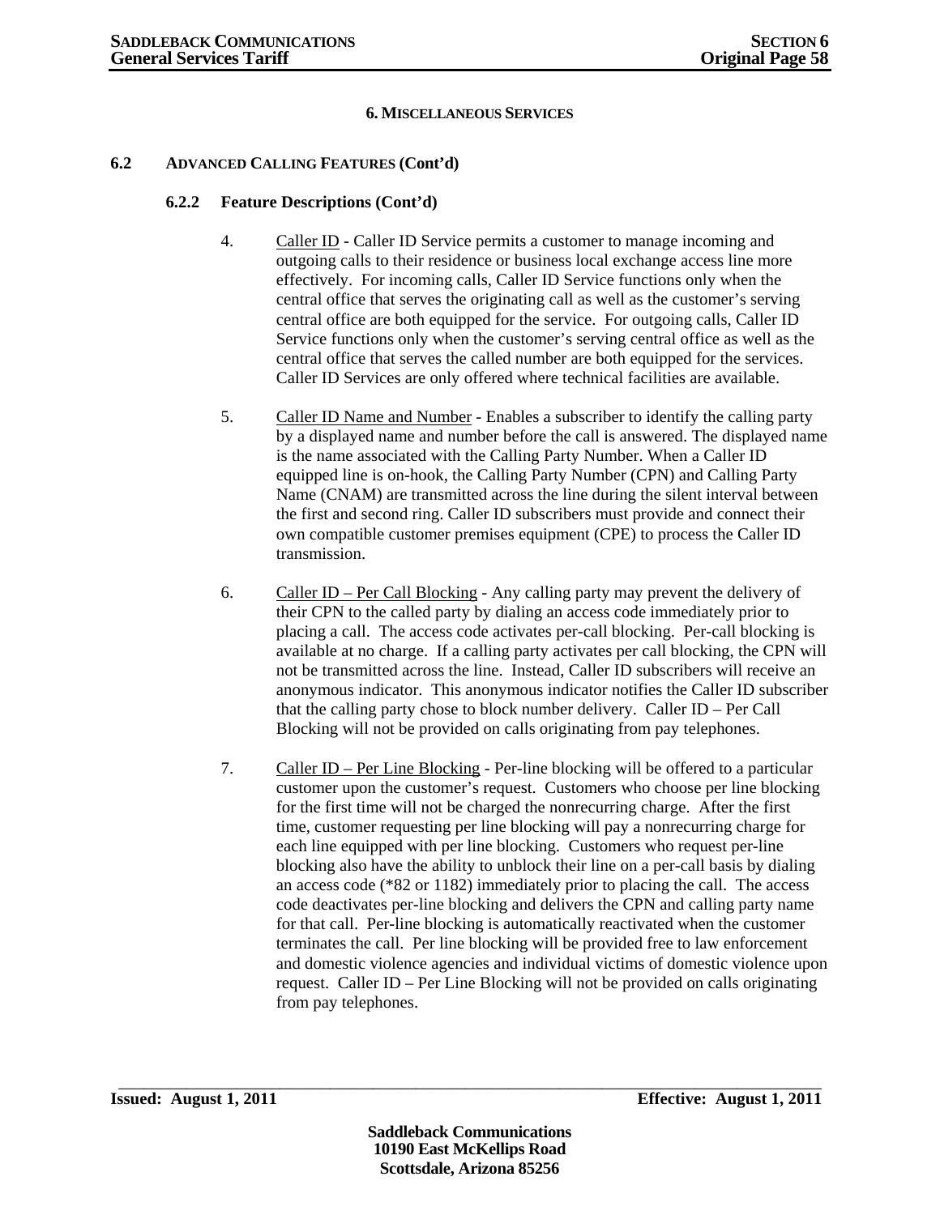# 6. MISCELLANEOUS SERVICES

## 6.2 ADVANCED CALLING FEATURES (Cont'd)

### 6.2.2 Feature Descriptions (Cont'd)

4. Caller ID - Caller ID Service permits a customer to manage incoming and outgoing calls to their residence or business local exchange access line more effectively. For incoming calls, Caller ID Service functions only when the central office that serves the originating call as well as the customer's serving central office are both equipped for the service. For outgoing calls, Caller ID Service functions only when the customer's serving central office as well as the central office that serves the called number are both equipped for the services. Caller ID Services are only offered where technical facilities are available.

5. Caller ID Name and Number - Enables a subscriber to identify the calling party by a displayed name and number before the call is answered. The displayed name is the name associated with the Calling Party Number. When a Caller ID equipped line is on-hook, the Calling Party Number (CPN) and Calling Party Name (CNAM) are transmitted across the line during the silent interval between the first and second ring. Caller ID subscribers must provide and connect their own compatible customer premises equipment (CPE) to process the Caller ID transmission.

6. Caller ID – Per Call Blocking - Any calling party may prevent the delivery of their CPN to the called party by dialing an access code immediately prior to placing a call. The access code activates per-call blocking. Per-call blocking is available at no charge. If a calling party activates per call blocking, the CPN will not be transmitted across the line. Instead, Caller ID subscribers will receive an anonymous indicator. This anonymous indicator notifies the Caller ID subscriber that the calling party chose to block number delivery. Caller ID – Per Call Blocking will not be provided on calls originating from pay telephones.

7. Caller ID – Per Line Blocking - Per-line blocking will be offered to a particular customer upon the customer's request. Customers who choose per line blocking for the first time will not be charged the nonrecurring charge. After the first time, customer requesting per line blocking will pay a nonrecurring charge for each line equipped with per line blocking. Customers who request per-line blocking also have the ability to unblock their line on a per-call basis by dialing an access code (*82 or 1182) immediately prior to placing the call. The access code deactivates per-line blocking and delivers the CPN and calling party name for that call. Per-line blocking is automatically reactivated when the customer terminates the call. Per line blocking will be provided free to law enforcement and domestic violence agencies and individual victims of domestic violence upon request. Caller ID – Per Line Blocking will not be provided on calls originating from pay telephones.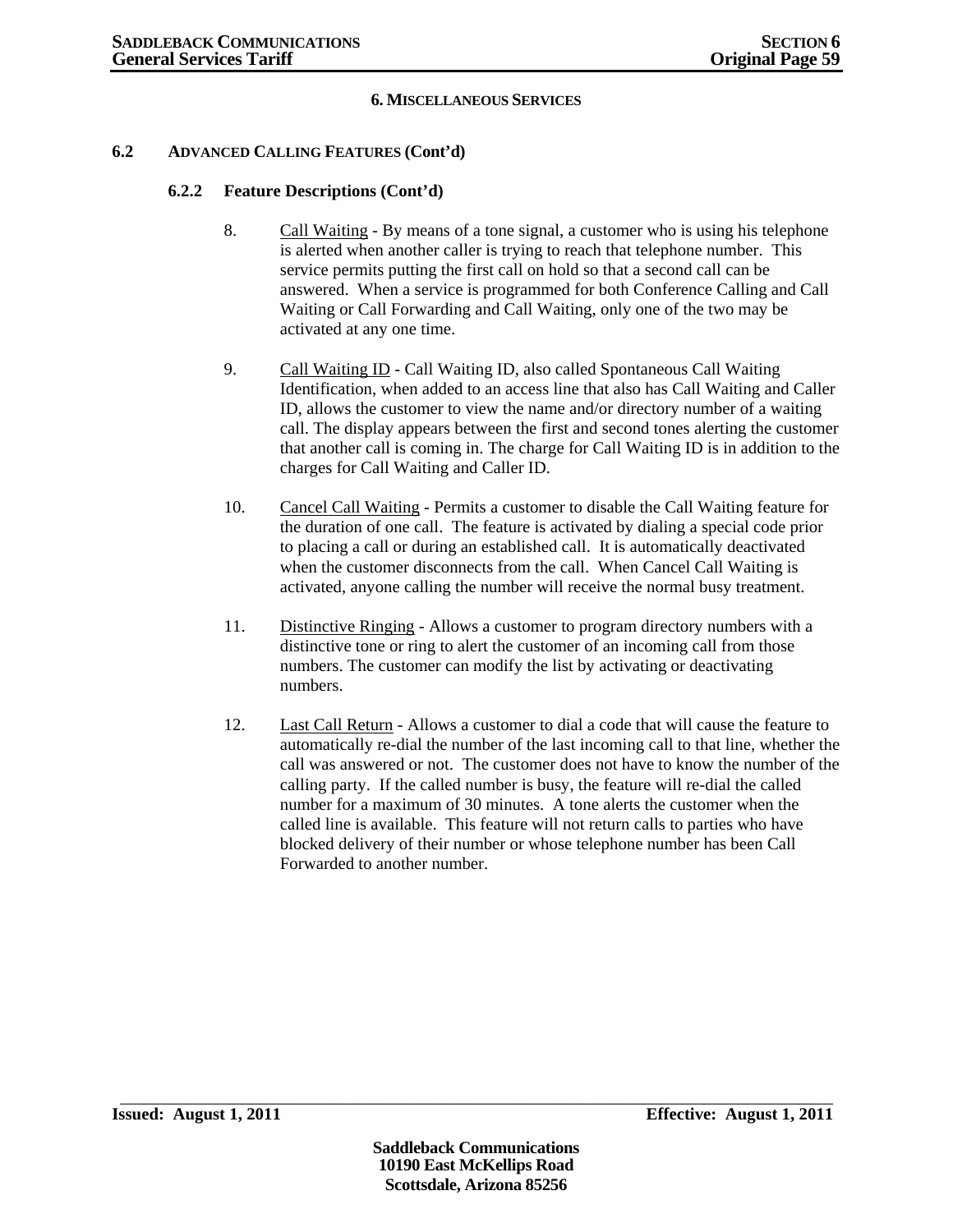## 6. MISCELLANEOUS SERVICES

### 6.2 ADVANCED CALLING FEATURES (Cont'd)

#### 6.2.2 Feature Descriptions (Cont'd)

8. Call Waiting - By means of a tone signal, a customer who is using his telephone is alerted when another caller is trying to reach that telephone number. This service permits putting the first call on hold so that a second call can be answered. When a service is programmed for both Conference Calling and Call Waiting or Call Forwarding and Call Waiting, only one of the two may be activated at any one time.

9. Call Waiting ID - Call Waiting ID, also called Spontaneous Call Waiting Identification, when added to an access line that also has Call Waiting and Caller ID, allows the customer to view the name and/or directory number of a waiting call. The display appears between the first and second tones alerting the customer that another call is coming in. The charge for Call Waiting ID is in addition to the charges for Call Waiting and Caller ID.

10. Cancel Call Waiting - Permits a customer to disable the Call Waiting feature for the duration of one call. The feature is activated by dialing a special code prior to placing a call or during an established call. It is automatically deactivated when the customer disconnects from the call. When Cancel Call Waiting is activated, anyone calling the number will receive the normal busy treatment.

11. Distinctive Ringing - Allows a customer to program directory numbers with a distinctive tone or ring to alert the customer of an incoming call from those numbers. The customer can modify the list by activating or deactivating numbers.

12. Last Call Return - Allows a customer to dial a code that will cause the feature to automatically re-dial the number of the last incoming call to that line, whether the call was answered or not. The customer does not have to know the number of the calling party. If the called number is busy, the feature will re-dial the called number for a maximum of 30 minutes. A tone alerts the customer when the called line is available. This feature will not return calls to parties who have blocked delivery of their number or whose telephone number has been Call Forwarded to another number.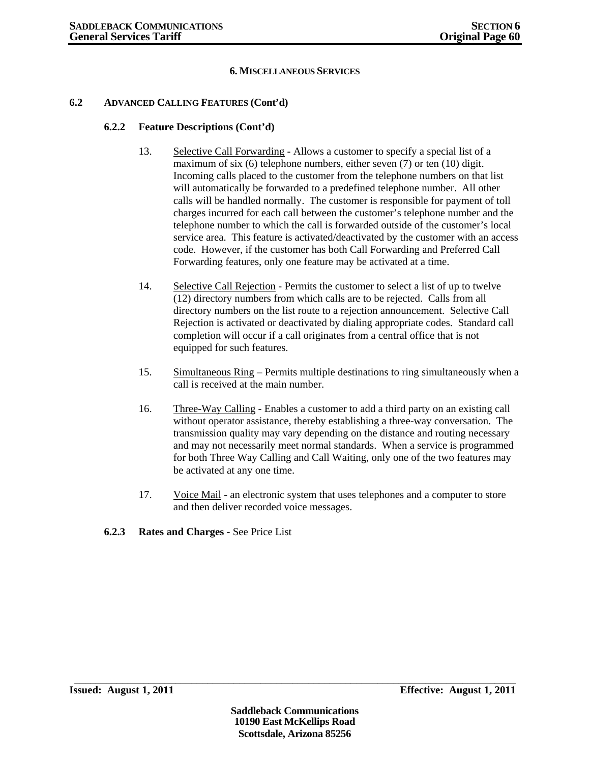# 6. Miscellaneous Services

## 6.2 Advanced Calling Features (Cont'd)

### 6.2.2 Feature Descriptions (Cont'd)

13. Selective Call Forwarding - Allows a customer to specify a special list of a maximum of six (6) telephone numbers, either seven (7) or ten (10) digit. Incoming calls placed to the customer from the telephone numbers on that list will automatically be forwarded to a predefined telephone number. All other calls will be handled normally. The customer is responsible for payment of toll charges incurred for each call between the customer's telephone number and the telephone number to which the call is forwarded outside of the customer's local service area. This feature is activated/deactivated by the customer with an access code. However, if the customer has both Call Forwarding and Preferred Call Forwarding features, only one feature may be activated at a time.

14. Selective Call Rejection - Permits the customer to select a list of up to twelve (12) directory numbers from which calls are to be rejected. Calls from all directory numbers on the list route to a rejection announcement. Selective Call Rejection is activated or deactivated by dialing appropriate codes. Standard call completion will occur if a call originates from a central office that is not equipped for such features.

15. Simultaneous Ring – Permits multiple destinations to ring simultaneously when a call is received at the main number.

16. Three-Way Calling - Enables a customer to add a third party on an existing call without operator assistance, thereby establishing a three-way conversation. The transmission quality may vary depending on the distance and routing necessary and may not necessarily meet normal standards. When a service is programmed for both Three Way Calling and Call Waiting, only one of the two features may be activated at any one time.

17. Voice Mail - an electronic system that uses telephones and a computer to store and then deliver recorded voice messages.

### 6.2.3 Rates and Charges - See Price List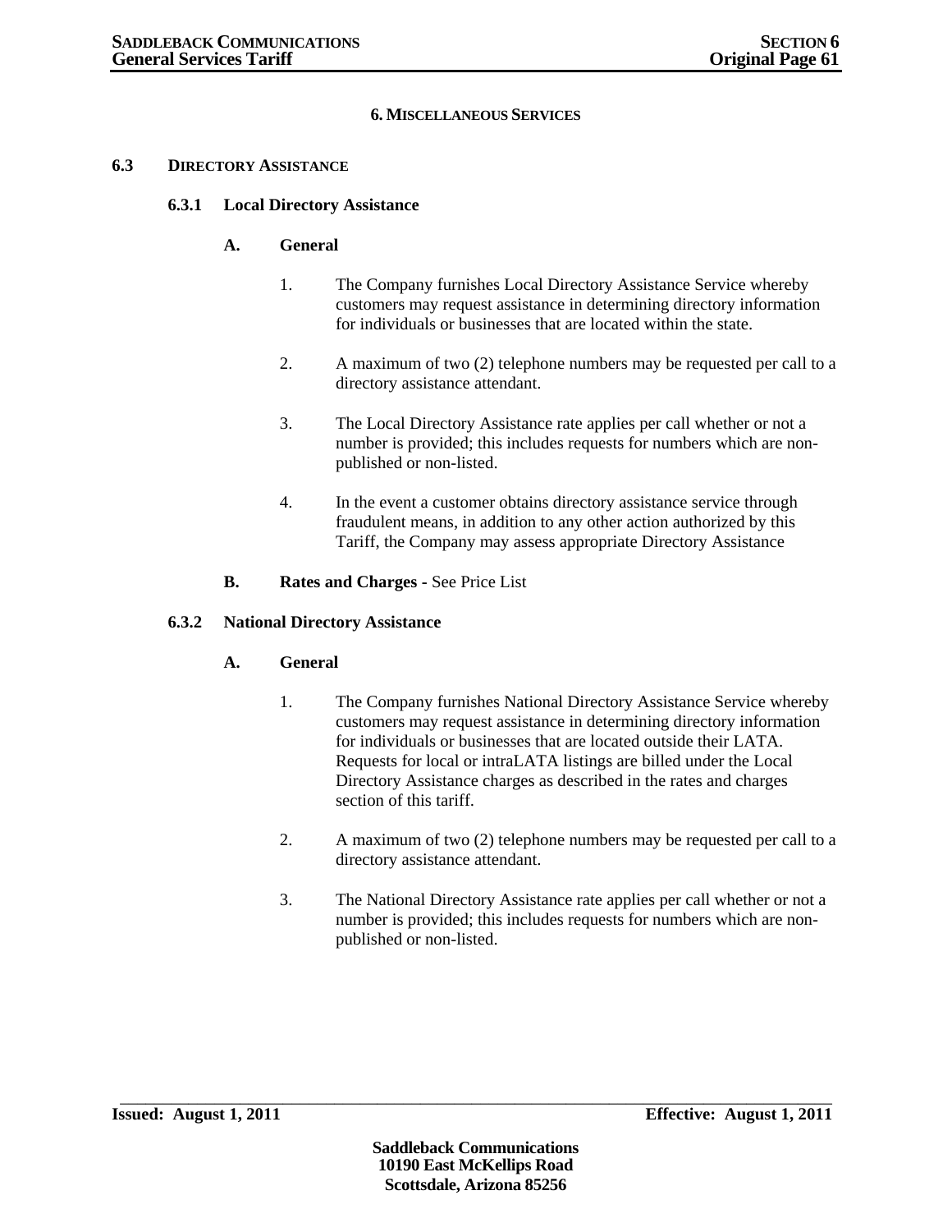# 6. MISCELLANEOUS SERVICES

## 6.3 DIRECTORY ASSISTANCE

### 6.3.1 Local Directory Assistance

**A. General**

1. The Company furnishes Local Directory Assistance Service whereby customers may request assistance in determining directory information for individuals or businesses that are located within the state.

2. A maximum of two (2) telephone numbers may be requested per call to a directory assistance attendant.

3. The Local Directory Assistance rate applies per call whether or not a number is provided; this includes requests for numbers which are non-published or non-listed.

4. In the event a customer obtains directory assistance service through fraudulent means, in addition to any other action authorized by this Tariff, the Company may assess appropriate Directory Assistance

**B. Rates and Charges** - See Price List

### 6.3.2 National Directory Assistance

**A. General**

1. The Company furnishes National Directory Assistance Service whereby customers may request assistance in determining directory information for individuals or businesses that are located outside their LATA. Requests for local or intraLATA listings are billed under the Local Directory Assistance charges as described in the rates and charges section of this tariff.

2. A maximum of two (2) telephone numbers may be requested per call to a directory assistance attendant.

3. The National Directory Assistance rate applies per call whether or not a number is provided; this includes requests for numbers which are non-published or non-listed.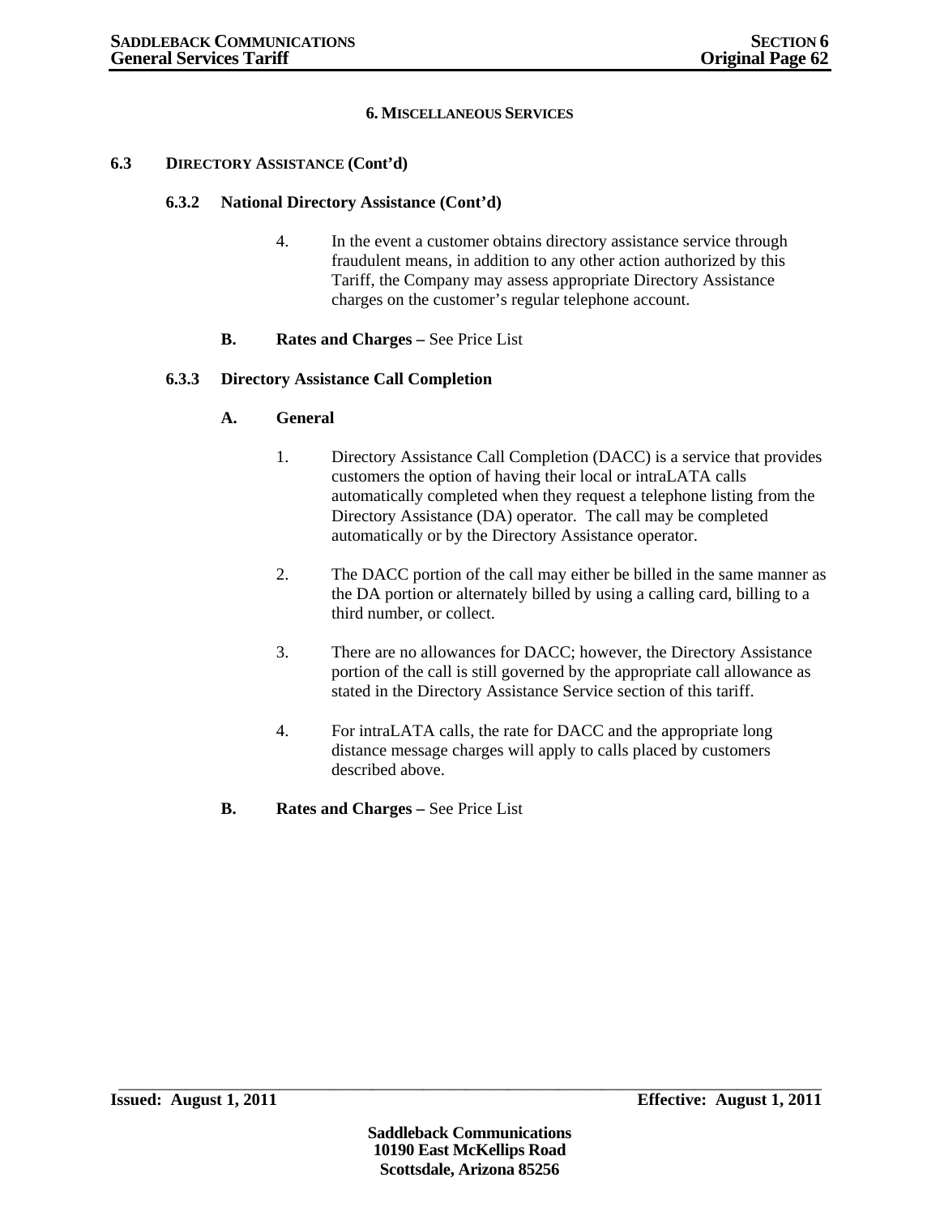# 6. MISCELLANEOUS SERVICES

## 6.3 DIRECTORY ASSISTANCE (Cont'd)

### 6.3.2 National Directory Assistance (Cont'd)

4. In the event a customer obtains directory assistance service through fraudulent means, in addition to any other action authorized by this Tariff, the Company may assess appropriate Directory Assistance charges on the customer's regular telephone account.

**B. Rates and Charges –** See Price List

### 6.3.3 Directory Assistance Call Completion

**A. General**

1. Directory Assistance Call Completion (DACC) is a service that provides customers the option of having their local or intraLATA calls automatically completed when they request a telephone listing from the Directory Assistance (DA) operator. The call may be completed automatically or by the Directory Assistance operator.

2. The DACC portion of the call may either be billed in the same manner as the DA portion or alternately billed by using a calling card, billing to a third number, or collect.

3. There are no allowances for DACC; however, the Directory Assistance portion of the call is still governed by the appropriate call allowance as stated in the Directory Assistance Service section of this tariff.

4. For intraLATA calls, the rate for DACC and the appropriate long distance message charges will apply to calls placed by customers described above.

**B. Rates and Charges –** See Price List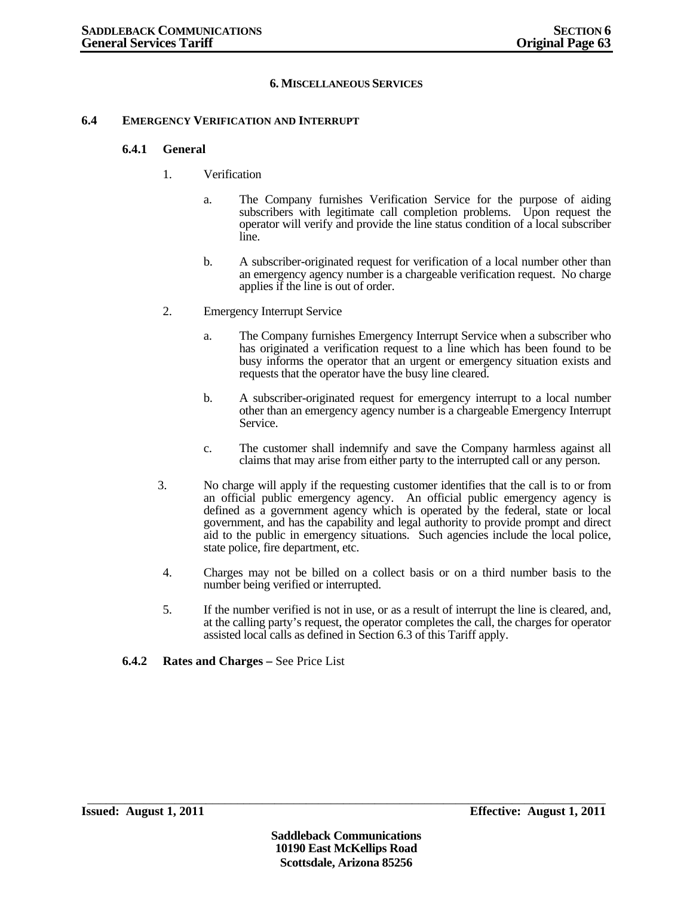## 6. MISCELLANEOUS SERVICES

### 6.4 EMERGENCY VERIFICATION AND INTERRUPT

#### 6.4.1 General

1. Verification

   a. The Company furnishes Verification Service for the purpose of aiding subscribers with legitimate call completion problems. Upon request the operator will verify and provide the line status condition of a local subscriber line.

   b. A subscriber-originated request for verification of a local number other than an emergency agency number is a chargeable verification request. No charge applies if the line is out of order.

2. Emergency Interrupt Service

   a. The Company furnishes Emergency Interrupt Service when a subscriber who has originated a verification request to a line which has been found to be busy informs the operator that an urgent or emergency situation exists and requests that the operator have the busy line cleared.

   b. A subscriber-originated request for emergency interrupt to a local number other than an emergency agency number is a chargeable Emergency Interrupt Service.

   c. The customer shall indemnify and save the Company harmless against all claims that may arise from either party to the interrupted call or any person.

3. No charge will apply if the requesting customer identifies that the call is to or from an official public emergency agency. An official public emergency agency is defined as a government agency which is operated by the federal, state or local government, and has the capability and legal authority to provide prompt and direct aid to the public in emergency situations. Such agencies include the local police, state police, fire department, etc.

4. Charges may not be billed on a collect basis or on a third number basis to the number being verified or interrupted.

5. If the number verified is not in use, or as a result of interrupt the line is cleared, and, at the calling party's request, the operator completes the call, the charges for operator assisted local calls as defined in Section 6.3 of this Tariff apply.

#### 6.4.2 Rates and Charges – See Price List

**Issued: August 1, 2011** **Effective: August 1, 2011**

**Saddleback Communications**
**10190 East McKellips Road**
**Scottsdale, Arizona 85256**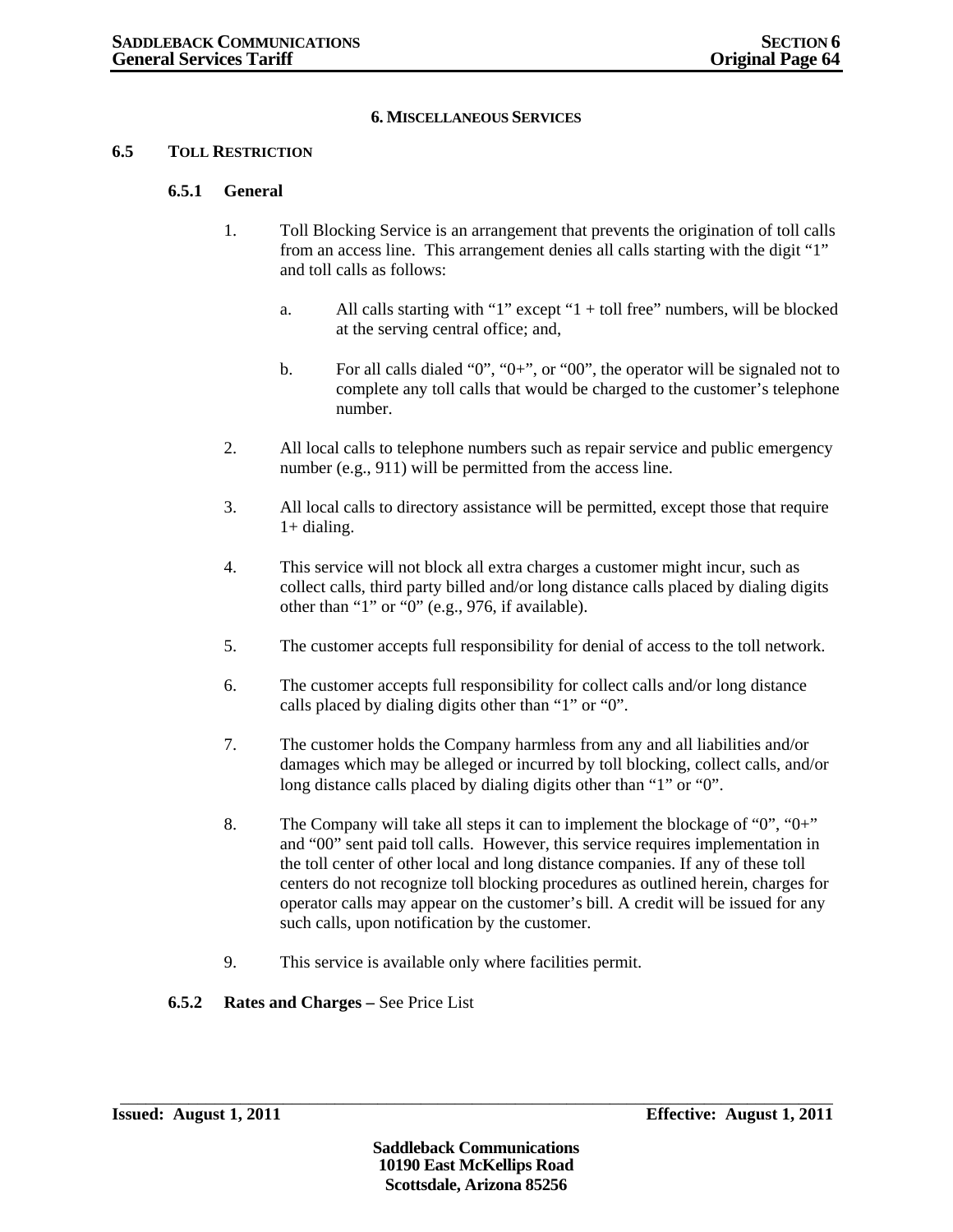## 6. MISCELLANEOUS SERVICES

### 6.5 TOLL RESTRICTION

#### 6.5.1 General

1. Toll Blocking Service is an arrangement that prevents the origination of toll calls from an access line. This arrangement denies all calls starting with the digit "1" and toll calls as follows:

   a. All calls starting with "1" except "1 + toll free" numbers, will be blocked at the serving central office; and,

   b. For all calls dialed "0", "0+", or "00", the operator will be signaled not to complete any toll calls that would be charged to the customer's telephone number.

2. All local calls to telephone numbers such as repair service and public emergency number (e.g., 911) will be permitted from the access line.

3. All local calls to directory assistance will be permitted, except those that require 1+ dialing.

4. This service will not block all extra charges a customer might incur, such as collect calls, third party billed and/or long distance calls placed by dialing digits other than "1" or "0" (e.g., 976, if available).

5. The customer accepts full responsibility for denial of access to the toll network.

6. The customer accepts full responsibility for collect calls and/or long distance calls placed by dialing digits other than "1" or "0".

7. The customer holds the Company harmless from any and all liabilities and/or damages which may be alleged or incurred by toll blocking, collect calls, and/or long distance calls placed by dialing digits other than "1" or "0".

8. The Company will take all steps it can to implement the blockage of "0", "0+" and "00" sent paid toll calls. However, this service requires implementation in the toll center of other local and long distance companies. If any of these toll centers do not recognize toll blocking procedures as outlined herein, charges for operator calls may appear on the customer's bill. A credit will be issued for any such calls, upon notification by the customer.

9. This service is available only where facilities permit.

#### 6.5.2 Rates and Charges – See Price List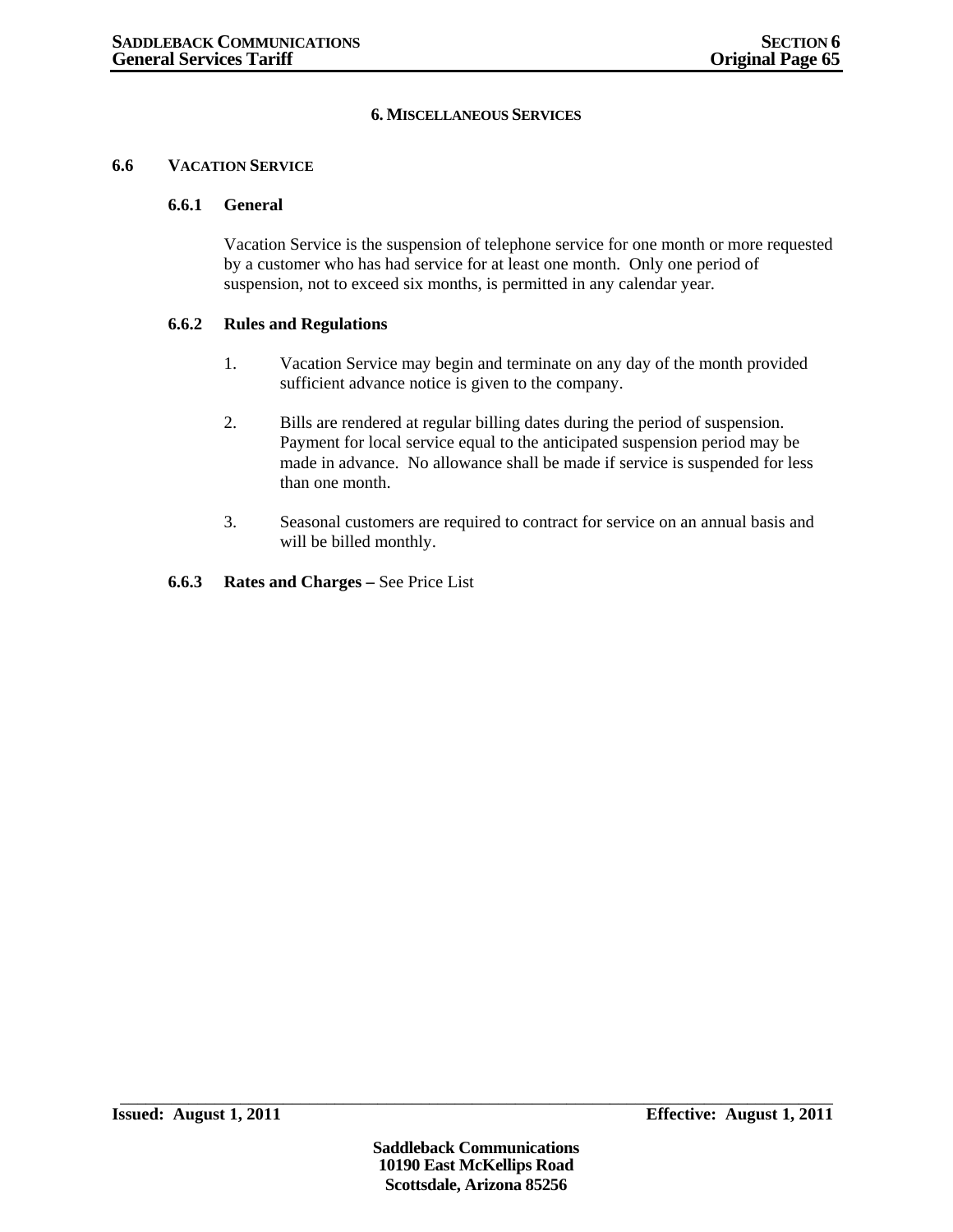## 6. MISCELLANEOUS SERVICES

### 6.6 VACATION SERVICE

#### 6.6.1 General

Vacation Service is the suspension of telephone service for one month or more requested by a customer who has had service for at least one month. Only one period of suspension, not to exceed six months, is permitted in any calendar year.

#### 6.6.2 Rules and Regulations

1. Vacation Service may begin and terminate on any day of the month provided sufficient advance notice is given to the company.

2. Bills are rendered at regular billing dates during the period of suspension. Payment for local service equal to the anticipated suspension period may be made in advance. No allowance shall be made if service is suspended for less than one month.

3. Seasonal customers are required to contract for service on an annual basis and will be billed monthly.

#### 6.6.3 Rates and Charges – See Price List

**Issued: August 1, 2011** **Effective: August 1, 2011**

**Saddleback Communications**
**10190 East McKellips Road**
**Scottsdale, Arizona 85256**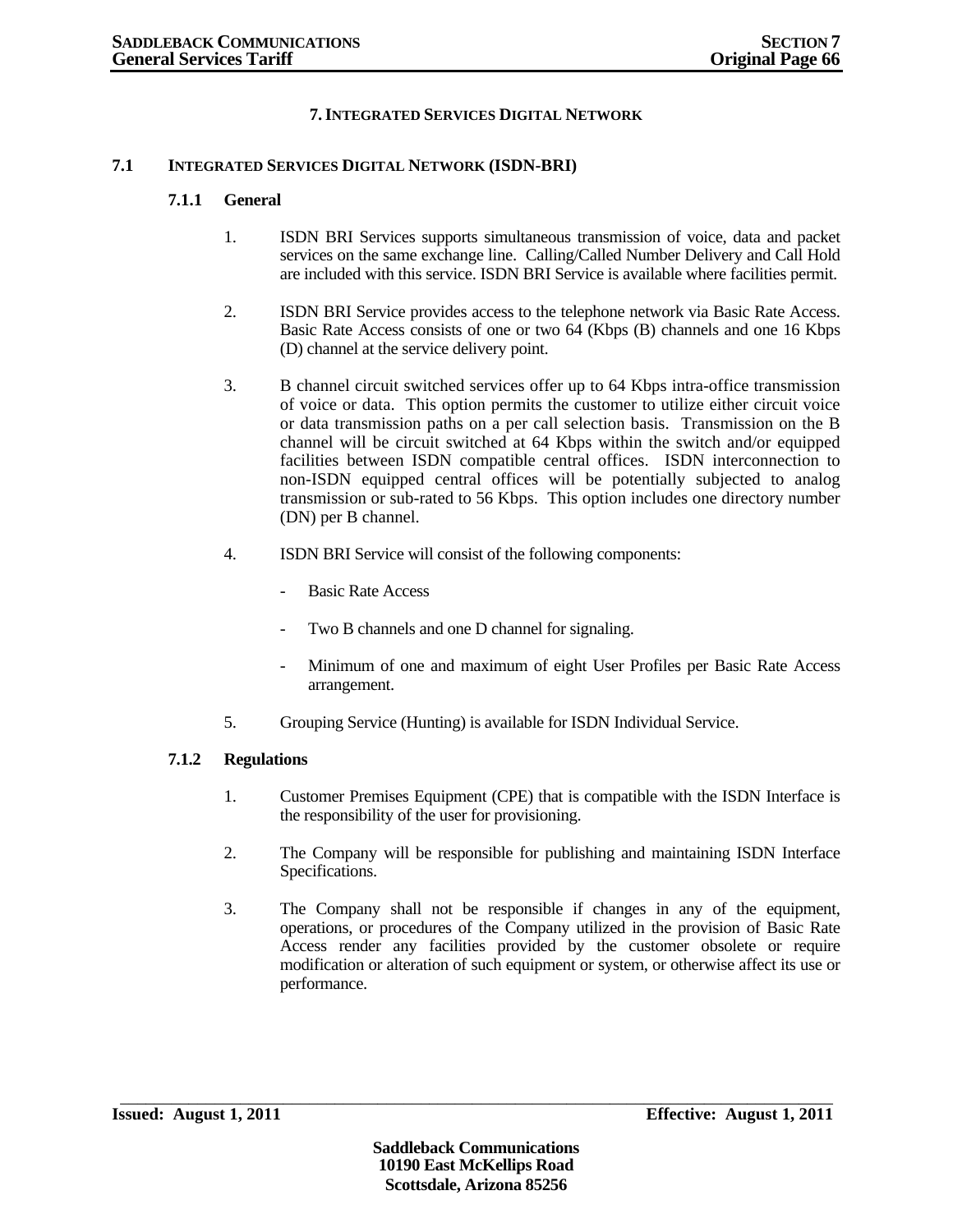# 7. INTEGRATED SERVICES DIGITAL NETWORK

## 7.1 INTEGRATED SERVICES DIGITAL NETWORK (ISDN-BRI)

### 7.1.1 General

1. ISDN BRI Services supports simultaneous transmission of voice, data and packet services on the same exchange line. Calling/Called Number Delivery and Call Hold are included with this service. ISDN BRI Service is available where facilities permit.

2. ISDN BRI Service provides access to the telephone network via Basic Rate Access. Basic Rate Access consists of one or two 64 (Kbps (B) channels and one 16 Kbps (D) channel at the service delivery point.

3. B channel circuit switched services offer up to 64 Kbps intra-office transmission of voice or data. This option permits the customer to utilize either circuit voice or data transmission paths on a per call selection basis. Transmission on the B channel will be circuit switched at 64 Kbps within the switch and/or equipped facilities between ISDN compatible central offices. ISDN interconnection to non-ISDN equipped central offices will be potentially subjected to analog transmission or sub-rated to 56 Kbps. This option includes one directory number (DN) per B channel.

4. ISDN BRI Service will consist of the following components:

   - Basic Rate Access
   - Two B channels and one D channel for signaling.
   - Minimum of one and maximum of eight User Profiles per Basic Rate Access arrangement.

5. Grouping Service (Hunting) is available for ISDN Individual Service.

### 7.1.2 Regulations

1. Customer Premises Equipment (CPE) that is compatible with the ISDN Interface is the responsibility of the user for provisioning.

2. The Company will be responsible for publishing and maintaining ISDN Interface Specifications.

3. The Company shall not be responsible if changes in any of the equipment, operations, or procedures of the Company utilized in the provision of Basic Rate Access render any facilities provided by the customer obsolete or require modification or alteration of such equipment or system, or otherwise affect its use or performance.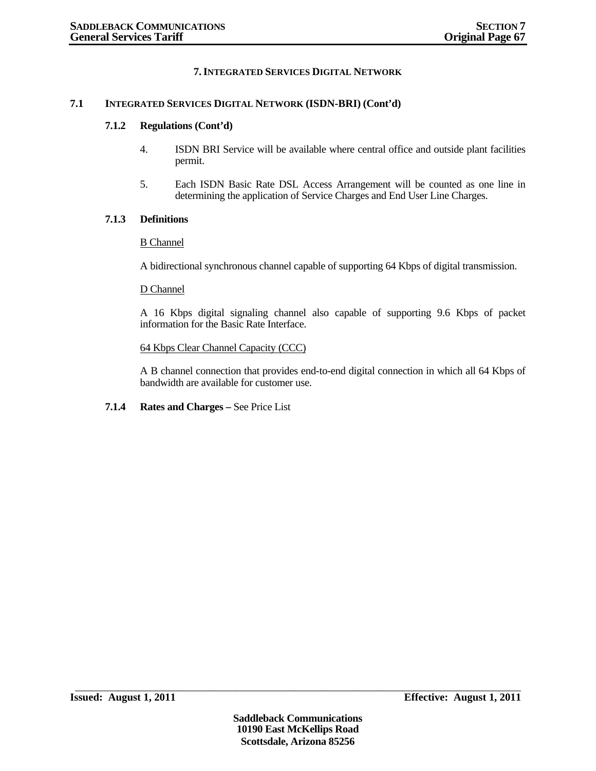# 7. INTEGRATED SERVICES DIGITAL NETWORK

## 7.1 INTEGRATED SERVICES DIGITAL NETWORK (ISDN-BRI) (Cont'd)

### 7.1.2 Regulations (Cont'd)

4. ISDN BRI Service will be available where central office and outside plant facilities permit.

5. Each ISDN Basic Rate DSL Access Arrangement will be counted as one line in determining the application of Service Charges and End User Line Charges.

### 7.1.3 Definitions

<u>B Channel</u>

A bidirectional synchronous channel capable of supporting 64 Kbps of digital transmission.

<u>D Channel</u>

A 16 Kbps digital signaling channel also capable of supporting 9.6 Kbps of packet information for the Basic Rate Interface.

<u>64 Kbps Clear Channel Capacity (CCC)</u>

A B channel connection that provides end-to-end digital connection in which all 64 Kbps of bandwidth are available for customer use.

### 7.1.4 Rates and Charges – See Price List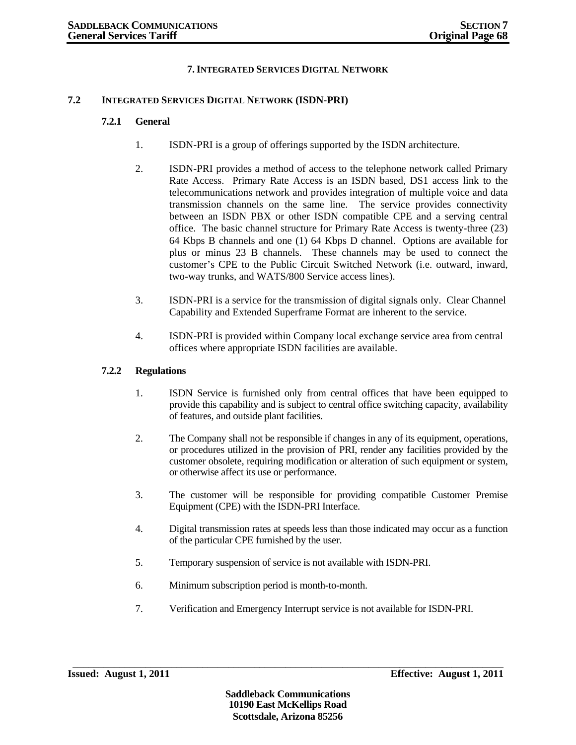# 7. INTEGRATED SERVICES DIGITAL NETWORK

## 7.2 INTEGRATED SERVICES DIGITAL NETWORK (ISDN-PRI)

### 7.2.1 General

1. ISDN-PRI is a group of offerings supported by the ISDN architecture.

2. ISDN-PRI provides a method of access to the telephone network called Primary Rate Access. Primary Rate Access is an ISDN based, DS1 access link to the telecommunications network and provides integration of multiple voice and data transmission channels on the same line. The service provides connectivity between an ISDN PBX or other ISDN compatible CPE and a serving central office. The basic channel structure for Primary Rate Access is twenty-three (23) 64 Kbps B channels and one (1) 64 Kbps D channel. Options are available for plus or minus 23 B channels. These channels may be used to connect the customer's CPE to the Public Circuit Switched Network (i.e. outward, inward, two-way trunks, and WATS/800 Service access lines).

3. ISDN-PRI is a service for the transmission of digital signals only. Clear Channel Capability and Extended Superframe Format are inherent to the service.

4. ISDN-PRI is provided within Company local exchange service area from central offices where appropriate ISDN facilities are available.

### 7.2.2 Regulations

1. ISDN Service is furnished only from central offices that have been equipped to provide this capability and is subject to central office switching capacity, availability of features, and outside plant facilities.

2. The Company shall not be responsible if changes in any of its equipment, operations, or procedures utilized in the provision of PRI, render any facilities provided by the customer obsolete, requiring modification or alteration of such equipment or system, or otherwise affect its use or performance.

3. The customer will be responsible for providing compatible Customer Premise Equipment (CPE) with the ISDN-PRI Interface.

4. Digital transmission rates at speeds less than those indicated may occur as a function of the particular CPE furnished by the user.

5. Temporary suspension of service is not available with ISDN-PRI.

6. Minimum subscription period is month-to-month.

7. Verification and Emergency Interrupt service is not available for ISDN-PRI.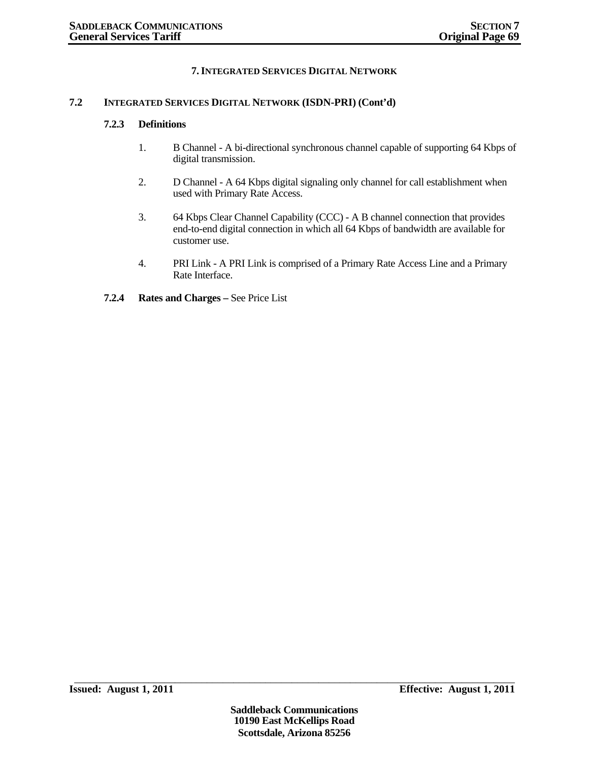# 7. INTEGRATED SERVICES DIGITAL NETWORK

## 7.2 INTEGRATED SERVICES DIGITAL NETWORK (ISDN-PRI) (Cont'd)

### 7.2.3 Definitions

1. B Channel - A bi-directional synchronous channel capable of supporting 64 Kbps of digital transmission.

2. D Channel - A 64 Kbps digital signaling only channel for call establishment when used with Primary Rate Access.

3. 64 Kbps Clear Channel Capability (CCC) - A B channel connection that provides end-to-end digital connection in which all 64 Kbps of bandwidth are available for customer use.

4. PRI Link - A PRI Link is comprised of a Primary Rate Access Line and a Primary Rate Interface.

### 7.2.4 Rates and Charges – See Price List

**Issued: August 1, 2011** **Effective: August 1, 2011**

**Saddleback Communications**
**10190 East McKellips Road**
**Scottsdale, Arizona 85256**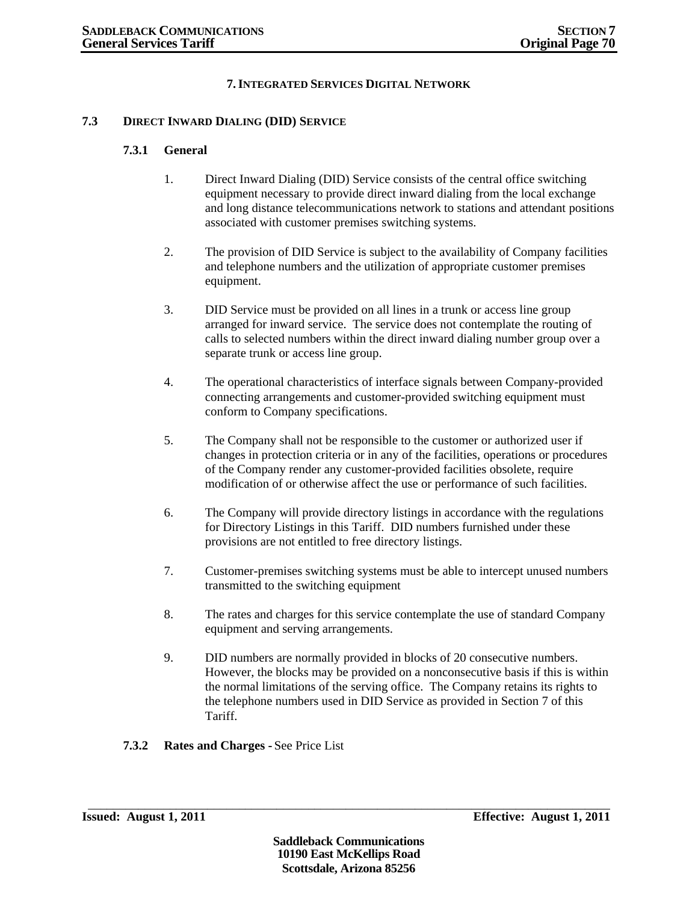## 7. INTEGRATED SERVICES DIGITAL NETWORK

### 7.3 DIRECT INWARD DIALING (DID) SERVICE

#### 7.3.1 General

1. Direct Inward Dialing (DID) Service consists of the central office switching equipment necessary to provide direct inward dialing from the local exchange and long distance telecommunications network to stations and attendant positions associated with customer premises switching systems.

2. The provision of DID Service is subject to the availability of Company facilities and telephone numbers and the utilization of appropriate customer premises equipment.

3. DID Service must be provided on all lines in a trunk or access line group arranged for inward service. The service does not contemplate the routing of calls to selected numbers within the direct inward dialing number group over a separate trunk or access line group.

4. The operational characteristics of interface signals between Company-provided connecting arrangements and customer-provided switching equipment must conform to Company specifications.

5. The Company shall not be responsible to the customer or authorized user if changes in protection criteria or in any of the facilities, operations or procedures of the Company render any customer-provided facilities obsolete, require modification of or otherwise affect the use or performance of such facilities.

6. The Company will provide directory listings in accordance with the regulations for Directory Listings in this Tariff. DID numbers furnished under these provisions are not entitled to free directory listings.

7. Customer-premises switching systems must be able to intercept unused numbers transmitted to the switching equipment

8. The rates and charges for this service contemplate the use of standard Company equipment and serving arrangements.

9. DID numbers are normally provided in blocks of 20 consecutive numbers. However, the blocks may be provided on a nonconsecutive basis if this is within the normal limitations of the serving office. The Company retains its rights to the telephone numbers used in DID Service as provided in Section 7 of this Tariff.

#### 7.3.2 Rates and Charges - See Price List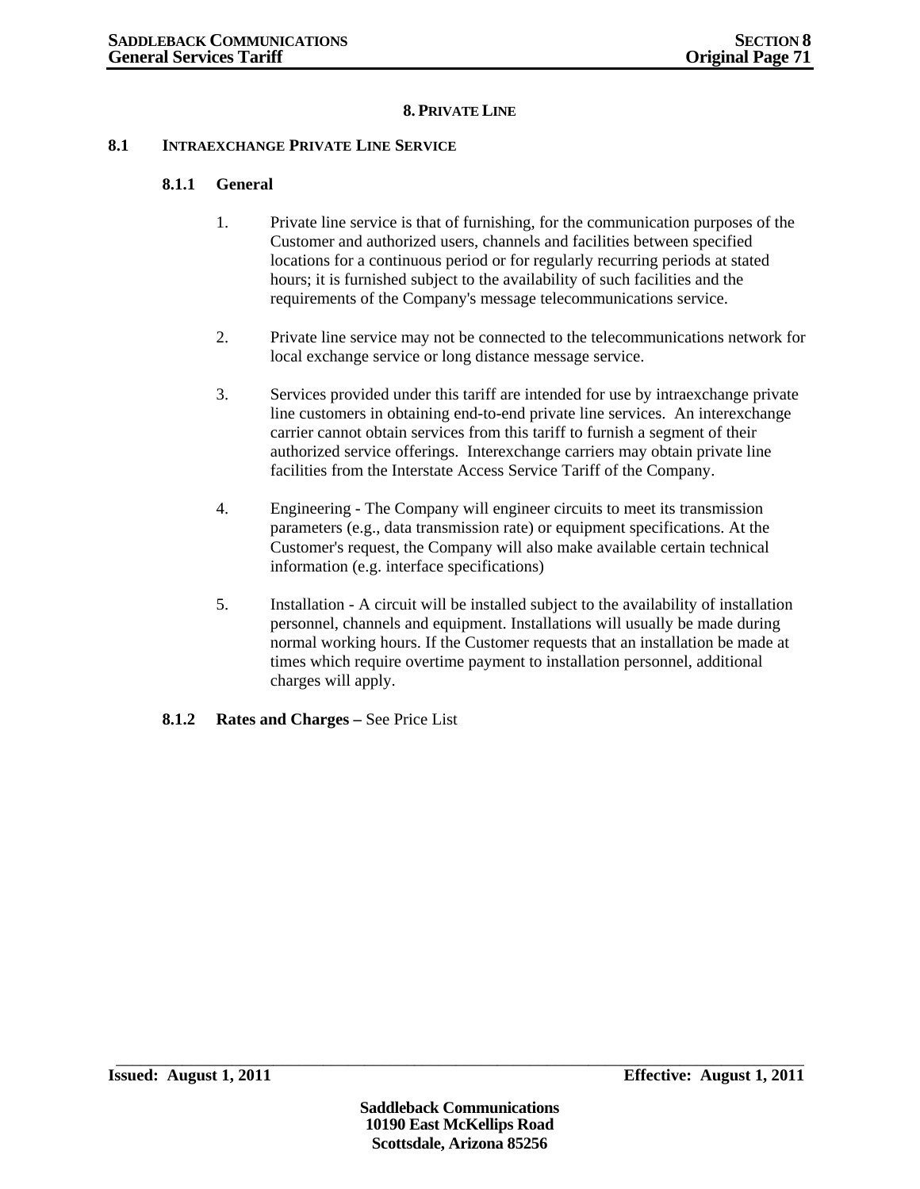# 8. PRIVATE LINE

## 8.1 INTRAEXCHANGE PRIVATE LINE SERVICE

### 8.1.1 General

1. Private line service is that of furnishing, for the communication purposes of the Customer and authorized users, channels and facilities between specified locations for a continuous period or for regularly recurring periods at stated hours; it is furnished subject to the availability of such facilities and the requirements of the Company's message telecommunications service.

2. Private line service may not be connected to the telecommunications network for local exchange service or long distance message service.

3. Services provided under this tariff are intended for use by intraexchange private line customers in obtaining end-to-end private line services. An interexchange carrier cannot obtain services from this tariff to furnish a segment of their authorized service offerings. Interexchange carriers may obtain private line facilities from the Interstate Access Service Tariff of the Company.

4. Engineering - The Company will engineer circuits to meet its transmission parameters (e.g., data transmission rate) or equipment specifications. At the Customer's request, the Company will also make available certain technical information (e.g. interface specifications)

5. Installation - A circuit will be installed subject to the availability of installation personnel, channels and equipment. Installations will usually be made during normal working hours. If the Customer requests that an installation be made at times which require overtime payment to installation personnel, additional charges will apply.

### 8.1.2 Rates and Charges – See Price List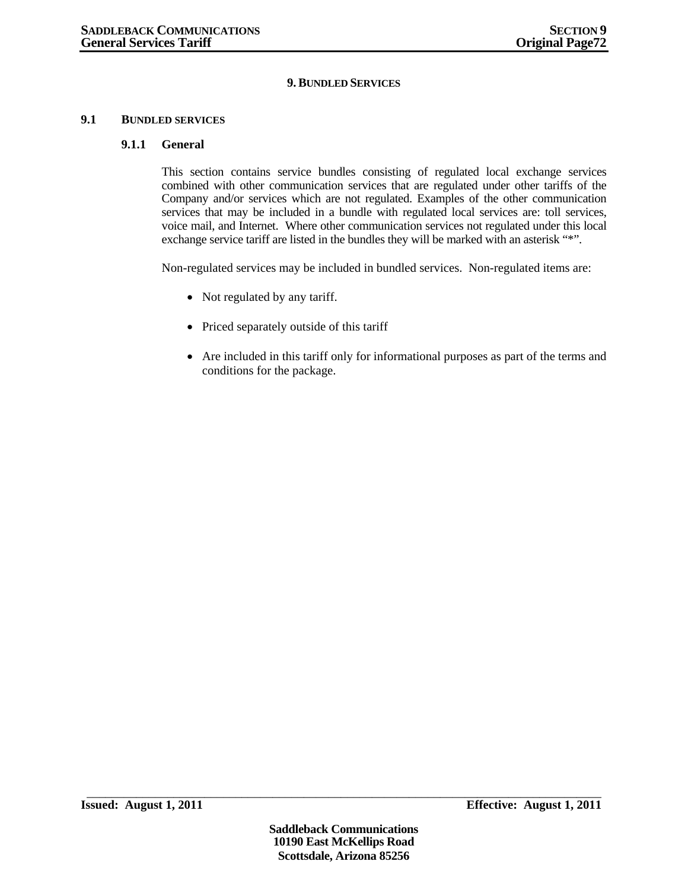# 9. BUNDLED SERVICES

## 9.1 BUNDLED SERVICES

### 9.1.1 General

This section contains service bundles consisting of regulated local exchange services combined with other communication services that are regulated under other tariffs of the Company and/or services which are not regulated. Examples of the other communication services that may be included in a bundle with regulated local services are: toll services, voice mail, and Internet. Where other communication services not regulated under this local exchange service tariff are listed in the bundles they will be marked with an asterisk "*".

Non-regulated services may be included in bundled services. Non-regulated items are:

- Not regulated by any tariff.
- Priced separately outside of this tariff
- Are included in this tariff only for informational purposes as part of the terms and conditions for the package.

Issued: August 1, 2011 Effective: August 1, 2011

**Saddleback Communications**
**10190 East McKellips Road**
**Scottsdale, Arizona 85256**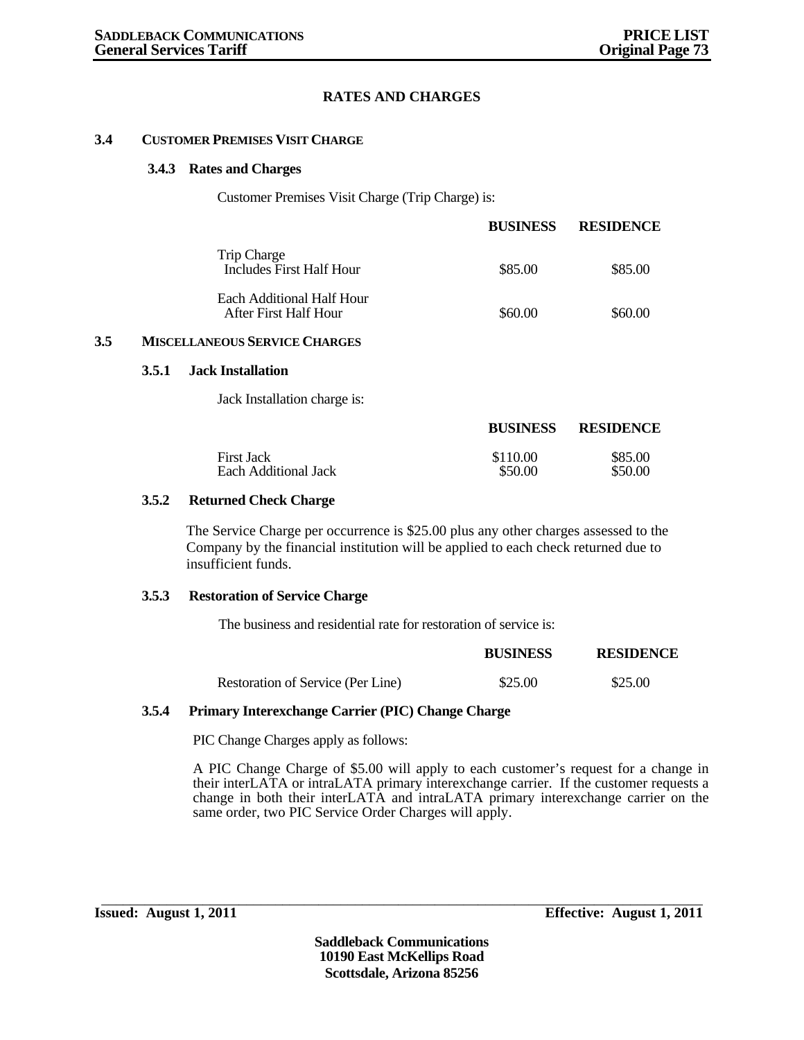# RATES AND CHARGES

## 3.4 CUSTOMER PREMISES VISIT CHARGE

### 3.4.3 Rates and Charges

Customer Premises Visit Charge (Trip Charge) is:

| | BUSINESS | RESIDENCE |
|---|---|---|
| Trip Charge<br>Includes First Half Hour | $85.00 | $85.00 |
| Each Additional Half Hour<br>After First Half Hour | $60.00 | $60.00 |

## 3.5 MISCELLANEOUS SERVICE CHARGES

### 3.5.1 Jack Installation

Jack Installation charge is:

| | BUSINESS | RESIDENCE |
|---|---|---|
| First Jack | $110.00 | $85.00 |
| Each Additional Jack | $50.00 | $50.00 |

### 3.5.2 Returned Check Charge

The Service Charge per occurrence is $25.00 plus any other charges assessed to the Company by the financial institution will be applied to each check returned due to insufficient funds.

### 3.5.3 Restoration of Service Charge

The business and residential rate for restoration of service is:

| | BUSINESS | RESIDENCE |
|---|---|---|
| Restoration of Service (Per Line) | $25.00 | $25.00 |

### 3.5.4 Primary Interexchange Carrier (PIC) Change Charge

PIC Change Charges apply as follows:

A PIC Change Charge of $5.00 will apply to each customer's request for a change in their interLATA or intraLATA primary interexchange carrier. If the customer requests a change in both their interLATA and intraLATA primary interexchange carrier on the same order, two PIC Service Order Charges will apply.

**Issued: August 1, 2011** **Effective: August 1, 2011**

**Saddleback Communications**
**10190 East McKellips Road**
**Scottsdale, Arizona 85256**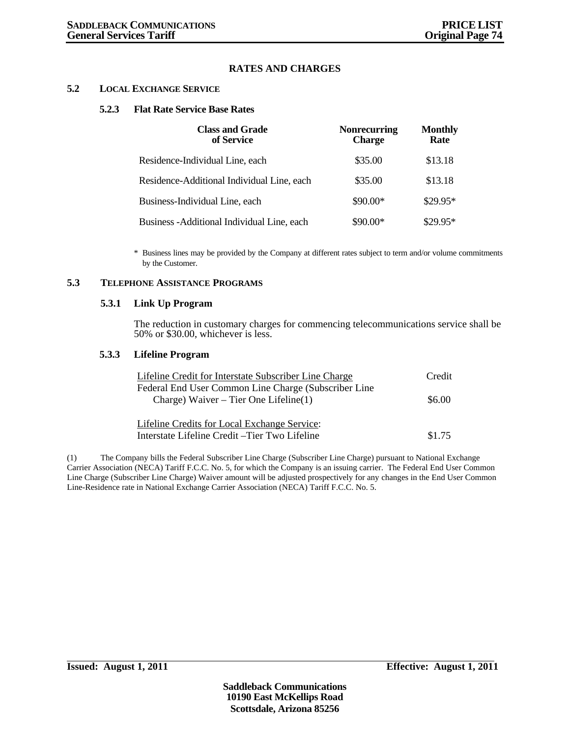## RATES AND CHARGES

### 5.2 LOCAL EXCHANGE SERVICE

#### 5.2.3 Flat Rate Service Base Rates

| Class and Grade of Service | Nonrecurring Charge | Monthly Rate |
|---|---|---|
| Residence-Individual Line, each | $35.00 | $13.18 |
| Residence-Additional Individual Line, each | $35.00 | $13.18 |
| Business-Individual Line, each | $90.00* | $29.95* |
| Business -Additional Individual Line, each | $90.00* | $29.95* |

\* Business lines may be provided by the Company at different rates subject to term and/or volume commitments by the Customer.

### 5.3 TELEPHONE ASSISTANCE PROGRAMS

#### 5.3.1 Link Up Program

The reduction in customary charges for commencing telecommunications service shall be 50% or $30.00, whichever is less.

#### 5.3.3 Lifeline Program

| Lifeline Credit for Interstate Subscriber Line Charge | Credit |
|---|---|
| Federal End User Common Line Charge (Subscriber Line Charge) Waiver – Tier One Lifeline(1) | $6.00 |
| **Lifeline Credits for Local Exchange Service:** | |
| Interstate Lifeline Credit –Tier Two Lifeline | $1.75 |

(1) The Company bills the Federal Subscriber Line Charge (Subscriber Line Charge) pursuant to National Exchange Carrier Association (NECA) Tariff F.C.C. No. 5, for which the Company is an issuing carrier. The Federal End User Common Line Charge (Subscriber Line Charge) Waiver amount will be adjusted prospectively for any changes in the End User Common Line-Residence rate in National Exchange Carrier Association (NECA) Tariff F.C.C. No. 5.

**Issued: August 1, 2011** **Effective: August 1, 2011**

**Saddleback Communications**
**10190 East McKellips Road**
**Scottsdale, Arizona 85256**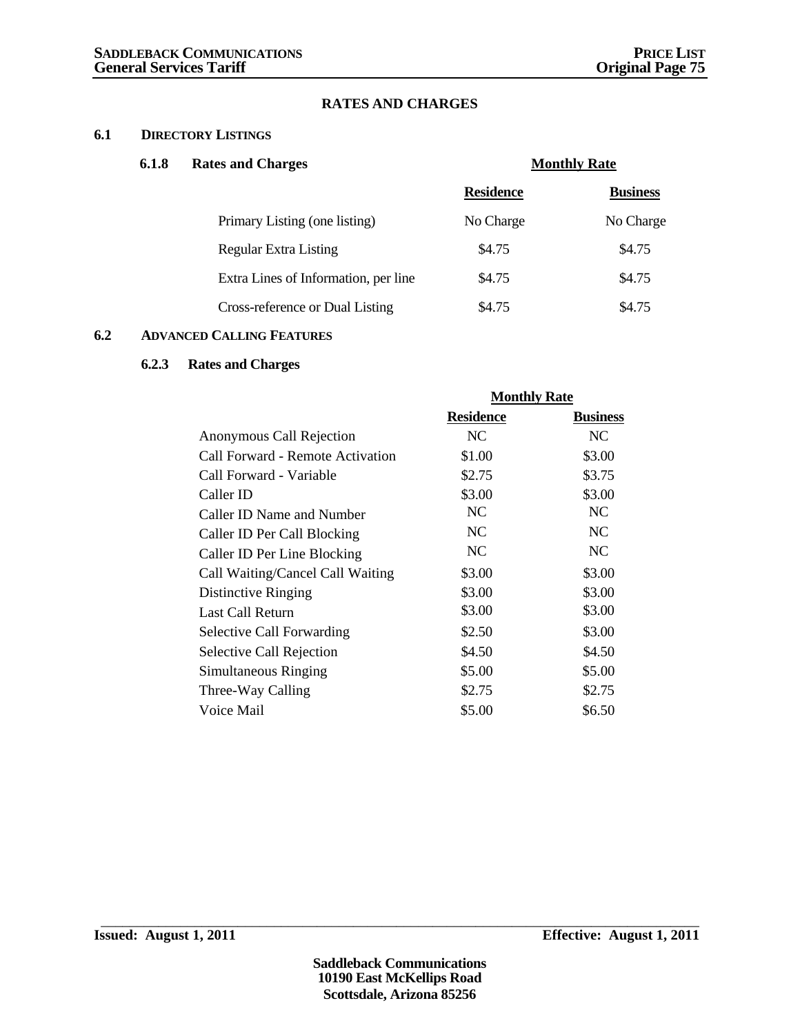## RATES AND CHARGES

### 6.1 DIRECTORY LISTINGS

#### 6.1.8 Rates and Charges

| | Monthly Rate | |
|---|---|---|
| | **Residence** | **Business** |
| Primary Listing (one listing) | No Charge | No Charge |
| Regular Extra Listing | \$4.75 | \$4.75 |
| Extra Lines of Information, per line | \$4.75 | \$4.75 |
| Cross-reference or Dual Listing | \$4.75 | \$4.75 |

### 6.2 ADVANCED CALLING FEATURES

#### 6.2.3 Rates and Charges

| | Monthly Rate | |
|---|---|---|
| | **Residence** | **Business** |
| Anonymous Call Rejection | NC | NC |
| Call Forward - Remote Activation | \$1.00 | \$3.00 |
| Call Forward - Variable | \$2.75 | \$3.75 |
| Caller ID | \$3.00 | \$3.00 |
| Caller ID Name and Number | NC | NC |
| Caller ID Per Call Blocking | NC | NC |
| Caller ID Per Line Blocking | NC | NC |
| Call Waiting/Cancel Call Waiting | \$3.00 | \$3.00 |
| Distinctive Ringing | \$3.00 | \$3.00 |
| Last Call Return | \$3.00 | \$3.00 |
| Selective Call Forwarding | \$2.50 | \$3.00 |
| Selective Call Rejection | \$4.50 | \$4.50 |
| Simultaneous Ringing | \$5.00 | \$5.00 |
| Three-Way Calling | \$2.75 | \$2.75 |
| Voice Mail | \$5.00 | \$6.50 |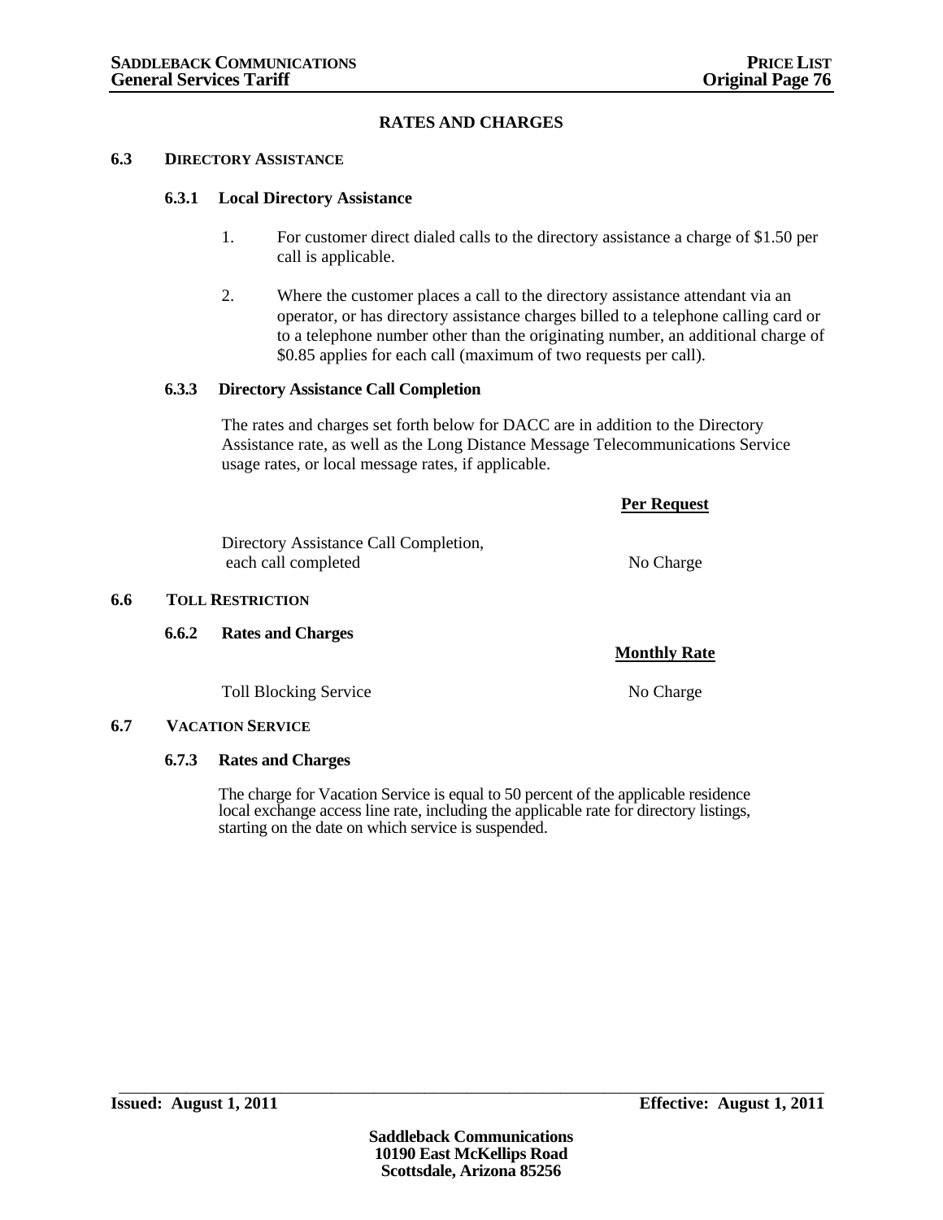## RATES AND CHARGES

### 6.3 DIRECTORY ASSISTANCE

#### 6.3.1 Local Directory Assistance

1. For customer direct dialed calls to the directory assistance a charge of $1.50 per call is applicable.

2. Where the customer places a call to the directory assistance attendant via an operator, or has directory assistance charges billed to a telephone calling card or to a telephone number other than the originating number, an additional charge of $0.85 applies for each call (maximum of two requests per call).

#### 6.3.3 Directory Assistance Call Completion

The rates and charges set forth below for DACC are in addition to the Directory Assistance rate, as well as the Long Distance Message Telecommunications Service usage rates, or local message rates, if applicable.

| | Per Request |
|---|---|
| Directory Assistance Call Completion, each call completed | No Charge |

### 6.6 TOLL RESTRICTION

#### 6.6.2 Rates and Charges

| | Monthly Rate |
|---|---|
| Toll Blocking Service | No Charge |

### 6.7 VACATION SERVICE

#### 6.7.3 Rates and Charges

The charge for Vacation Service is equal to 50 percent of the applicable residence local exchange access line rate, including the applicable rate for directory listings, starting on the date on which service is suspended.

**Issued: August 1, 2011** **Effective: August 1, 2011**

**Saddleback Communications**
**10190 East McKellips Road**
**Scottsdale, Arizona 85256**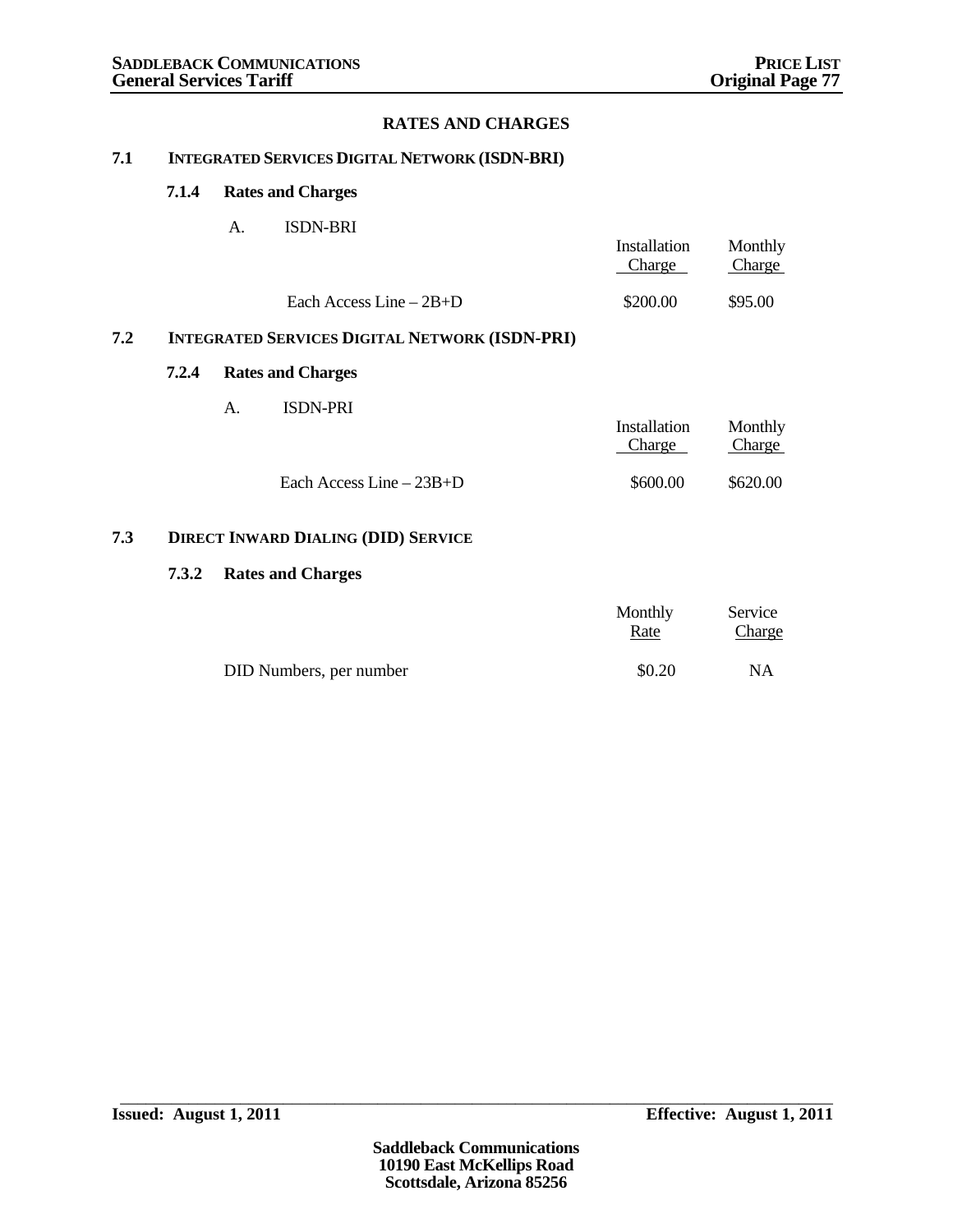## RATES AND CHARGES

### 7.1 INTEGRATED SERVICES DIGITAL NETWORK (ISDN-BRI)

#### 7.1.4 Rates and Charges

A. ISDN-BRI

| | Installation Charge | Monthly Charge |
|---|---|---|
| Each Access Line – 2B+D | \$200.00 | \$95.00 |

### 7.2 INTEGRATED SERVICES DIGITAL NETWORK (ISDN-PRI)

#### 7.2.4 Rates and Charges

A. ISDN-PRI

| | Installation Charge | Monthly Charge |
|---|---|---|
| Each Access Line – 23B+D | \$600.00 | \$620.00 |

### 7.3 DIRECT INWARD DIALING (DID) SERVICE

#### 7.3.2 Rates and Charges

| | Monthly Rate | Service Charge |
|---|---|---|
| DID Numbers, per number | \$0.20 | NA |

**Issued: August 1, 2011** **Effective: August 1, 2011**

**Saddleback Communications**
**10190 East McKellips Road**
**Scottsdale, Arizona 85256**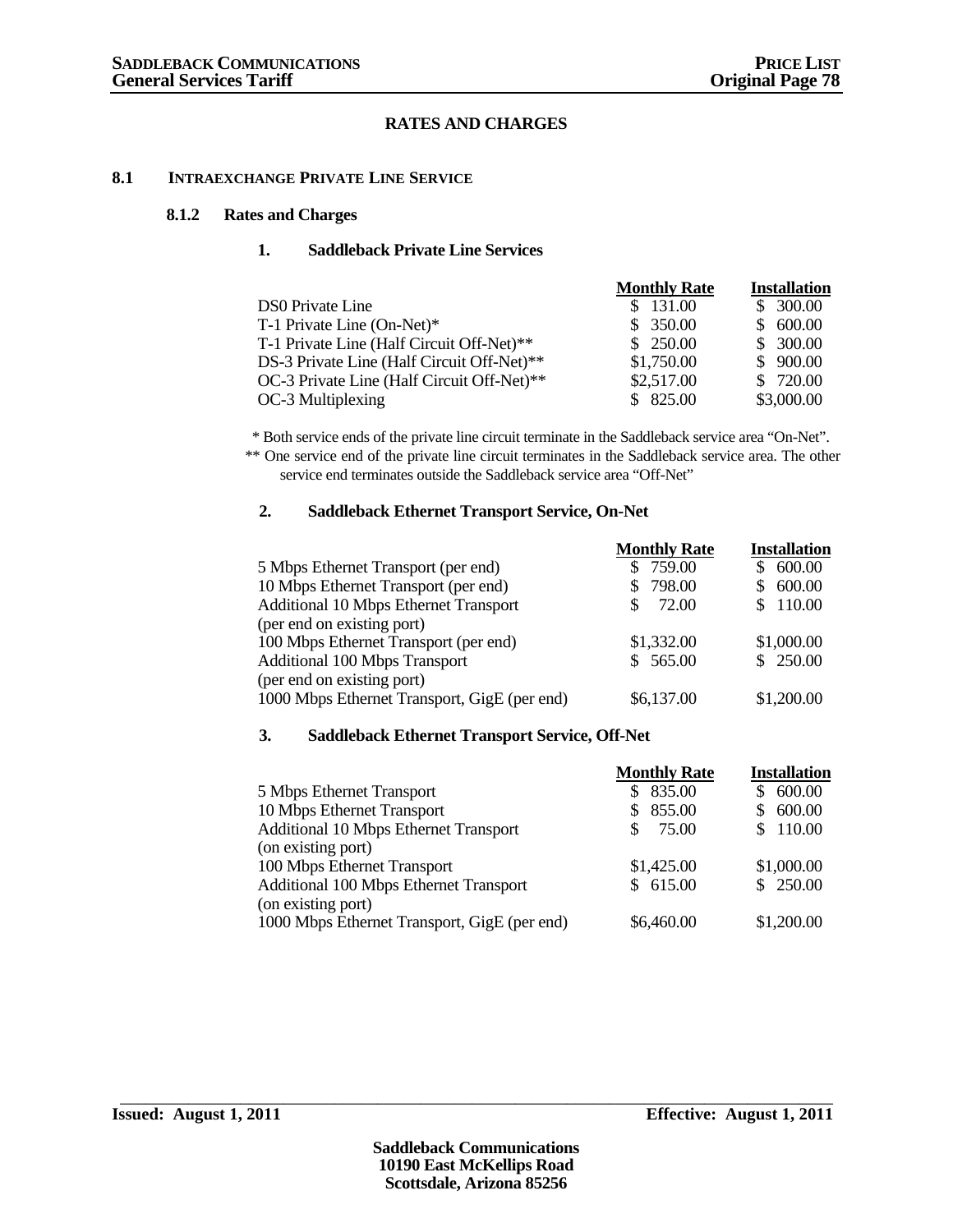## RATES AND CHARGES

### 8.1 INTRAEXCHANGE PRIVATE LINE SERVICE

#### 8.1.2 Rates and Charges

**1. Saddleback Private Line Services**

| | Monthly Rate | Installation |
|---|---|---|
| DS0 Private Line | $ 131.00 | $ 300.00 |
| T-1 Private Line (On-Net)* | $ 350.00 | $ 600.00 |
| T-1 Private Line (Half Circuit Off-Net)** | $ 250.00 | $ 300.00 |
| DS-3 Private Line (Half Circuit Off-Net)** | $1,750.00 | $ 900.00 |
| OC-3 Private Line (Half Circuit Off-Net)** | $2,517.00 | $ 720.00 |
| OC-3 Multiplexing | $ 825.00 | $3,000.00 |

\* Both service ends of the private line circuit terminate in the Saddleback service area "On-Net".

\** One service end of the private line circuit terminates in the Saddleback service area. The other service end terminates outside the Saddleback service area "Off-Net"

**2. Saddleback Ethernet Transport Service, On-Net**

| | Monthly Rate | Installation |
|---|---|---|
| 5 Mbps Ethernet Transport (per end) | $ 759.00 | $ 600.00 |
| 10 Mbps Ethernet Transport (per end) | $ 798.00 | $ 600.00 |
| Additional 10 Mbps Ethernet Transport (per end on existing port) | $ 72.00 | $ 110.00 |
| 100 Mbps Ethernet Transport (per end) | $1,332.00 | $1,000.00 |
| Additional 100 Mbps Transport (per end on existing port) | $ 565.00 | $ 250.00 |
| 1000 Mbps Ethernet Transport, GigE (per end) | $6,137.00 | $1,200.00 |

**3. Saddleback Ethernet Transport Service, Off-Net**

| | Monthly Rate | Installation |
|---|---|---|
| 5 Mbps Ethernet Transport | $ 835.00 | $ 600.00 |
| 10 Mbps Ethernet Transport | $ 855.00 | $ 600.00 |
| Additional 10 Mbps Ethernet Transport (on existing port) | $ 75.00 | $ 110.00 |
| 100 Mbps Ethernet Transport | $1,425.00 | $1,000.00 |
| Additional 100 Mbps Ethernet Transport (on existing port) | $ 615.00 | $ 250.00 |
| 1000 Mbps Ethernet Transport, GigE (per end) | $6,460.00 | $1,200.00 |

**Issued: August 1, 2011** **Effective: August 1, 2011**

**Saddleback Communications**
**10190 East McKellips Road**
**Scottsdale, Arizona 85256**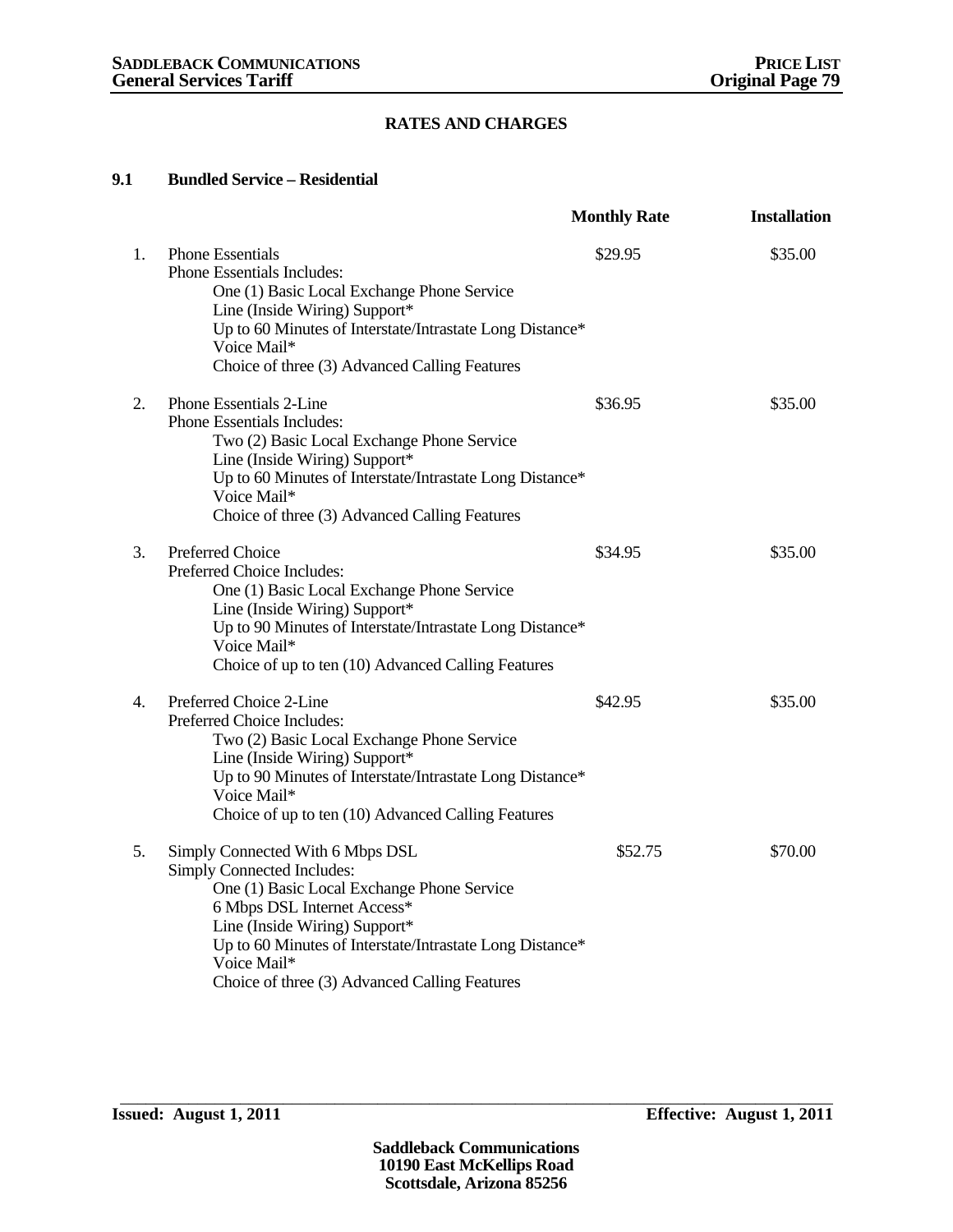## RATES AND CHARGES

### 9.1 Bundled Service – Residential

| | | Monthly Rate | Installation |
|---|---|---|---|
| 1. | Phone Essentials<br>Phone Essentials Includes:<br>One (1) Basic Local Exchange Phone Service<br>Line (Inside Wiring) Support*<br>Up to 60 Minutes of Interstate/Intrastate Long Distance*<br>Voice Mail*<br>Choice of three (3) Advanced Calling Features | $29.95 | $35.00 |
| 2. | Phone Essentials 2-Line<br>Phone Essentials Includes:<br>Two (2) Basic Local Exchange Phone Service<br>Line (Inside Wiring) Support*<br>Up to 60 Minutes of Interstate/Intrastate Long Distance*<br>Voice Mail*<br>Choice of three (3) Advanced Calling Features | $36.95 | $35.00 |
| 3. | Preferred Choice<br>Preferred Choice Includes:<br>One (1) Basic Local Exchange Phone Service<br>Line (Inside Wiring) Support*<br>Up to 90 Minutes of Interstate/Intrastate Long Distance*<br>Voice Mail*<br>Choice of up to ten (10) Advanced Calling Features | $34.95 | $35.00 |
| 4. | Preferred Choice 2-Line<br>Preferred Choice Includes:<br>Two (2) Basic Local Exchange Phone Service<br>Line (Inside Wiring) Support*<br>Up to 90 Minutes of Interstate/Intrastate Long Distance*<br>Voice Mail*<br>Choice of up to ten (10) Advanced Calling Features | $42.95 | $35.00 |
| 5. | Simply Connected With 6 Mbps DSL<br>Simply Connected Includes:<br>One (1) Basic Local Exchange Phone Service<br>6 Mbps DSL Internet Access*<br>Line (Inside Wiring) Support*<br>Up to 60 Minutes of Interstate/Intrastate Long Distance*<br>Voice Mail*<br>Choice of three (3) Advanced Calling Features | $52.75 | $70.00 |

**Issued: August 1, 2011** **Effective: August 1, 2011**

**Saddleback Communications**
**10190 East McKellips Road**
**Scottsdale, Arizona 85256**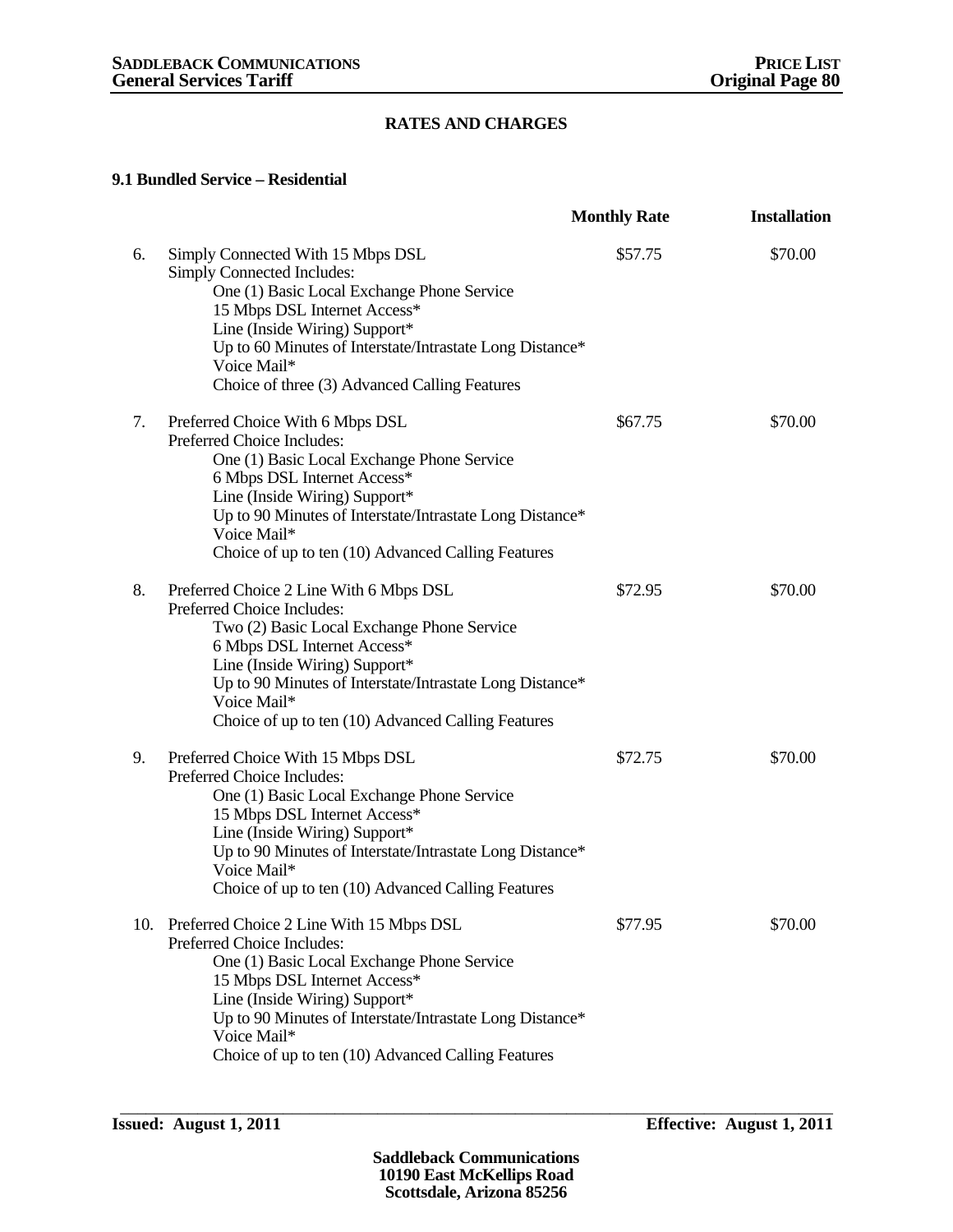## RATES AND CHARGES

### 9.1 Bundled Service – Residential

| | | Monthly Rate | Installation |
|---|---|---|---|
| 6. | Simply Connected With 15 Mbps DSL<br>Simply Connected Includes:<br>One (1) Basic Local Exchange Phone Service<br>15 Mbps DSL Internet Access*<br>Line (Inside Wiring) Support*<br>Up to 60 Minutes of Interstate/Intrastate Long Distance*<br>Voice Mail*<br>Choice of three (3) Advanced Calling Features | $57.75 | $70.00 |
| 7. | Preferred Choice With 6 Mbps DSL<br>Preferred Choice Includes:<br>One (1) Basic Local Exchange Phone Service<br>6 Mbps DSL Internet Access*<br>Line (Inside Wiring) Support*<br>Up to 90 Minutes of Interstate/Intrastate Long Distance*<br>Voice Mail*<br>Choice of up to ten (10) Advanced Calling Features | $67.75 | $70.00 |
| 8. | Preferred Choice 2 Line With 6 Mbps DSL<br>Preferred Choice Includes:<br>Two (2) Basic Local Exchange Phone Service<br>6 Mbps DSL Internet Access*<br>Line (Inside Wiring) Support*<br>Up to 90 Minutes of Interstate/Intrastate Long Distance*<br>Voice Mail*<br>Choice of up to ten (10) Advanced Calling Features | $72.95 | $70.00 |
| 9. | Preferred Choice With 15 Mbps DSL<br>Preferred Choice Includes:<br>One (1) Basic Local Exchange Phone Service<br>15 Mbps DSL Internet Access*<br>Line (Inside Wiring) Support*<br>Up to 90 Minutes of Interstate/Intrastate Long Distance*<br>Voice Mail*<br>Choice of up to ten (10) Advanced Calling Features | $72.75 | $70.00 |
| 10. | Preferred Choice 2 Line With 15 Mbps DSL<br>Preferred Choice Includes:<br>One (1) Basic Local Exchange Phone Service<br>15 Mbps DSL Internet Access*<br>Line (Inside Wiring) Support*<br>Up to 90 Minutes of Interstate/Intrastate Long Distance*<br>Voice Mail*<br>Choice of up to ten (10) Advanced Calling Features | $77.95 | $70.00 |

**Issued: August 1, 2011** **Effective: August 1, 2011**

**Saddleback Communications**
**10190 East McKellips Road**
**Scottsdale, Arizona 85256**